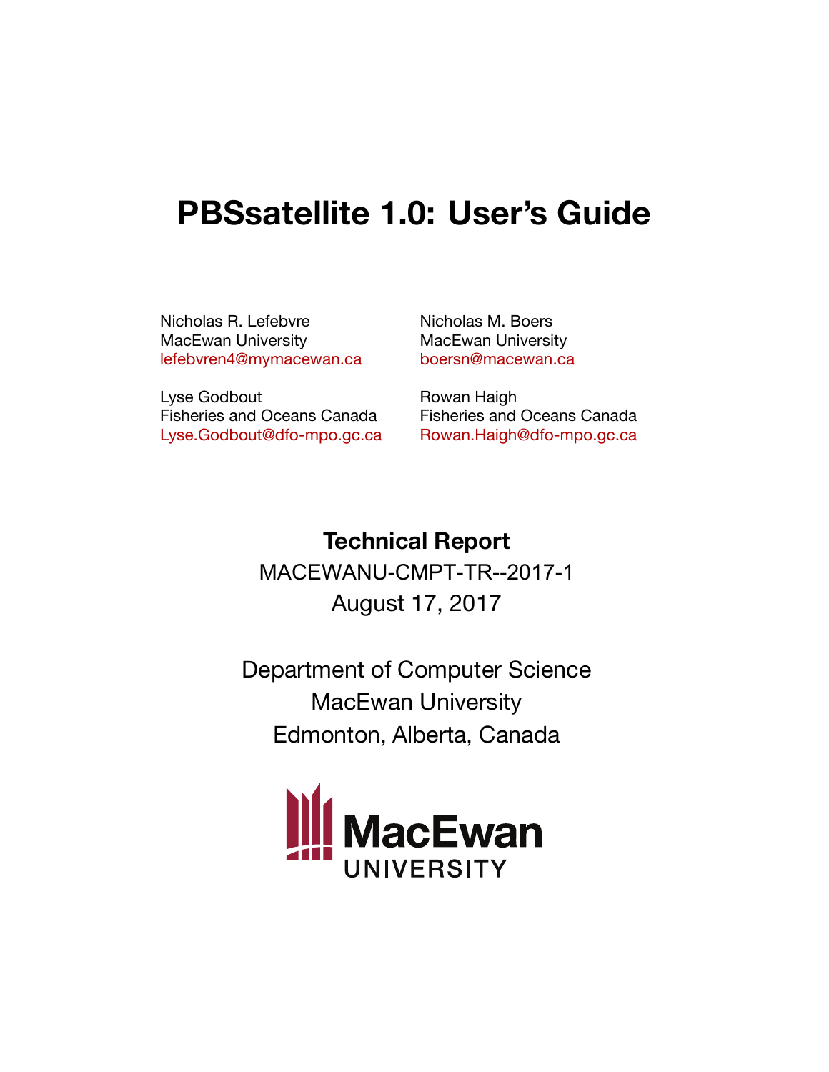# PBSsatellite 1.0: User's Guide

Nicholas R. Lefebvre
MacEwan University
lefebvren4@mymacewan.ca

Nicholas M. Boers
MacEwan University
boersn@macewan.ca

Lyse Godbout
Fisheries and Oceans Canada
Lyse.Godbout@dfo-mpo.gc.ca

Rowan Haigh
Fisheries and Oceans Canada
Rowan.Haigh@dfo-mpo.gc.ca

**Technical Report**

MACEWANU-CMPT-TR--2017-1

August 17, 2017

Department of Computer Science

MacEwan University

Edmonton, Alberta, Canada

MacEwan UNIVERSITY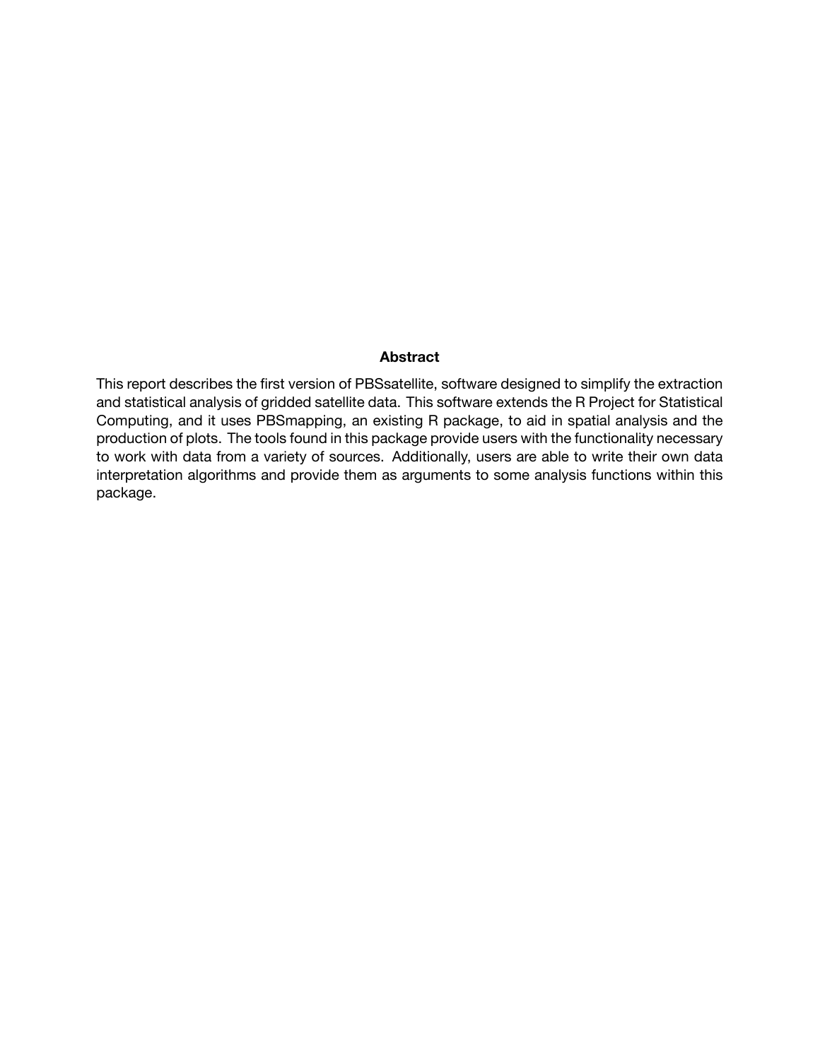## Abstract

This report describes the first version of PBSsatellite, software designed to simplify the extraction and statistical analysis of gridded satellite data. This software extends the R Project for Statistical Computing, and it uses PBSmapping, an existing R package, to aid in spatial analysis and the production of plots. The tools found in this package provide users with the functionality necessary to work with data from a variety of sources. Additionally, users are able to write their own data interpretation algorithms and provide them as arguments to some analysis functions within this package.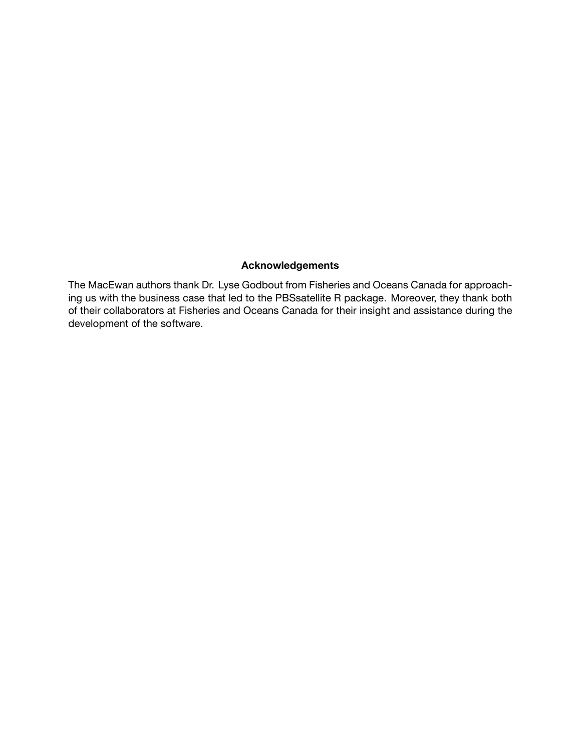# Acknowledgements

The MacEwan authors thank Dr. Lyse Godbout from Fisheries and Oceans Canada for approaching us with the business case that led to the PBSsatellite R package. Moreover, they thank both of their collaborators at Fisheries and Oceans Canada for their insight and assistance during the development of the software.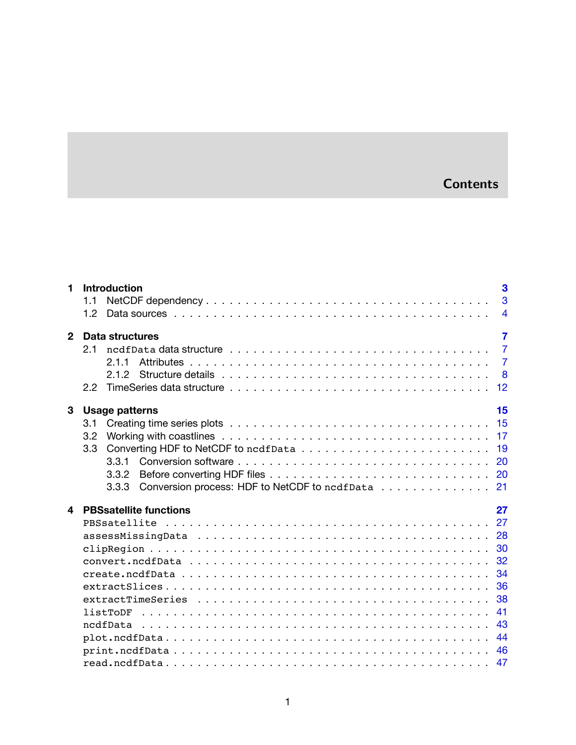# Contents

| | | |
|---|---|---|
| **1** | **Introduction** | **3** |
| | 1.1 NetCDF dependency | 3 |
| | 1.2 Data sources | 4 |
| **2** | **Data structures** | **7** |
| | 2.1 `ncdfData` data structure | 7 |
| | 2.1.1 Attributes | 7 |
| | 2.1.2 Structure details | 8 |
| | 2.2 TimeSeries data structure | 12 |
| **3** | **Usage patterns** | **15** |
| | 3.1 Creating time series plots | 15 |
| | 3.2 Working with coastlines | 17 |
| | 3.3 Converting HDF to NetCDF to `ncdfData` | 19 |
| | 3.3.1 Conversion software | 20 |
| | 3.3.2 Before converting HDF files | 20 |
| | 3.3.3 Conversion process: HDF to NetCDF to `ncdfData` | 21 |
| **4** | **PBSsatellite functions** | **27** |
| | `PBSsatellite` | 27 |
| | `assessMissingData` | 28 |
| | `clipRegion` | 30 |
| | `convert.ncdfData` | 32 |
| | `create.ncdfData` | 34 |
| | `extractSlices` | 36 |
| | `extractTimeSeries` | 38 |
| | `listToDF` | 41 |
| | `ncdfData` | 43 |
| | `plot.ncdfData` | 44 |
| | `print.ncdfData` | 46 |
| | `read.ncdfData` | 47 |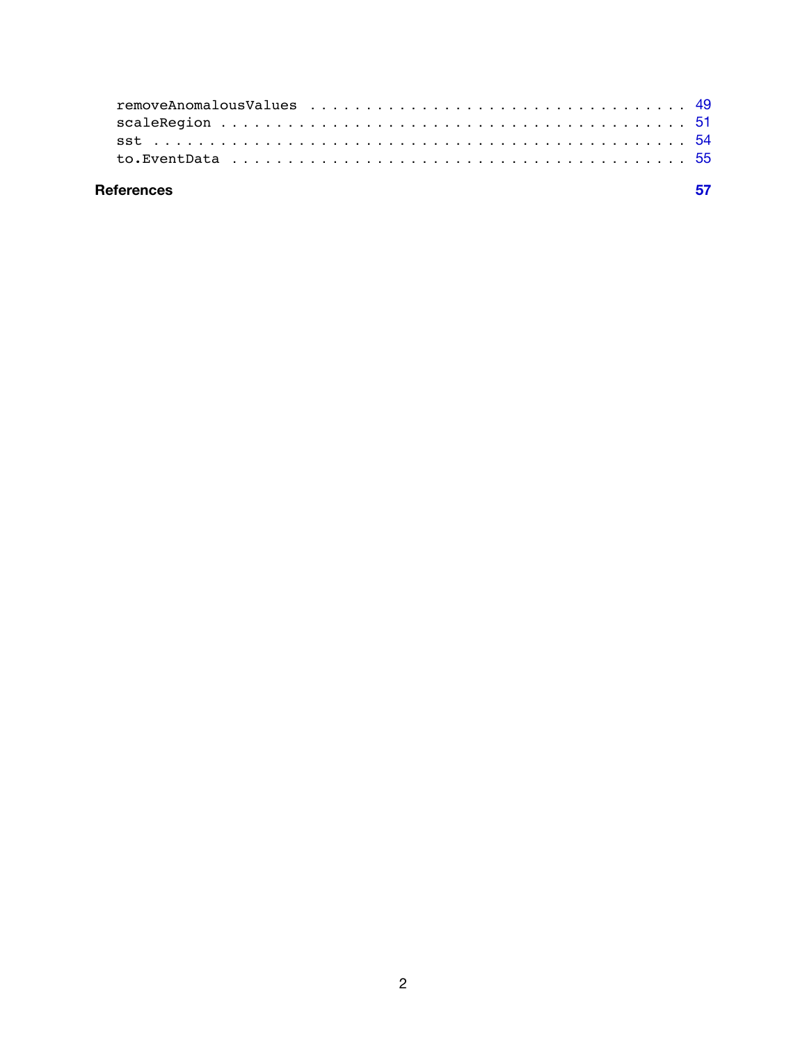removeAnomalousValues . . . . . . . . . . . . . . . . . . . . . . . . . . . . . . 49
scaleRegion . . . . . . . . . . . . . . . . . . . . . . . . . . . . . . . . . . . 51
sst . . . . . . . . . . . . . . . . . . . . . . . . . . . . . . . . . . . . . . . . 54
to.EventData . . . . . . . . . . . . . . . . . . . . . . . . . . . . . . . . . . 55

**References** **57**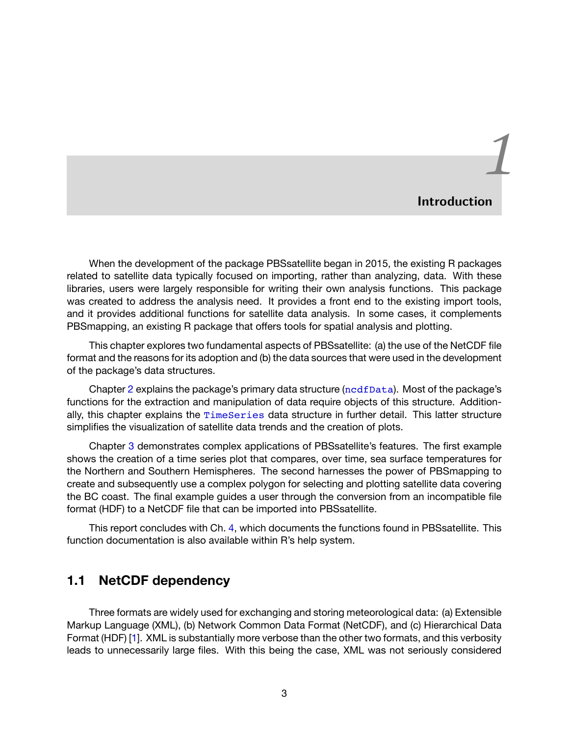# 1 Introduction

When the development of the package PBSsatellite began in 2015, the existing R packages related to satellite data typically focused on importing, rather than analyzing, data. With these libraries, users were largely responsible for writing their own analysis functions. This package was created to address the analysis need. It provides a front end to the existing import tools, and it provides additional functions for satellite data analysis. In some cases, it complements PBSmapping, an existing R package that offers tools for spatial analysis and plotting.

This chapter explores two fundamental aspects of PBSsatellite: (a) the use of the NetCDF file format and the reasons for its adoption and (b) the data sources that were used in the development of the package's data structures.

Chapter 2 explains the package's primary data structure (`ncdfData`). Most of the package's functions for the extraction and manipulation of data require objects of this structure. Additionally, this chapter explains the `TimeSeries` data structure in further detail. This latter structure simplifies the visualization of satellite data trends and the creation of plots.

Chapter 3 demonstrates complex applications of PBSsatellite's features. The first example shows the creation of a time series plot that compares, over time, sea surface temperatures for the Northern and Southern Hemispheres. The second harnesses the power of PBSmapping to create and subsequently use a complex polygon for selecting and plotting satellite data covering the BC coast. The final example guides a user through the conversion from an incompatible file format (HDF) to a NetCDF file that can be imported into PBSsatellite.

This report concludes with Ch. 4, which documents the functions found in PBSsatellite. This function documentation is also available within R's help system.

## 1.1 NetCDF dependency

Three formats are widely used for exchanging and storing meteorological data: (a) Extensible Markup Language (XML), (b) Network Common Data Format (NetCDF), and (c) Hierarchical Data Format (HDF) [1]. XML is substantially more verbose than the other two formats, and this verbosity leads to unnecessarily large files. With this being the case, XML was not seriously considered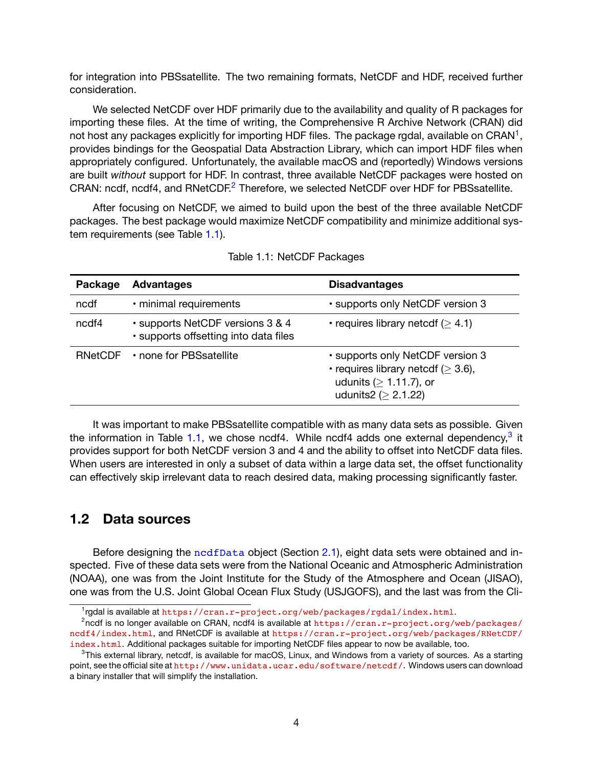for integration into PBSsatellite. The two remaining formats, NetCDF and HDF, received further consideration.

We selected NetCDF over HDF primarily due to the availability and quality of R packages for importing these files. At the time of writing, the Comprehensive R Archive Network (CRAN) did not host any packages explicitly for importing HDF files. The package rgdal, available on CRAN[1], provides bindings for the Geospatial Data Abstraction Library, which can import HDF files when appropriately configured. Unfortunately, the available macOS and (reportedly) Windows versions are built *without* support for HDF. In contrast, three available NetCDF packages were hosted on CRAN: ncdf, ncdf4, and RNetCDF.[2] Therefore, we selected NetCDF over HDF for PBSsatellite.

After focusing on NetCDF, we aimed to build upon the best of the three available NetCDF packages. The best package would maximize NetCDF compatibility and minimize additional system requirements (see Table 1.1).

Table 1.1: NetCDF Packages

| Package | Advantages | Disadvantages |
|---|---|---|
| ncdf | • minimal requirements | • supports only NetCDF version 3 |
| ncdf4 | • supports NetCDF versions 3 & 4<br>• supports offsetting into data files | • requires library netcdf ($\geq$ 4.1) |
| RNetCDF | • none for PBSsatellite | • supports only NetCDF version 3<br>• requires library netcdf ($\geq$ 3.6), udunits ($\geq$ 1.11.7), or udunits2 ($\geq$ 2.1.22) |

It was important to make PBSsatellite compatible with as many data sets as possible. Given the information in Table 1.1, we chose ncdf4. While ncdf4 adds one external dependency,[3] it provides support for both NetCDF version 3 and 4 and the ability to offset into NetCDF data files. When users are interested in only a subset of data within a large data set, the offset functionality can effectively skip irrelevant data to reach desired data, making processing significantly faster.

## 1.2 Data sources

Before designing the `ncdfData` object (Section 2.1), eight data sets were obtained and inspected. Five of these data sets were from the National Oceanic and Atmospheric Administration (NOAA), one was from the Joint Institute for the Study of the Atmosphere and Ocean (JISAO), one was from the U.S. Joint Global Ocean Flux Study (USJGOFS), and the last was from the Cli-

---

[1] rgdal is available at https://cran.r-project.org/web/packages/rgdal/index.html.

[2] ncdf is no longer available on CRAN, ncdf4 is available at https://cran.r-project.org/web/packages/ncdf4/index.html, and RNetCDF is available at https://cran.r-project.org/web/packages/RNetCDF/index.html. Additional packages suitable for importing NetCDF files appear to now be available, too.

[3] This external library, netcdf, is available for macOS, Linux, and Windows from a variety of sources. As a starting point, see the official site at http://www.unidata.ucar.edu/software/netcdf/. Windows users can download a binary installer that will simplify the installation.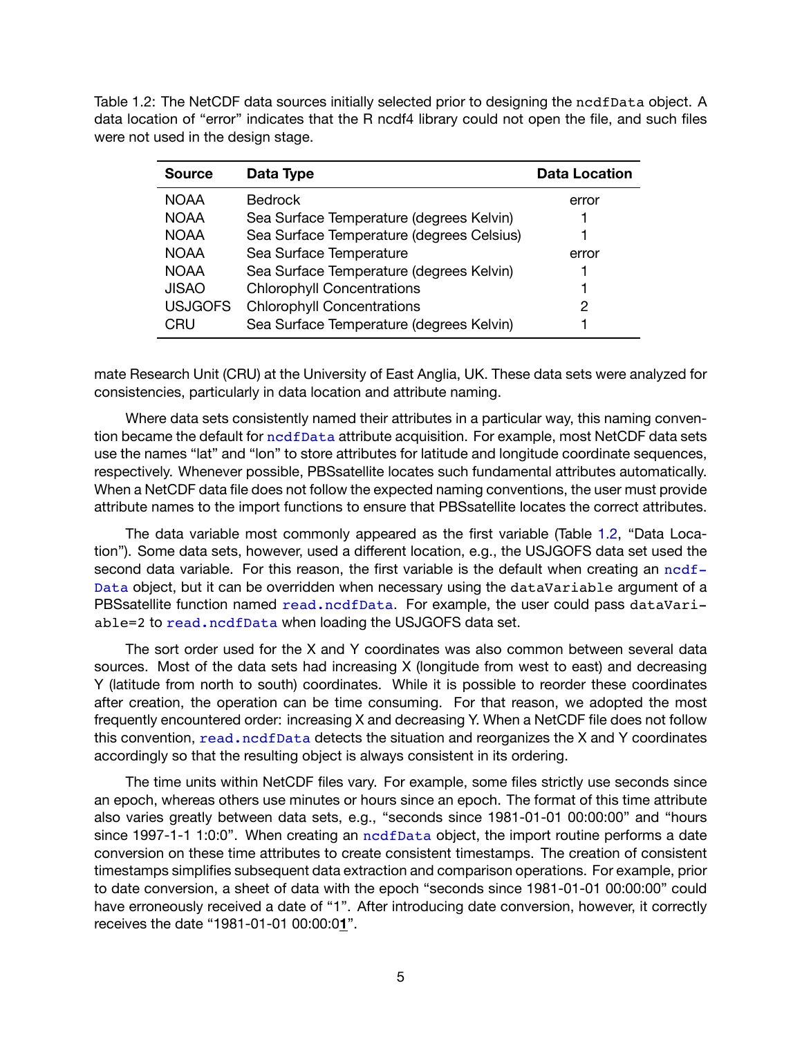Table 1.2: The NetCDF data sources initially selected prior to designing the `ncdfData` object. A data location of "error" indicates that the R ncdf4 library could not open the file, and such files were not used in the design stage.

| Source | Data Type | Data Location |
|---|---|---|
| NOAA | Bedrock | error |
| NOAA | Sea Surface Temperature (degrees Kelvin) | 1 |
| NOAA | Sea Surface Temperature (degrees Celsius) | 1 |
| NOAA | Sea Surface Temperature | error |
| NOAA | Sea Surface Temperature (degrees Kelvin) | 1 |
| JISAO | Chlorophyll Concentrations | 1 |
| USJGOFS | Chlorophyll Concentrations | 2 |
| CRU | Sea Surface Temperature (degrees Kelvin) | 1 |

mate Research Unit (CRU) at the University of East Anglia, UK. These data sets were analyzed for consistencies, particularly in data location and attribute naming.

Where data sets consistently named their attributes in a particular way, this naming convention became the default for `ncdfData` attribute acquisition. For example, most NetCDF data sets use the names "lat" and "lon" to store attributes for latitude and longitude coordinate sequences, respectively. Whenever possible, PBSsatellite locates such fundamental attributes automatically. When a NetCDF data file does not follow the expected naming conventions, the user must provide attribute names to the import functions to ensure that PBSsatellite locates the correct attributes.

The data variable most commonly appeared as the first variable (Table 1.2, "Data Location"). Some data sets, however, used a different location, e.g., the USJGOFS data set used the second data variable. For this reason, the first variable is the default when creating an `ncdfData` object, but it can be overridden when necessary using the `dataVariable` argument of a PBSsatellite function named `read.ncdfData`. For example, the user could pass `dataVariable=2` to `read.ncdfData` when loading the USJGOFS data set.

The sort order used for the X and Y coordinates was also common between several data sources. Most of the data sets had increasing X (longitude from west to east) and decreasing Y (latitude from north to south) coordinates. While it is possible to reorder these coordinates after creation, the operation can be time consuming. For that reason, we adopted the most frequently encountered order: increasing X and decreasing Y. When a NetCDF file does not follow this convention, `read.ncdfData` detects the situation and reorganizes the X and Y coordinates accordingly so that the resulting object is always consistent in its ordering.

The time units within NetCDF files vary. For example, some files strictly use seconds since an epoch, whereas others use minutes or hours since an epoch. The format of this time attribute also varies greatly between data sets, e.g., "seconds since 1981-01-01 00:00:00" and "hours since 1997-1-1 1:0:0". When creating an `ncdfData` object, the import routine performs a date conversion on these time attributes to create consistent timestamps. The creation of consistent timestamps simplifies subsequent data extraction and comparison operations. For example, prior to date conversion, a sheet of data with the epoch "seconds since 1981-01-01 00:00:00" could have erroneously received a date of "1". After introducing date conversion, however, it correctly receives the date "1981-01-01 00:00:0**1**".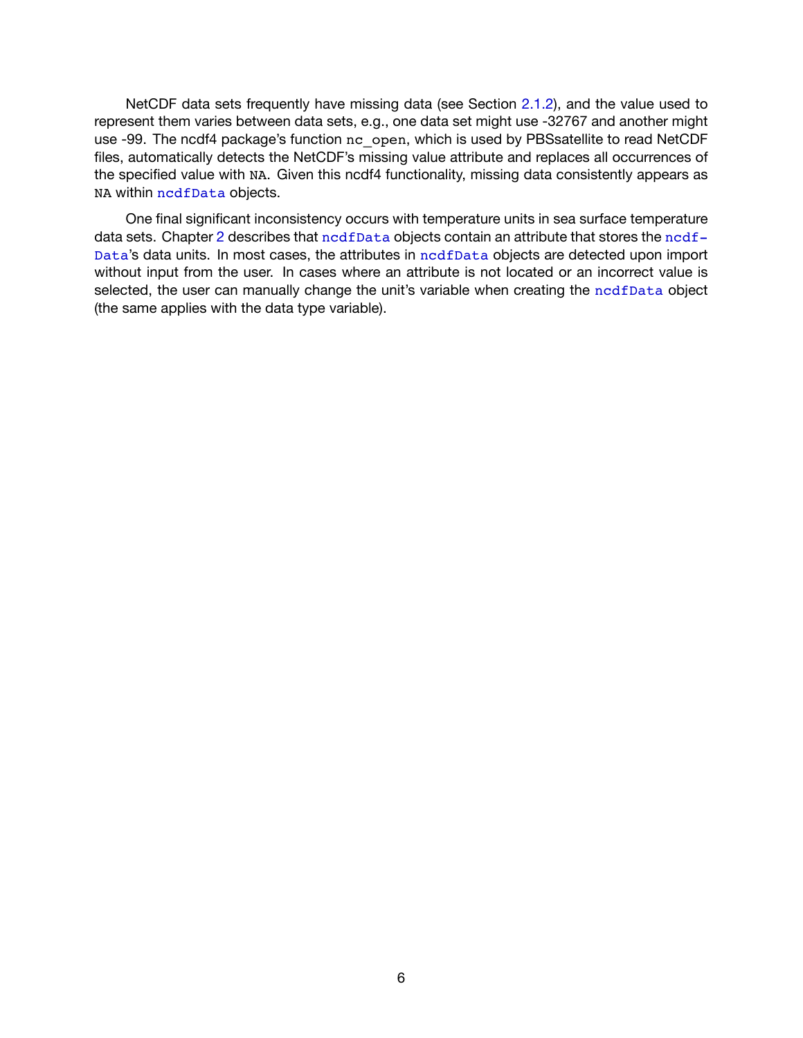NetCDF data sets frequently have missing data (see Section 2.1.2), and the value used to represent them varies between data sets, e.g., one data set might use -32767 and another might use -99. The ncdf4 package's function `nc_open`, which is used by PBSsatellite to read NetCDF files, automatically detects the NetCDF's missing value attribute and replaces all occurrences of the specified value with `NA`. Given this ncdf4 functionality, missing data consistently appears as `NA` within `ncdfData` objects.

One final significant inconsistency occurs with temperature units in sea surface temperature data sets. Chapter 2 describes that `ncdfData` objects contain an attribute that stores the `ncdfData`'s data units. In most cases, the attributes in `ncdfData` objects are detected upon import without input from the user. In cases where an attribute is not located or an incorrect value is selected, the user can manually change the unit's variable when creating the `ncdfData` object (the same applies with the data type variable).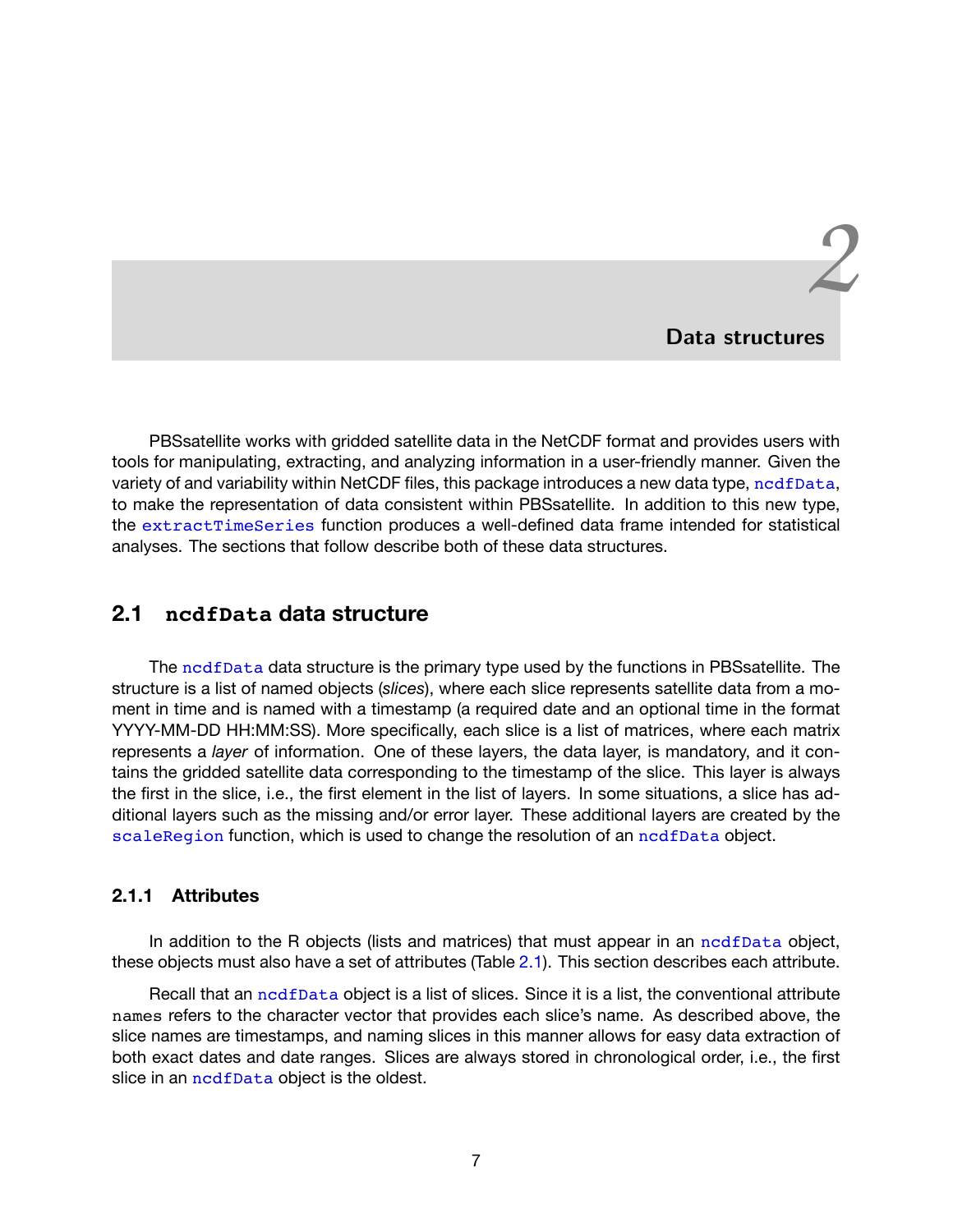# 2 Data structures

PBSsatellite works with gridded satellite data in the NetCDF format and provides users with tools for manipulating, extracting, and analyzing information in a user-friendly manner. Given the variety of and variability within NetCDF files, this package introduces a new data type, `ncdfData`, to make the representation of data consistent within PBSsatellite. In addition to this new type, the `extractTimeSeries` function produces a well-defined data frame intended for statistical analyses. The sections that follow describe both of these data structures.

## 2.1 `ncdfData` data structure

The `ncdfData` data structure is the primary type used by the functions in PBSsatellite. The structure is a list of named objects (*slices*), where each slice represents satellite data from a moment in time and is named with a timestamp (a required date and an optional time in the format YYYY-MM-DD HH:MM:SS). More specifically, each slice is a list of matrices, where each matrix represents a *layer* of information. One of these layers, the data layer, is mandatory, and it contains the gridded satellite data corresponding to the timestamp of the slice. This layer is always the first in the slice, i.e., the first element in the list of layers. In some situations, a slice has additional layers such as the missing and/or error layer. These additional layers are created by the `scaleRegion` function, which is used to change the resolution of an `ncdfData` object.

### 2.1.1 Attributes

In addition to the R objects (lists and matrices) that must appear in an `ncdfData` object, these objects must also have a set of attributes (Table 2.1). This section describes each attribute.

Recall that an `ncdfData` object is a list of slices. Since it is a list, the conventional attribute `names` refers to the character vector that provides each slice's name. As described above, the slice names are timestamps, and naming slices in this manner allows for easy data extraction of both exact dates and date ranges. Slices are always stored in chronological order, i.e., the first slice in an `ncdfData` object is the oldest.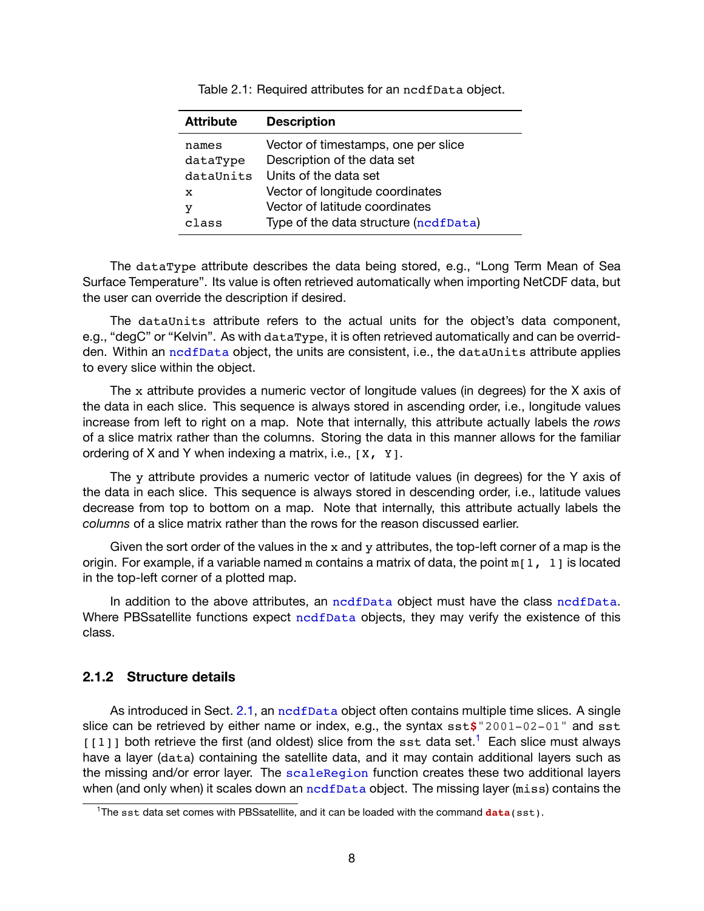Table 2.1: Required attributes for an `ncdfData` object.

| Attribute | Description |
|---|---|
| `names` | Vector of timestamps, one per slice |
| `dataType` | Description of the data set |
| `dataUnits` | Units of the data set |
| `x` | Vector of longitude coordinates |
| `y` | Vector of latitude coordinates |
| `class` | Type of the data structure (`ncdfData`) |

The `dataType` attribute describes the data being stored, e.g., "Long Term Mean of Sea Surface Temperature". Its value is often retrieved automatically when importing NetCDF data, but the user can override the description if desired.

The `dataUnits` attribute refers to the actual units for the object's data component, e.g., "degC" or "Kelvin". As with `dataType`, it is often retrieved automatically and can be overridden. Within an `ncdfData` object, the units are consistent, i.e., the `dataUnits` attribute applies to every slice within the object.

The `x` attribute provides a numeric vector of longitude values (in degrees) for the X axis of the data in each slice. This sequence is always stored in ascending order, i.e., longitude values increase from left to right on a map. Note that internally, this attribute actually labels the *rows* of a slice matrix rather than the columns. Storing the data in this manner allows for the familiar ordering of X and Y when indexing a matrix, i.e., `[X, Y]`.

The `y` attribute provides a numeric vector of latitude values (in degrees) for the Y axis of the data in each slice. This sequence is always stored in descending order, i.e., latitude values decrease from top to bottom on a map. Note that internally, this attribute actually labels the *columns* of a slice matrix rather than the rows for the reason discussed earlier.

Given the sort order of the values in the `x` and `y` attributes, the top-left corner of a map is the origin. For example, if a variable named `m` contains a matrix of data, the point `m[1, 1]` is located in the top-left corner of a plotted map.

In addition to the above attributes, an `ncdfData` object must have the class `ncdfData`. Where PBSsatellite functions expect `ncdfData` objects, they may verify the existence of this class.

### 2.1.2 Structure details

As introduced in Sect. 2.1, an `ncdfData` object often contains multiple time slices. A single slice can be retrieved by either name or index, e.g., the syntax `sst$"2001-02-01"` and `sst[[1]]` both retrieve the first (and oldest) slice from the `sst` data set.[1] Each slice must always have a layer (`data`) containing the satellite data, and it may contain additional layers such as the missing and/or error layer. The `scaleRegion` function creates these two additional layers when (and only when) it scales down an `ncdfData` object. The missing layer (`miss`) contains the

[1]The `sst` data set comes with PBSsatellite, and it can be loaded with the command `data(sst)`.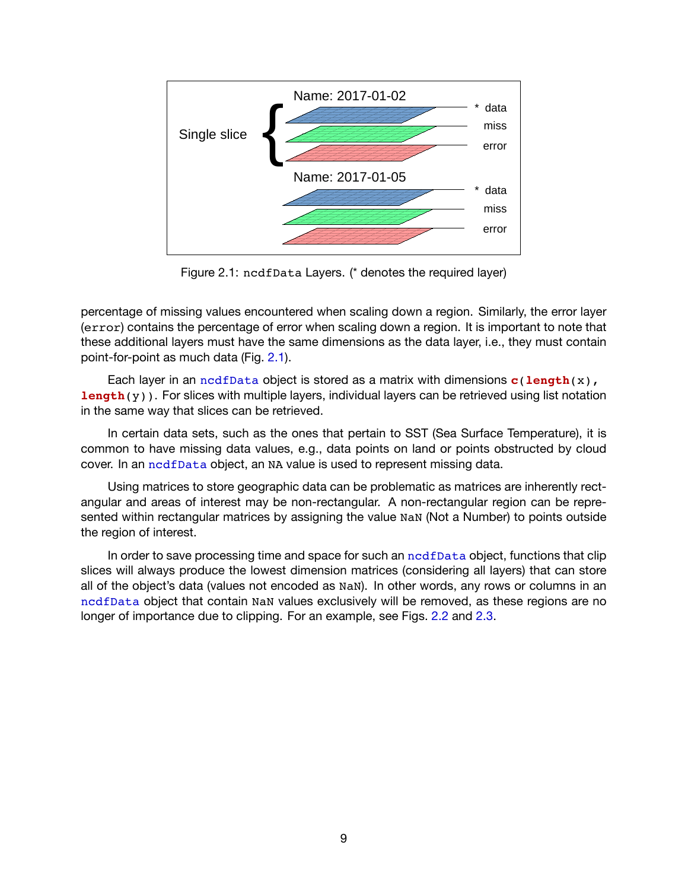Figure 2.1: `ncdfData` Layers. (* denotes the required layer)

percentage of missing values encountered when scaling down a region. Similarly, the error layer (`error`) contains the percentage of error when scaling down a region. It is important to note that these additional layers must have the same dimensions as the data layer, i.e., they must contain point-for-point as much data (Fig. 2.1).

Each layer in an `ncdfData` object is stored as a matrix with dimensions `c(length(x), length(y))`. For slices with multiple layers, individual layers can be retrieved using list notation in the same way that slices can be retrieved.

In certain data sets, such as the ones that pertain to SST (Sea Surface Temperature), it is common to have missing data values, e.g., data points on land or points obstructed by cloud cover. In an `ncdfData` object, an `NA` value is used to represent missing data.

Using matrices to store geographic data can be problematic as matrices are inherently rectangular and areas of interest may be non-rectangular. A non-rectangular region can be represented within rectangular matrices by assigning the value `NaN` (Not a Number) to points outside the region of interest.

In order to save processing time and space for such an `ncdfData` object, functions that clip slices will always produce the lowest dimension matrices (considering all layers) that can store all of the object's data (values not encoded as `NaN`). In other words, any rows or columns in an `ncdfData` object that contain `NaN` values exclusively will be removed, as these regions are no longer of importance due to clipping. For an example, see Figs. 2.2 and 2.3.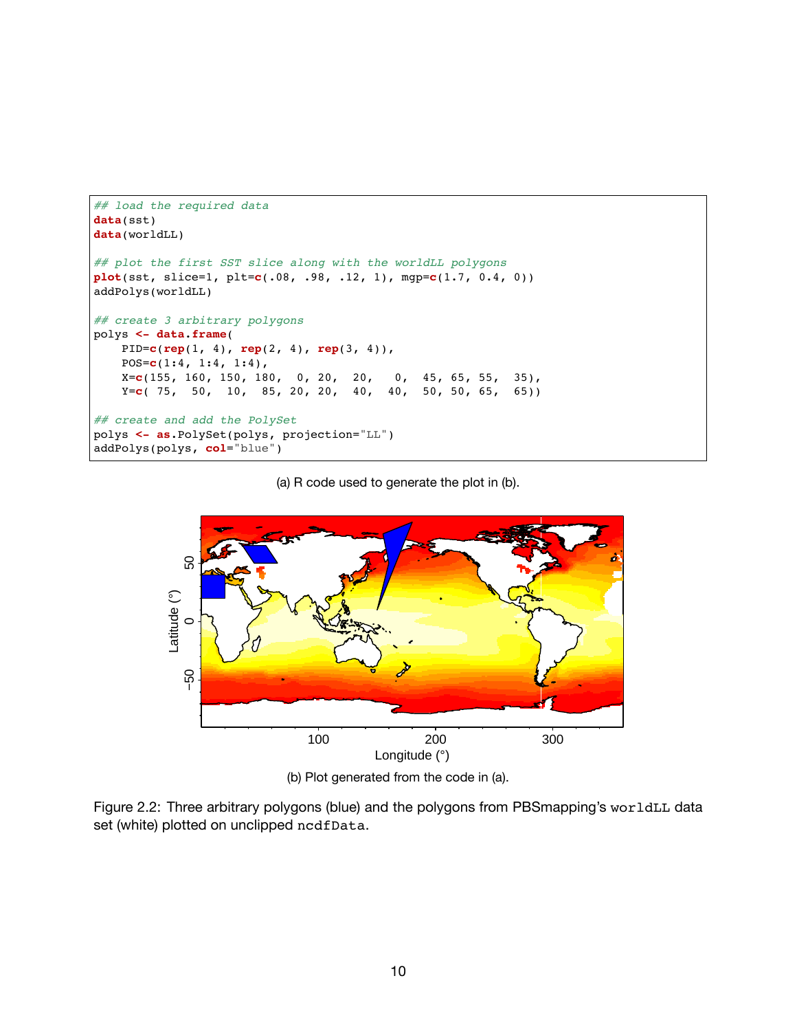```r
## load the required data
data(sst)
data(worldLL)

## plot the first SST slice along with the worldLL polygons
plot(sst, slice=1, plt=c(.08, .98, .12, 1), mgp=c(1.7, 0.4, 0))
addPolys(worldLL)

## create 3 arbitrary polygons
polys <- data.frame(
    PID=c(rep(1, 4), rep(2, 4), rep(3, 4)),
    POS=c(1:4, 1:4, 1:4),
    X=c(155, 160, 150, 180,  0, 20,  20,   0,  45, 65, 55,  35),
    Y=c( 75,  50,  10,  85, 20, 20,  40,  40,  50, 50, 65,  65))

## create and add the PolySet
polys <- as.PolySet(polys, projection="LL")
addPolys(polys, col="blue")
```

(a) R code used to generate the plot in (b).

(b) Plot generated from the code in (a).

Figure 2.2: Three arbitrary polygons (blue) and the polygons from PBSmapping's `worldLL` data set (white) plotted on unclipped `ncdfData`.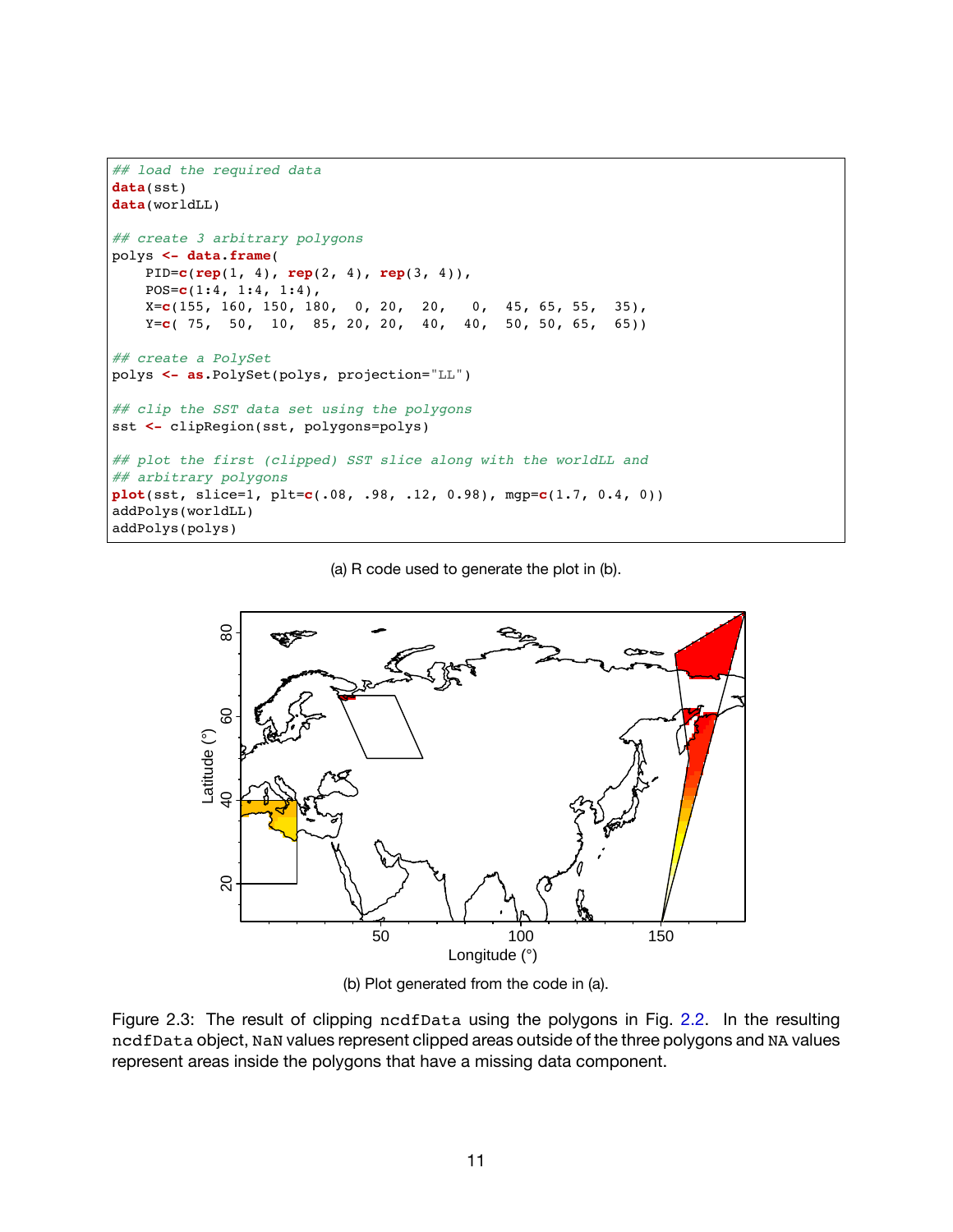```
## load the required data
data(sst)
data(worldLL)

## create 3 arbitrary polygons
polys <- data.frame(
    PID=c(rep(1, 4), rep(2, 4), rep(3, 4)),
    POS=c(1:4, 1:4, 1:4),
    X=c(155, 160, 150, 180,  0, 20,  20,   0,  45, 65, 55,  35),
    Y=c( 75,  50,  10,  85, 20, 20,  40,  40,  50, 50, 65,  65))

## create a PolySet
polys <- as.PolySet(polys, projection="LL")

## clip the SST data set using the polygons
sst <- clipRegion(sst, polygons=polys)

## plot the first (clipped) SST slice along with the worldLL and
## arbitrary polygons
plot(sst, slice=1, plt=c(.08, .98, .12, 0.98), mgp=c(1.7, 0.4, 0))
addPolys(worldLL)
addPolys(polys)
```

(a) R code used to generate the plot in (b).

(b) Plot generated from the code in (a).

Figure 2.3: The result of clipping `ncdfData` using the polygons in Fig. 2.2. In the resulting `ncdfData` object, `NaN` values represent clipped areas outside of the three polygons and `NA` values represent areas inside the polygons that have a missing data component.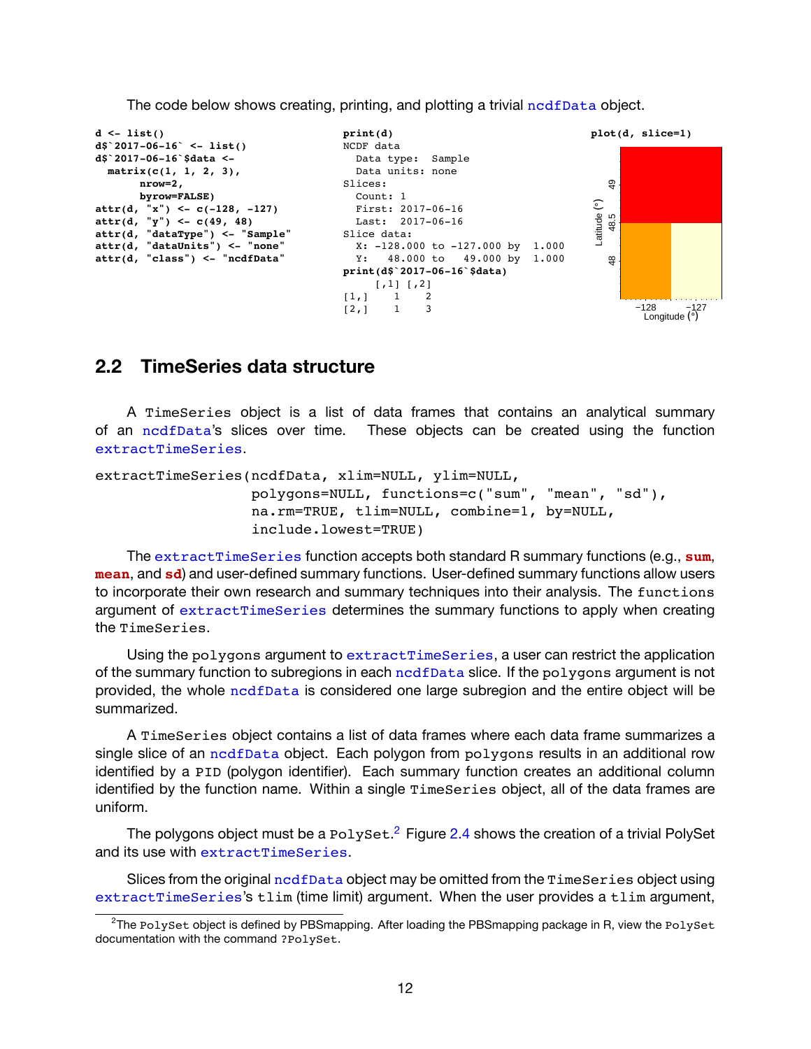The code below shows creating, printing, and plotting a trivial ncdfData object.

```
d <- list()
d$`2017-06-16` <- list()
d$`2017-06-16`$data <-
  matrix(c(1, 1, 2, 3),
       nrow=2,
       byrow=FALSE)
attr(d, "x") <- c(-128, -127)
attr(d, "y") <- c(49, 48)
attr(d, "dataType") <- "Sample"
attr(d, "dataUnits") <- "none"
attr(d, "class") <- "ncdfData"
```

```
print(d)
NCDF data
  Data type:  Sample
  Data units: none
Slices:
  Count: 1
  First: 2017-06-16
  Last:  2017-06-16
Slice data:
  X: -128.000 to -127.000 by  1.000
  Y:   48.000 to   49.000 by  1.000
print(d$`2017-06-16`$data)
     [,1] [,2]
[1,]    1    2
[2,]    1    3
```

```
plot(d, slice=1)
```

## 2.2 TimeSeries data structure

A TimeSeries object is a list of data frames that contains an analytical summary of an ncdfData's slices over time. These objects can be created using the function extractTimeSeries.

```
extractTimeSeries(ncdfData, xlim=NULL, ylim=NULL,
                  polygons=NULL, functions=c("sum", "mean", "sd"),
                  na.rm=TRUE, tlim=NULL, combine=1, by=NULL,
                  include.lowest=TRUE)
```

The extractTimeSeries function accepts both standard R summary functions (e.g., **sum**, **mean**, and **sd**) and user-defined summary functions. User-defined summary functions allow users to incorporate their own research and summary techniques into their analysis. The functions argument of extractTimeSeries determines the summary functions to apply when creating the TimeSeries.

Using the polygons argument to extractTimeSeries, a user can restrict the application of the summary function to subregions in each ncdfData slice. If the polygons argument is not provided, the whole ncdfData is considered one large subregion and the entire object will be summarized.

A TimeSeries object contains a list of data frames where each data frame summarizes a single slice of an ncdfData object. Each polygon from polygons results in an additional row identified by a PID (polygon identifier). Each summary function creates an additional column identified by the function name. Within a single TimeSeries object, all of the data frames are uniform.

The polygons object must be a PolySet.[2] Figure 2.4 shows the creation of a trivial PolySet and its use with extractTimeSeries.

Slices from the original ncdfData object may be omitted from the TimeSeries object using extractTimeSeries's tlim (time limit) argument. When the user provides a tlim argument,

[2]The PolySet object is defined by PBSmapping. After loading the PBSmapping package in R, view the PolySet documentation with the command ?PolySet.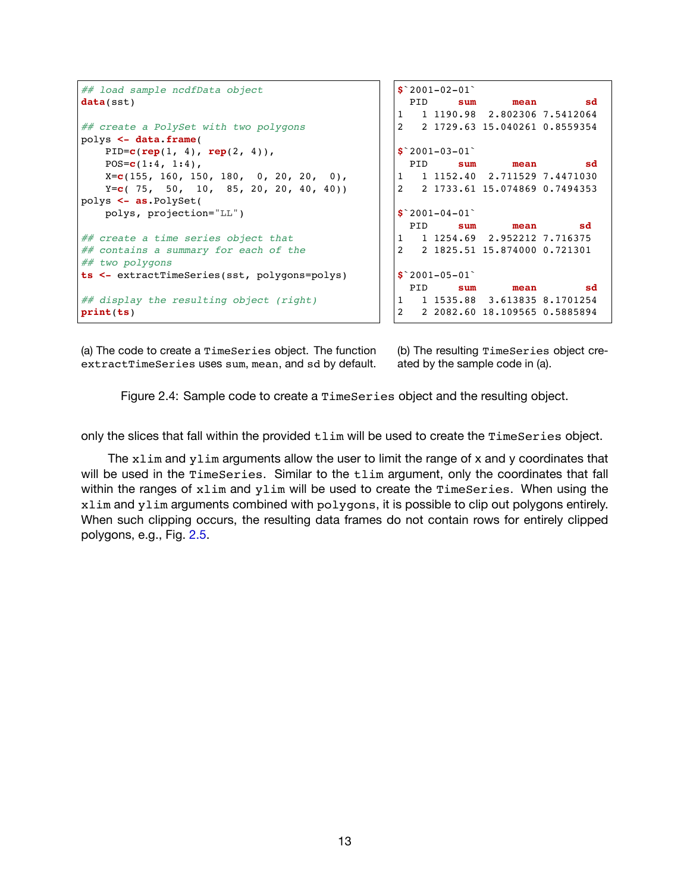```r
## load sample ncdfData object
data(sst)

## create a PolySet with two polygons
polys <- data.frame(
    PID=c(rep(1, 4), rep(2, 4)),
    POS=c(1:4, 1:4),
    X=c(155, 160, 150, 180,  0, 20, 20,  0),
    Y=c( 75,  50,  10,  85, 20, 20, 40, 40))
polys <- as.PolySet(
    polys, projection="LL")

## create a time series object that
## contains a summary for each of the
## two polygons
ts <- extractTimeSeries(sst, polygons=polys)

## display the resulting object (right)
print(ts)
```

(a) The code to create a `TimeSeries` object. The function `extractTimeSeries` uses `sum`, `mean`, and `sd` by default.

```
$`2001-02-01`
  PID     sum      mean        sd
1   1 1190.98  2.802306 7.5412064
2   2 1729.63 15.040261 0.8559354

$`2001-03-01`
  PID     sum      mean        sd
1   1 1152.40  2.711529 7.4471030
2   2 1733.61 15.074869 0.7494353

$`2001-04-01`
  PID     sum      mean       sd
1   1 1254.69  2.952212 7.716375
2   2 1825.51 15.874000 0.721301

$`2001-05-01`
  PID     sum      mean        sd
1   1 1535.88  3.613835 8.1701254
2   2 2082.60 18.109565 0.5885894
```

(b) The resulting `TimeSeries` object created by the sample code in (a).

Figure 2.4: Sample code to create a `TimeSeries` object and the resulting object.

only the slices that fall within the provided `tlim` will be used to create the `TimeSeries` object.

The `xlim` and `ylim` arguments allow the user to limit the range of x and y coordinates that will be used in the `TimeSeries`. Similar to the `tlim` argument, only the coordinates that fall within the ranges of `xlim` and `ylim` will be used to create the `TimeSeries`. When using the `xlim` and `ylim` arguments combined with `polygons`, it is possible to clip out polygons entirely. When such clipping occurs, the resulting data frames do not contain rows for entirely clipped polygons, e.g., Fig. 2.5.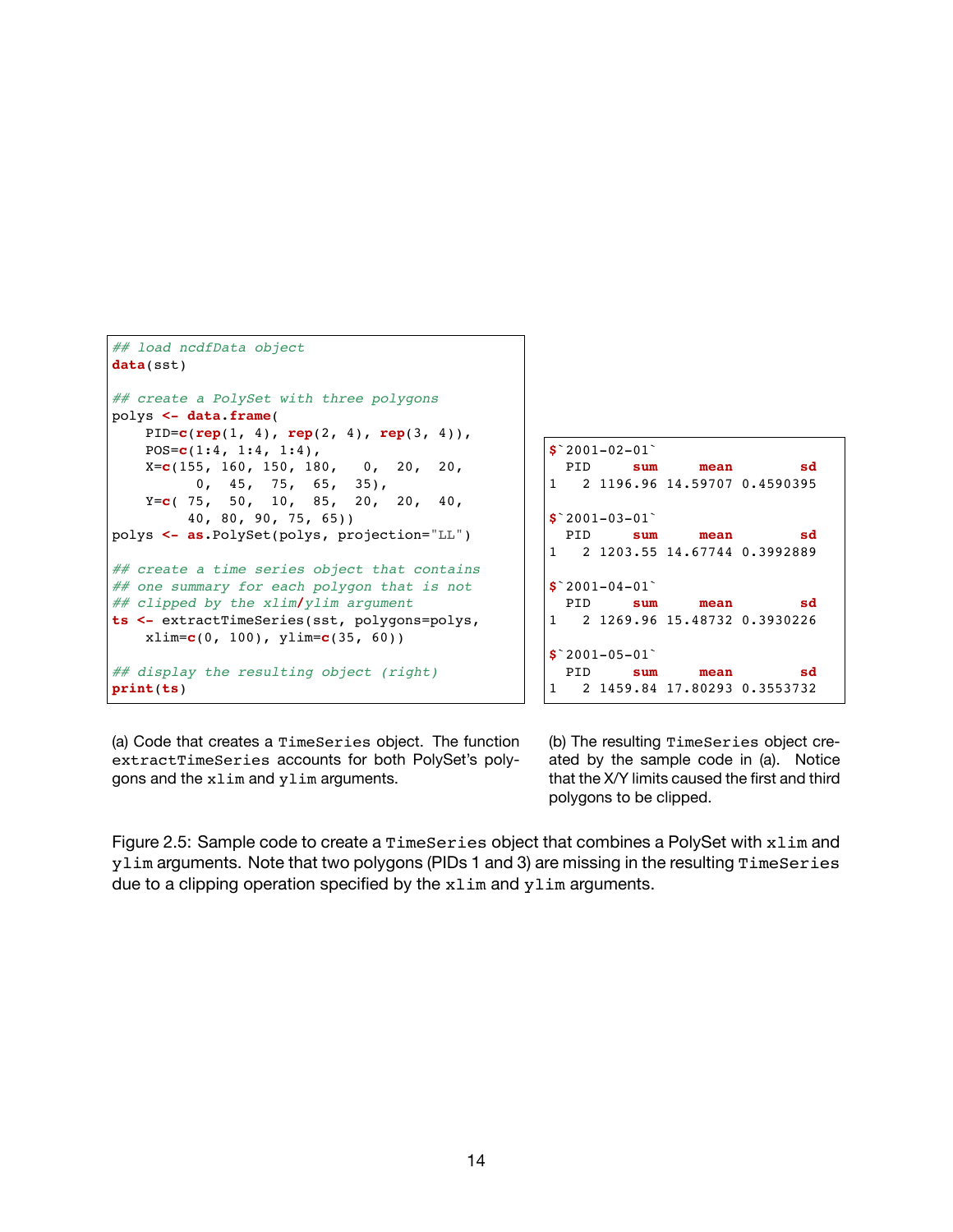```r
## load ncdfData object
data(sst)

## create a PolySet with three polygons
polys <- data.frame(
    PID=c(rep(1, 4), rep(2, 4), rep(3, 4)),
    POS=c(1:4, 1:4, 1:4),
    X=c(155, 160, 150, 180,   0,  20,  20,
          0,  45,  75,  65,  35),
    Y=c( 75,  50,  10,  85,  20,  20,  40,
         40, 80, 90, 75, 65))
polys <- as.PolySet(polys, projection="LL")

## create a time series object that contains
## one summary for each polygon that is not
## clipped by the xlim/ylim argument
ts <- extractTimeSeries(sst, polygons=polys,
    xlim=c(0, 100), ylim=c(35, 60))

## display the resulting object (right)
print(ts)
```

(a) Code that creates a `TimeSeries` object. The function `extractTimeSeries` accounts for both PolySet's polygons and the `xlim` and `ylim` arguments.

```
$`2001-02-01`
  PID     sum     mean        sd
1   2 1196.96 14.59707 0.4590395

$`2001-03-01`
  PID     sum     mean        sd
1   2 1203.55 14.67744 0.3992889

$`2001-04-01`
  PID     sum     mean        sd
1   2 1269.96 15.48732 0.3930226

$`2001-05-01`
  PID     sum     mean        sd
1   2 1459.84 17.80293 0.3553732
```

(b) The resulting `TimeSeries` object created by the sample code in (a). Notice that the X/Y limits caused the first and third polygons to be clipped.

Figure 2.5: Sample code to create a `TimeSeries` object that combines a PolySet with `xlim` and `ylim` arguments. Note that two polygons (PIDs 1 and 3) are missing in the resulting `TimeSeries` due to a clipping operation specified by the `xlim` and `ylim` arguments.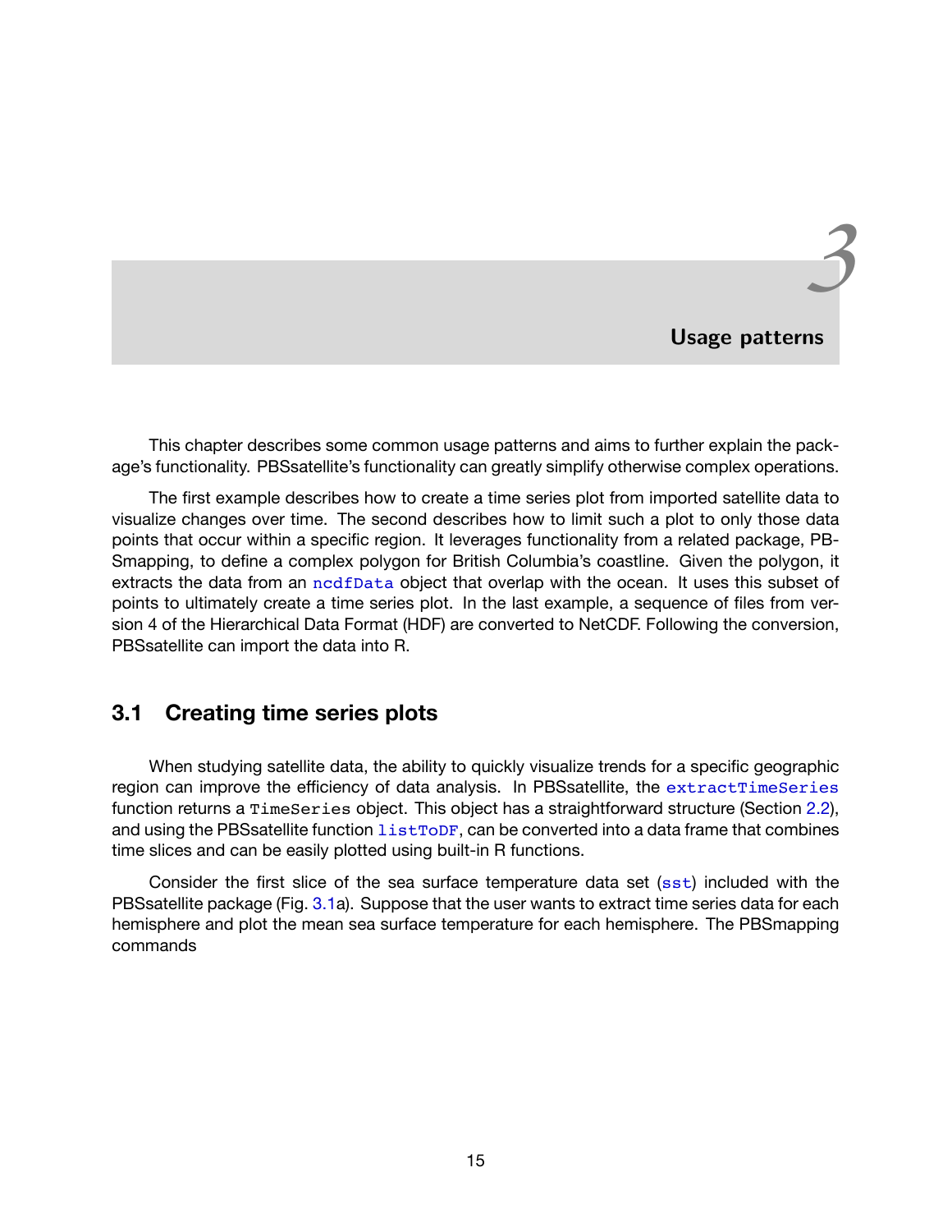# 3 Usage patterns

This chapter describes some common usage patterns and aims to further explain the package's functionality. PBSsatellite's functionality can greatly simplify otherwise complex operations.

The first example describes how to create a time series plot from imported satellite data to visualize changes over time. The second describes how to limit such a plot to only those data points that occur within a specific region. It leverages functionality from a related package, PBSmapping, to define a complex polygon for British Columbia's coastline. Given the polygon, it extracts the data from an `ncdfData` object that overlap with the ocean. It uses this subset of points to ultimately create a time series plot. In the last example, a sequence of files from version 4 of the Hierarchical Data Format (HDF) are converted to NetCDF. Following the conversion, PBSsatellite can import the data into R.

## 3.1 Creating time series plots

When studying satellite data, the ability to quickly visualize trends for a specific geographic region can improve the efficiency of data analysis. In PBSsatellite, the `extractTimeSeries` function returns a `TimeSeries` object. This object has a straightforward structure (Section 2.2), and using the PBSsatellite function `listToDF`, can be converted into a data frame that combines time slices and can be easily plotted using built-in R functions.

Consider the first slice of the sea surface temperature data set (`sst`) included with the PBSsatellite package (Fig. 3.1a). Suppose that the user wants to extract time series data for each hemisphere and plot the mean sea surface temperature for each hemisphere. The PBSmapping commands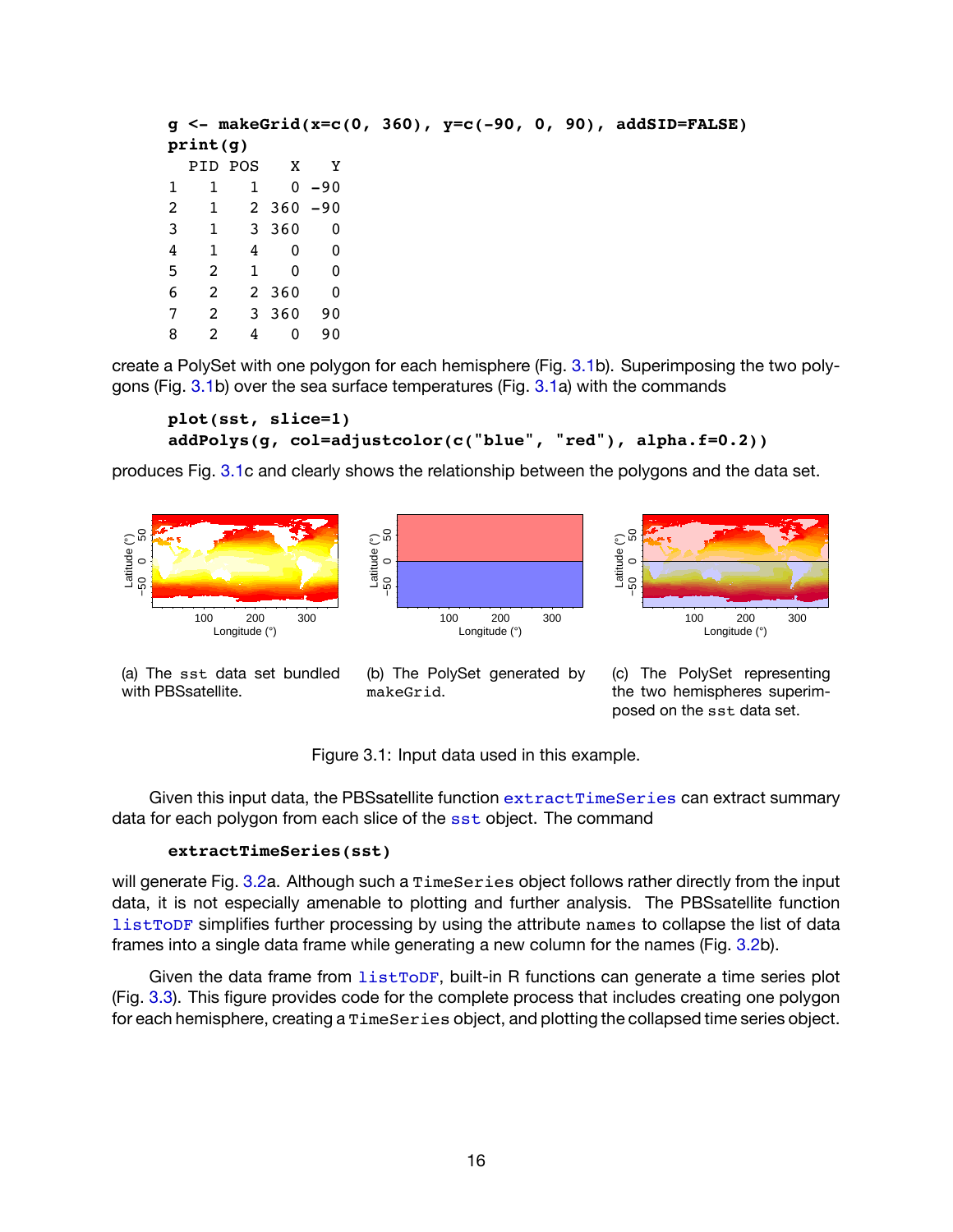```
g <- makeGrid(x=c(0, 360), y=c(-90, 0, 90), addSID=FALSE)
print(g)
  PID POS   X   Y
1   1   1   0 -90
2   1   2 360 -90
3   1   3 360   0
4   1   4   0   0
5   2   1   0   0
6   2   2 360   0
7   2   3 360  90
8   2   4   0  90
```

create a PolySet with one polygon for each hemisphere (Fig. 3.1b). Superimposing the two polygons (Fig. 3.1b) over the sea surface temperatures (Fig. 3.1a) with the commands

```
plot(sst, slice=1)
addPolys(g, col=adjustcolor(c("blue", "red"), alpha.f=0.2))
```

produces Fig. 3.1c and clearly shows the relationship between the polygons and the data set.

(a) The `sst` data set bundled with PBSsatellite.

(b) The PolySet generated by `makeGrid`.

(c) The PolySet representing the two hemispheres superimposed on the `sst` data set.

Figure 3.1: Input data used in this example.

Given this input data, the PBSsatellite function `extractTimeSeries` can extract summary data for each polygon from each slice of the `sst` object. The command

```
extractTimeSeries(sst)
```

will generate Fig. 3.2a. Although such a `TimeSeries` object follows rather directly from the input data, it is not especially amenable to plotting and further analysis. The PBSsatellite function `listToDF` simplifies further processing by using the attribute `names` to collapse the list of data frames into a single data frame while generating a new column for the names (Fig. 3.2b).

Given the data frame from `listToDF`, built-in R functions can generate a time series plot (Fig. 3.3). This figure provides code for the complete process that includes creating one polygon for each hemisphere, creating a `TimeSeries` object, and plotting the collapsed time series object.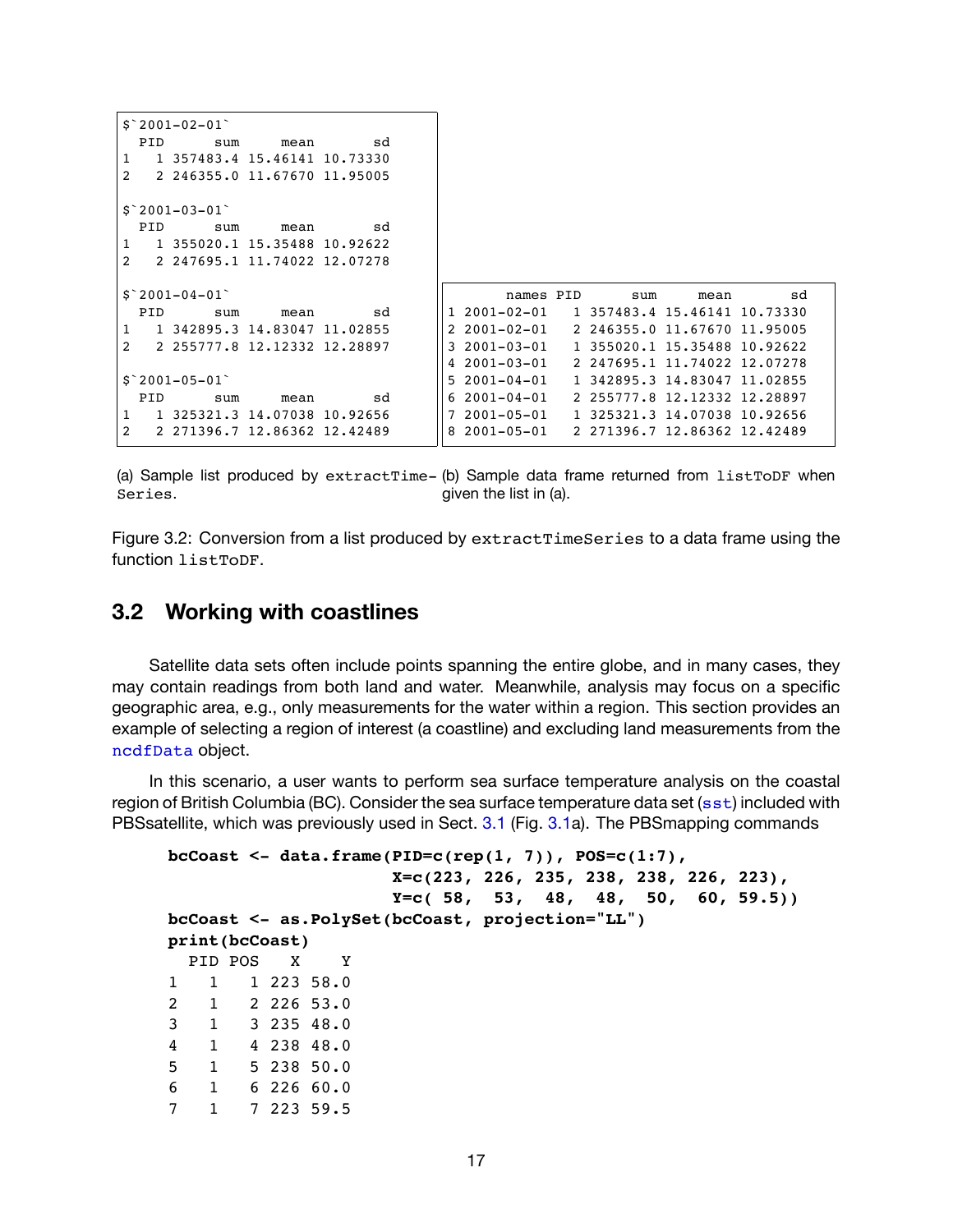```
$`2001-02-01`
  PID      sum     mean       sd
1   1 357483.4 15.46141 10.73330
2   2 246355.0 11.67670 11.95005

$`2001-03-01`
  PID      sum     mean       sd
1   1 355020.1 15.35488 10.92622
2   2 247695.1 11.74022 12.07278

$`2001-04-01`
  PID      sum     mean       sd
1   1 342895.3 14.83047 11.02855
2   2 255777.8 12.12332 12.28897

$`2001-05-01`
  PID      sum     mean       sd
1   1 325321.3 14.07038 10.92656
2   2 271396.7 12.86362 12.42489
```

(a) Sample list produced by `extractTimeSeries`.

```
       names PID      sum     mean       sd
1 2001-02-01   1 357483.4 15.46141 10.73330
2 2001-02-01   2 246355.0 11.67670 11.95005
3 2001-03-01   1 355020.1 15.35488 10.92622
4 2001-03-01   2 247695.1 11.74022 12.07278
5 2001-04-01   1 342895.3 14.83047 11.02855
6 2001-04-01   2 255777.8 12.12332 12.28897
7 2001-05-01   1 325321.3 14.07038 10.92656
8 2001-05-01   2 271396.7 12.86362 12.42489
```

(b) Sample data frame returned from `listToDF` when given the list in (a).

Figure 3.2: Conversion from a list produced by `extractTimeSeries` to a data frame using the function `listToDF`.

## 3.2 Working with coastlines

Satellite data sets often include points spanning the entire globe, and in many cases, they may contain readings from both land and water. Meanwhile, analysis may focus on a specific geographic area, e.g., only measurements for the water within a region. This section provides an example of selecting a region of interest (a coastline) and excluding land measurements from the `ncdfData` object.

In this scenario, a user wants to perform sea surface temperature analysis on the coastal region of British Columbia (BC). Consider the sea surface temperature data set (`sst`) included with PBSsatellite, which was previously used in Sect. 3.1 (Fig. 3.1a). The PBSmapping commands

```
bcCoast <- data.frame(PID=c(rep(1, 7)), POS=c(1:7),
                      X=c(223, 226, 235, 238, 238, 226, 223),
                      Y=c( 58,  53,  48,  48,  50,  60, 59.5))
bcCoast <- as.PolySet(bcCoast, projection="LL")
print(bcCoast)
  PID POS   X    Y
1   1   1 223 58.0
2   1   2 226 53.0
3   1   3 235 48.0
4   1   4 238 48.0
5   1   5 238 50.0
6   1   6 226 60.0
7   1   7 223 59.5
```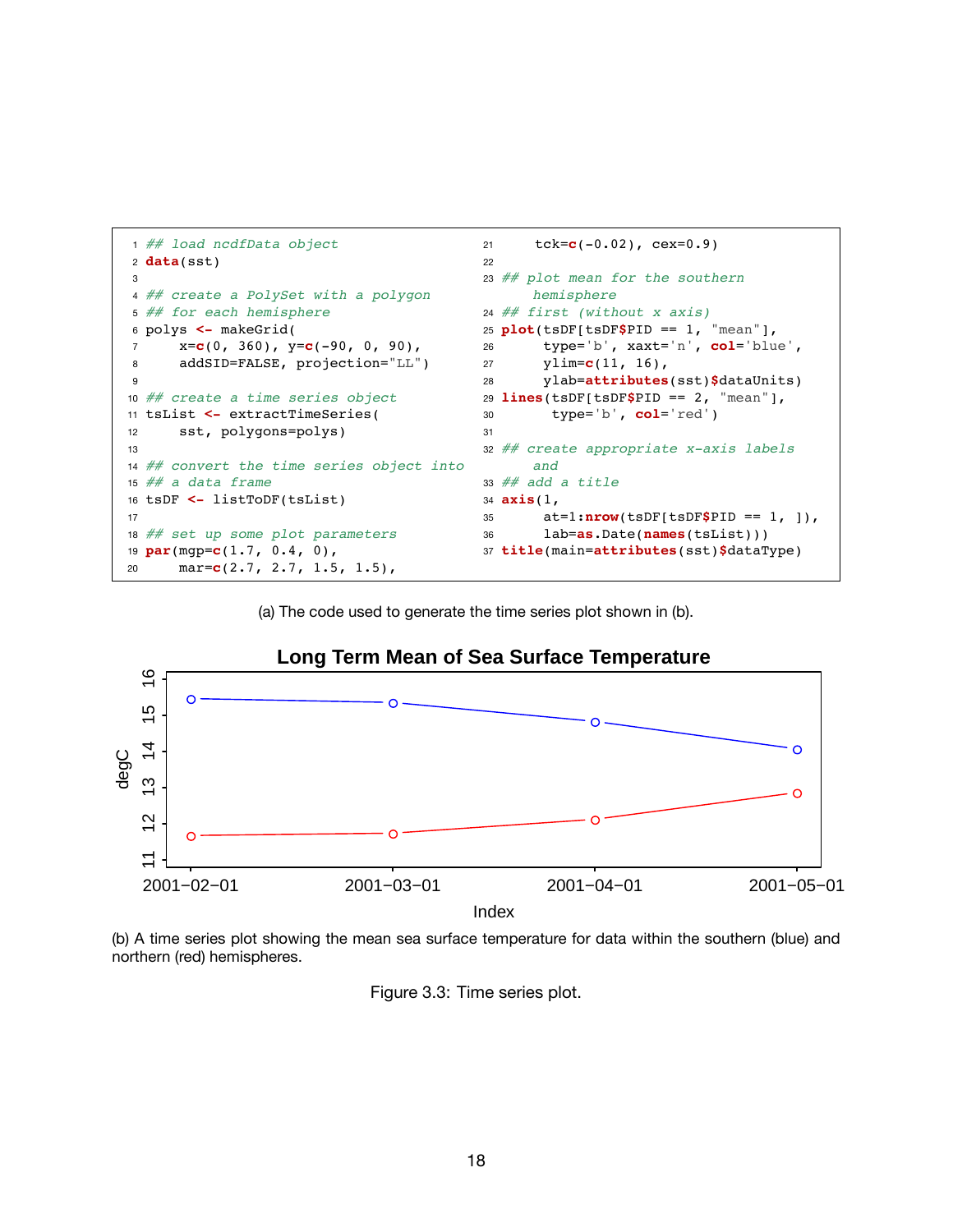```r
## load ncdfData object
data(sst)

## create a PolySet with a polygon
## for each hemisphere
polys <- makeGrid(
    x=c(0, 360), y=c(-90, 0, 90),
    addSID=FALSE, projection="LL")

## create a time series object
tsList <- extractTimeSeries(
    sst, polygons=polys)

## convert the time series object into
## a data frame
tsDF <- listToDF(tsList)

## set up some plot parameters
par(mgp=c(1.7, 0.4, 0),
    mar=c(2.7, 2.7, 1.5, 1.5),
    tck=c(-0.02), cex=0.9)

## plot mean for the southern hemisphere
## first (without x axis)
plot(tsDF[tsDF$PID == 1, "mean"],
     type='b', xaxt='n', col='blue',
     ylim=c(11, 16),
     ylab=attributes(sst)$dataUnits)
lines(tsDF[tsDF$PID == 2, "mean"],
      type='b', col='red')

## create appropriate x-axis labels and
## add a title
axis(1,
     at=1:nrow(tsDF[tsDF$PID == 1, ]),
     lab=as.Date(names(tsList)))
title(main=attributes(sst)$dataType)
```

(a) The code used to generate the time series plot shown in (b).

(b) A time series plot showing the mean sea surface temperature for data within the southern (blue) and northern (red) hemispheres.

Figure 3.3: Time series plot.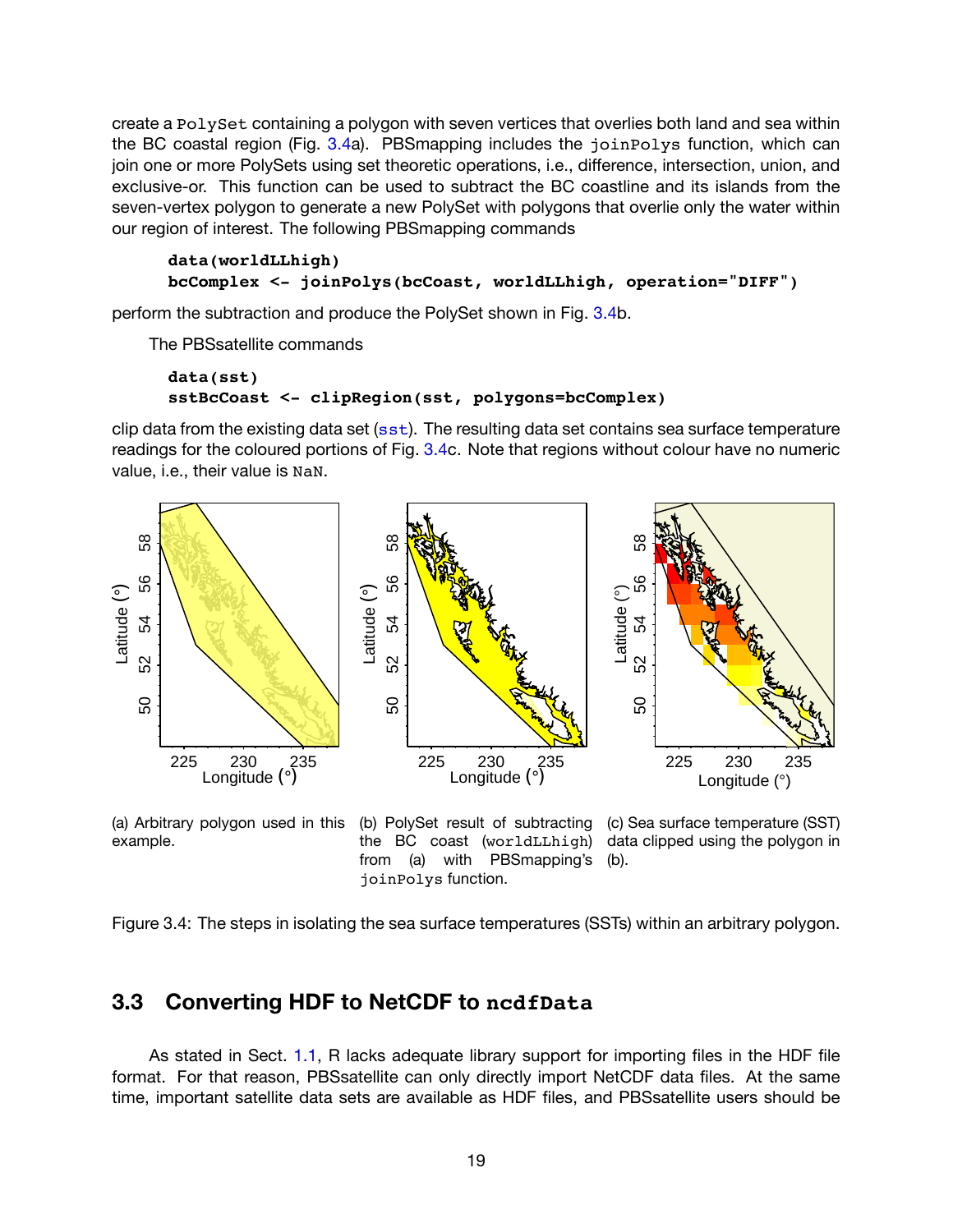create a PolySet containing a polygon with seven vertices that overlies both land and sea within the BC coastal region (Fig. 3.4a). PBSmapping includes the joinPolys function, which can join one or more PolySets using set theoretic operations, i.e., difference, intersection, union, and exclusive-or. This function can be used to subtract the BC coastline and its islands from the seven-vertex polygon to generate a new PolySet with polygons that overlie only the water within our region of interest. The following PBSmapping commands

```
data(worldLLhigh)
bcComplex <- joinPolys(bcCoast, worldLLhigh, operation="DIFF")
```

perform the subtraction and produce the PolySet shown in Fig. 3.4b.

The PBSsatellite commands

```
data(sst)
sstBcCoast <- clipRegion(sst, polygons=bcComplex)
```

clip data from the existing data set (sst). The resulting data set contains sea surface temperature readings for the coloured portions of Fig. 3.4c. Note that regions without colour have no numeric value, i.e., their value is NaN.

(a) Arbitrary polygon used in this example.

(b) PolySet result of subtracting the BC coast (worldLLhigh) from (a) with PBSmapping's joinPolys function.

(c) Sea surface temperature (SST) data clipped using the polygon in (b).

Figure 3.4: The steps in isolating the sea surface temperatures (SSTs) within an arbitrary polygon.

## 3.3 Converting HDF to NetCDF to ncdfData

As stated in Sect. 1.1, R lacks adequate library support for importing files in the HDF file format. For that reason, PBSsatellite can only directly import NetCDF data files. At the same time, important satellite data sets are available as HDF files, and PBSsatellite users should be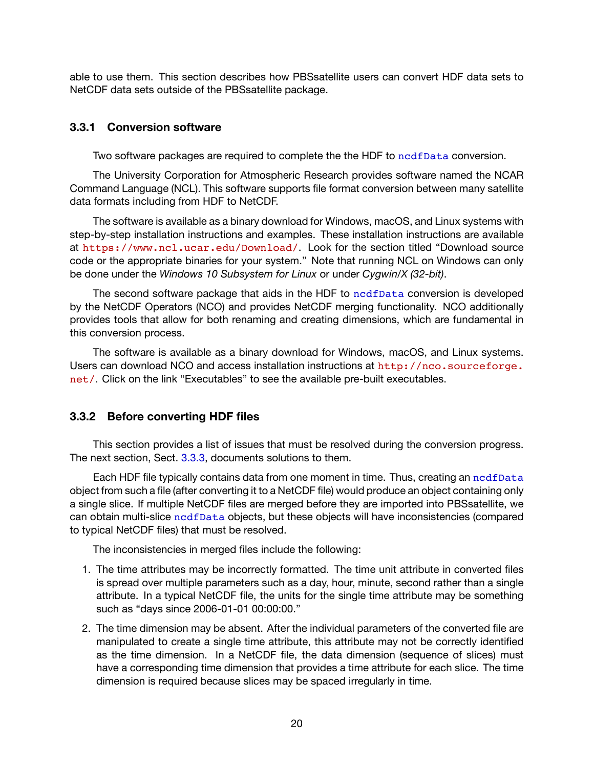able to use them. This section describes how PBSsatellite users can convert HDF data sets to NetCDF data sets outside of the PBSsatellite package.

### 3.3.1 Conversion software

Two software packages are required to complete the the HDF to `ncdfData` conversion.

The University Corporation for Atmospheric Research provides software named the NCAR Command Language (NCL). This software supports file format conversion between many satellite data formats including from HDF to NetCDF.

The software is available as a binary download for Windows, macOS, and Linux systems with step-by-step installation instructions and examples. These installation instructions are available at `https://www.ncl.ucar.edu/Download/`. Look for the section titled “Download source code or the appropriate binaries for your system.” Note that running NCL on Windows can only be done under the *Windows 10 Subsystem for Linux* or under *Cygwin/X (32-bit)*.

The second software package that aids in the HDF to `ncdfData` conversion is developed by the NetCDF Operators (NCO) and provides NetCDF merging functionality. NCO additionally provides tools that allow for both renaming and creating dimensions, which are fundamental in this conversion process.

The software is available as a binary download for Windows, macOS, and Linux systems. Users can download NCO and access installation instructions at `http://nco.sourceforge.net/`. Click on the link “Executables” to see the available pre-built executables.

### 3.3.2 Before converting HDF files

This section provides a list of issues that must be resolved during the conversion progress. The next section, Sect. 3.3.3, documents solutions to them.

Each HDF file typically contains data from one moment in time. Thus, creating an `ncdfData` object from such a file (after converting it to a NetCDF file) would produce an object containing only a single slice. If multiple NetCDF files are merged before they are imported into PBSsatellite, we can obtain multi-slice `ncdfData` objects, but these objects will have inconsistencies (compared to typical NetCDF files) that must be resolved.

The inconsistencies in merged files include the following:

1. The time attributes may be incorrectly formatted. The time unit attribute in converted files is spread over multiple parameters such as a day, hour, minute, second rather than a single attribute. In a typical NetCDF file, the units for the single time attribute may be something such as “days since 2006-01-01 00:00:00.”
2. The time dimension may be absent. After the individual parameters of the converted file are manipulated to create a single time attribute, this attribute may not be correctly identified as the time dimension. In a NetCDF file, the data dimension (sequence of slices) must have a corresponding time dimension that provides a time attribute for each slice. The time dimension is required because slices may be spaced irregularly in time.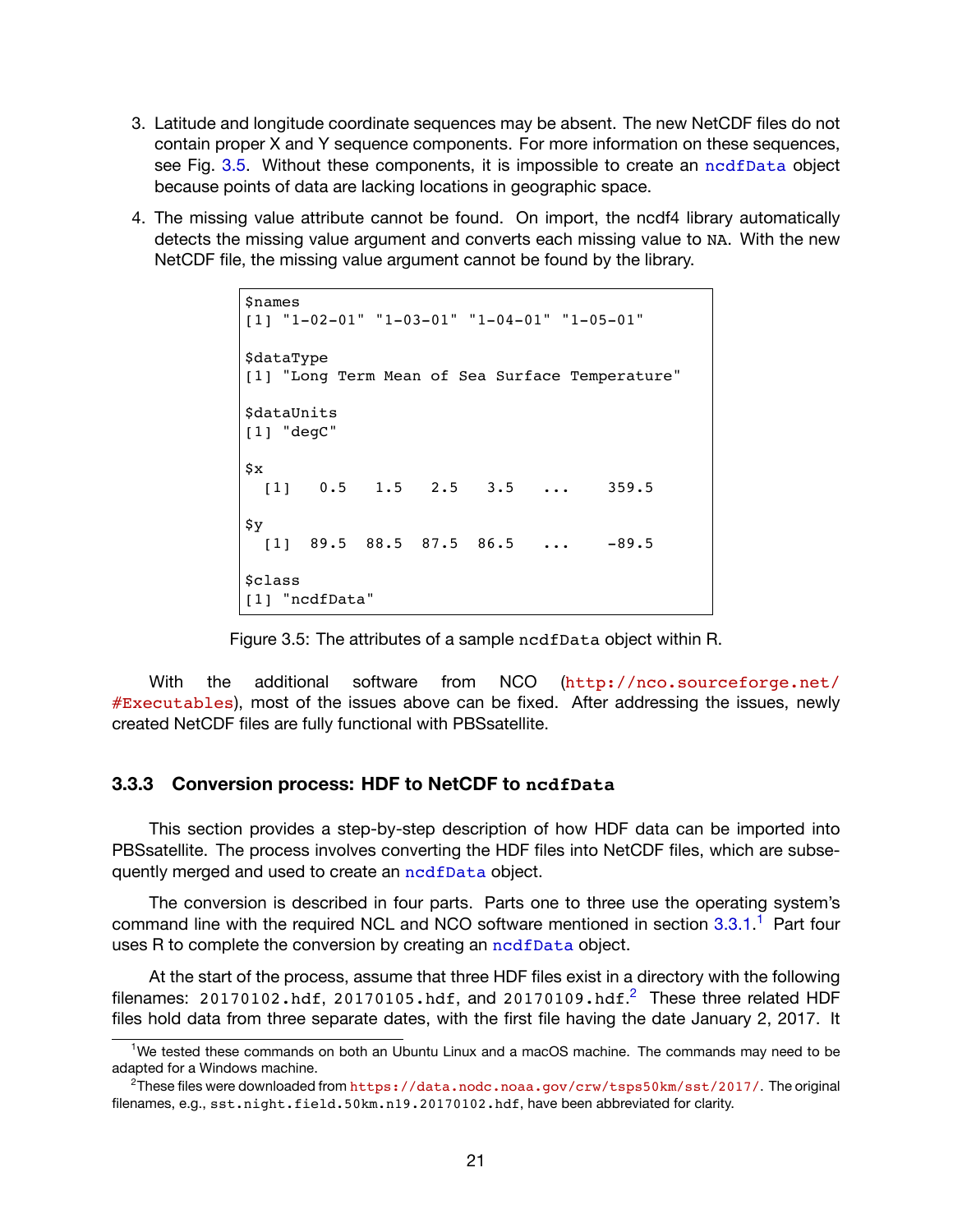3. Latitude and longitude coordinate sequences may be absent. The new NetCDF files do not contain proper X and Y sequence components. For more information on these sequences, see Fig. 3.5. Without these components, it is impossible to create an `ncdfData` object because points of data are lacking locations in geographic space.

4. The missing value attribute cannot be found. On import, the ncdf4 library automatically detects the missing value argument and converts each missing value to `NA`. With the new NetCDF file, the missing value argument cannot be found by the library.

```
$names
[1] "1-02-01" "1-03-01" "1-04-01" "1-05-01"

$dataType
[1] "Long Term Mean of Sea Surface Temperature"

$dataUnits
[1] "degC"

$x
  [1]   0.5   1.5   2.5   3.5   ...    359.5

$y
  [1]  89.5  88.5  87.5  86.5   ...    -89.5

$class
[1] "ncdfData"
```

Figure 3.5: The attributes of a sample `ncdfData` object within R.

With the additional software from NCO (http://nco.sourceforge.net/#Executables), most of the issues above can be fixed. After addressing the issues, newly created NetCDF files are fully functional with PBSsatellite.

### 3.3.3 Conversion process: HDF to NetCDF to `ncdfData`

This section provides a step-by-step description of how HDF data can be imported into PBSsatellite. The process involves converting the HDF files into NetCDF files, which are subsequently merged and used to create an `ncdfData` object.

The conversion is described in four parts. Parts one to three use the operating system's command line with the required NCL and NCO software mentioned in section 3.3.1.[1] Part four uses R to complete the conversion by creating an `ncdfData` object.

At the start of the process, assume that three HDF files exist in a directory with the following filenames: `20170102.hdf`, `20170105.hdf`, and `20170109.hdf`.[2] These three related HDF files hold data from three separate dates, with the first file having the date January 2, 2017. It

[1] We tested these commands on both an Ubuntu Linux and a macOS machine. The commands may need to be adapted for a Windows machine.

[2] These files were downloaded from https://data.nodc.noaa.gov/crw/tsps50km/sst/2017/. The original filenames, e.g., `sst.night.field.50km.n19.20170102.hdf`, have been abbreviated for clarity.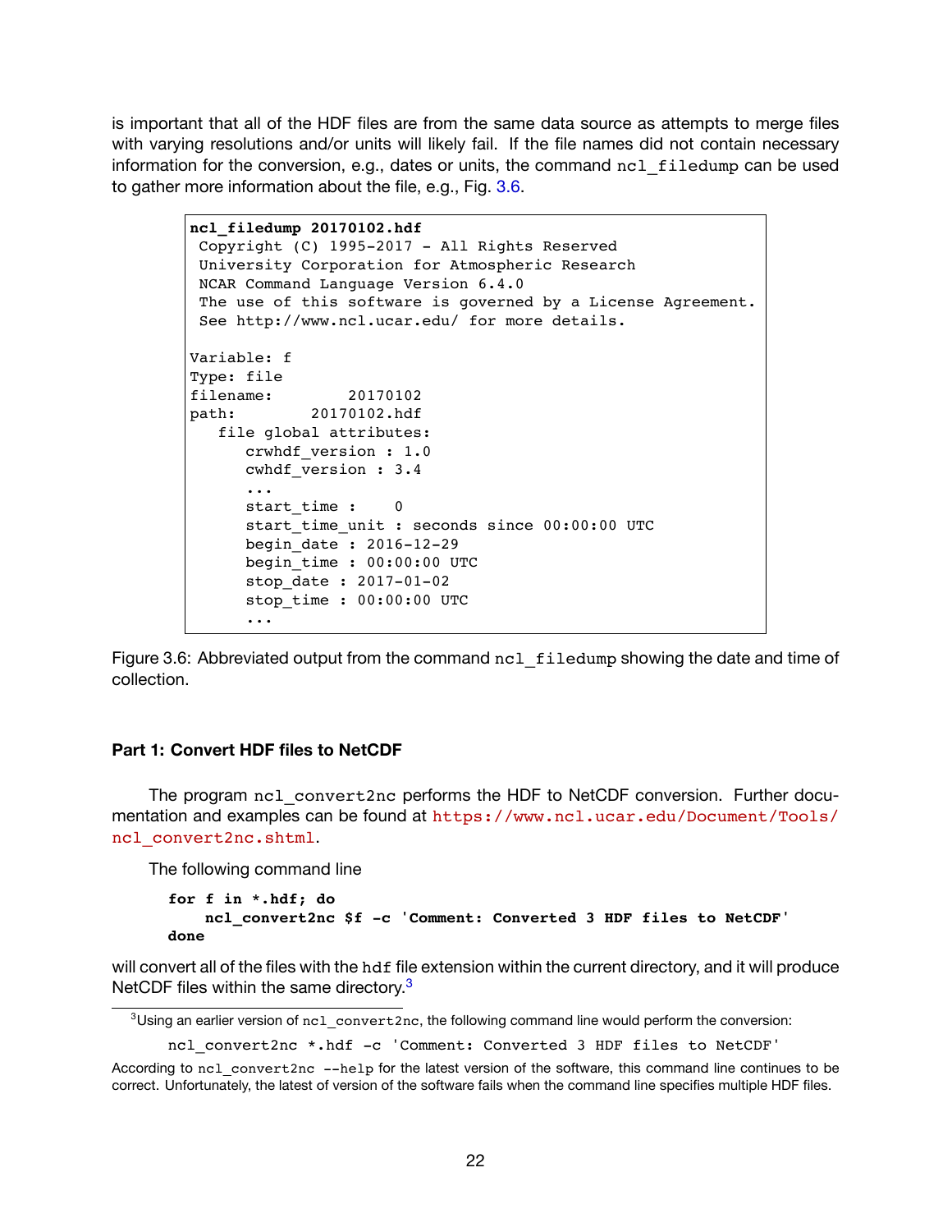is important that all of the HDF files are from the same data source as attempts to merge files with varying resolutions and/or units will likely fail. If the file names did not contain necessary information for the conversion, e.g., dates or units, the command `ncl_filedump` can be used to gather more information about the file, e.g., Fig. 3.6.

```
ncl_filedump 20170102.hdf
 Copyright (C) 1995-2017 - All Rights Reserved
 University Corporation for Atmospheric Research
 NCAR Command Language Version 6.4.0
 The use of this software is governed by a License Agreement.
 See http://www.ncl.ucar.edu/ for more details.

Variable: f
Type: file
filename:        20170102
path:        20170102.hdf
   file global attributes:
      crwhdf_version : 1.0
      cwhdf_version : 3.4
      ...
      start_time :    0
      start_time_unit : seconds since 00:00:00 UTC
      begin_date : 2016-12-29
      begin_time : 00:00:00 UTC
      stop_date : 2017-01-02
      stop_time : 00:00:00 UTC
      ...
```

Figure 3.6: Abbreviated output from the command `ncl_filedump` showing the date and time of collection.

#### Part 1: Convert HDF files to NetCDF

The program `ncl_convert2nc` performs the HDF to NetCDF conversion. Further documentation and examples can be found at https://www.ncl.ucar.edu/Document/Tools/ncl_convert2nc.shtml.

The following command line

```
for f in *.hdf; do
    ncl_convert2nc $f -c 'Comment: Converted 3 HDF files to NetCDF'
done
```

will convert all of the files with the `hdf` file extension within the current directory, and it will produce NetCDF files within the same directory.[3]

---

[3]Using an earlier version of `ncl_convert2nc`, the following command line would perform the conversion:

```
ncl_convert2nc *.hdf -c 'Comment: Converted 3 HDF files to NetCDF'
```

According to `ncl_convert2nc --help` for the latest version of the software, this command line continues to be correct. Unfortunately, the latest of version of the software fails when the command line specifies multiple HDF files.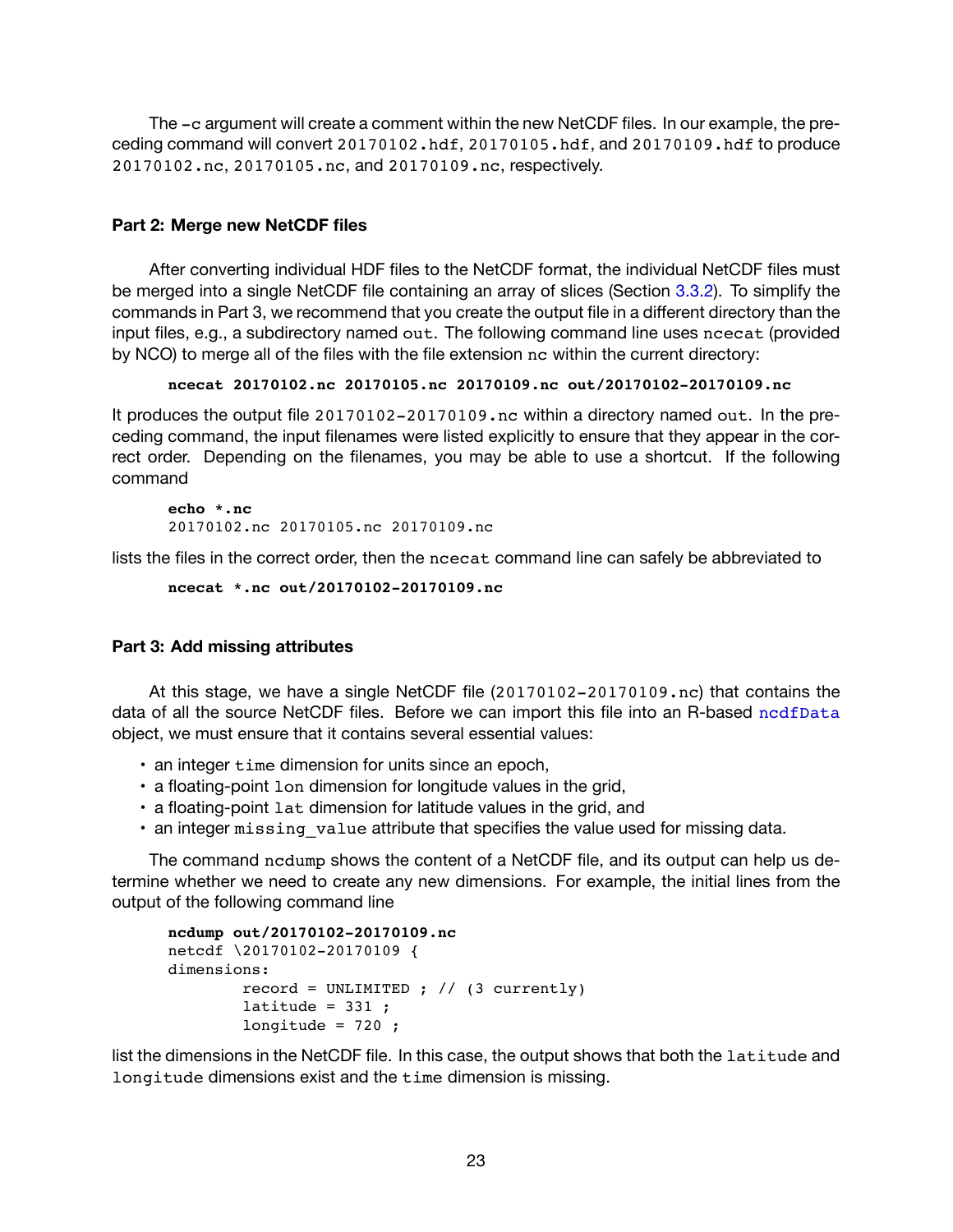The `-c` argument will create a comment within the new NetCDF files. In our example, the preceding command will convert `20170102.hdf`, `20170105.hdf`, and `20170109.hdf` to produce `20170102.nc`, `20170105.nc`, and `20170109.nc`, respectively.

#### Part 2: Merge new NetCDF files

After converting individual HDF files to the NetCDF format, the individual NetCDF files must be merged into a single NetCDF file containing an array of slices (Section 3.3.2). To simplify the commands in Part 3, we recommend that you create the output file in a different directory than the input files, e.g., a subdirectory named `out`. The following command line uses `ncecat` (provided by NCO) to merge all of the files with the file extension `nc` within the current directory:

```
ncecat 20170102.nc 20170105.nc 20170109.nc out/20170102-20170109.nc
```

It produces the output file `20170102-20170109.nc` within a directory named `out`. In the preceding command, the input filenames were listed explicitly to ensure that they appear in the correct order. Depending on the filenames, you may be able to use a shortcut. If the following command

```
echo *.nc
20170102.nc 20170105.nc 20170109.nc
```

lists the files in the correct order, then the `ncecat` command line can safely be abbreviated to

```
ncecat *.nc out/20170102-20170109.nc
```

#### Part 3: Add missing attributes

At this stage, we have a single NetCDF file (`20170102-20170109.nc`) that contains the data of all the source NetCDF files. Before we can import this file into an R-based `ncdfData` object, we must ensure that it contains several essential values:

- an integer `time` dimension for units since an epoch,
- a floating-point `lon` dimension for longitude values in the grid,
- a floating-point `lat` dimension for latitude values in the grid, and
- an integer `missing_value` attribute that specifies the value used for missing data.

The command `ncdump` shows the content of a NetCDF file, and its output can help us determine whether we need to create any new dimensions. For example, the initial lines from the output of the following command line

```
ncdump out/20170102-20170109.nc
netcdf \20170102-20170109 {
dimensions:
        record = UNLIMITED ; // (3 currently)
        latitude = 331 ;
        longitude = 720 ;
```

list the dimensions in the NetCDF file. In this case, the output shows that both the `latitude` and `longitude` dimensions exist and the `time` dimension is missing.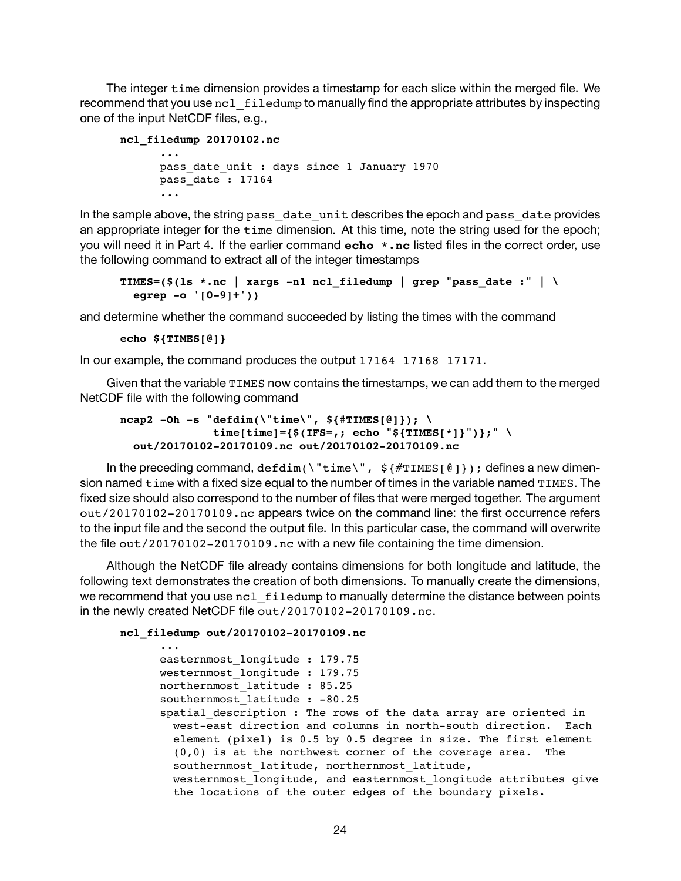The integer `time` dimension provides a timestamp for each slice within the merged file. We recommend that you use `ncl_filedump` to manually find the appropriate attributes by inspecting one of the input NetCDF files, e.g.,

```
ncl_filedump 20170102.nc
      ...
      pass_date_unit : days since 1 January 1970
      pass_date : 17164
      ...
```

In the sample above, the string `pass_date_unit` describes the epoch and `pass_date` provides an appropriate integer for the `time` dimension. At this time, note the string used for the epoch; you will need it in Part 4. If the earlier command **`echo *.nc`** listed files in the correct order, use the following command to extract all of the integer timestamps

```
TIMES=($(ls *.nc | xargs -n1 ncl_filedump | grep "pass_date :" | \
  egrep -o '[0-9]+'))
```

and determine whether the command succeeded by listing the times with the command

```
echo ${TIMES[@]}
```

In our example, the command produces the output `17164 17168 17171`.

Given that the variable `TIMES` now contains the timestamps, we can add them to the merged NetCDF file with the following command

```
ncap2 -Oh -s "defdim(\"time\", ${#TIMES[@]}); \
              time[time]={$(IFS=,; echo "${TIMES[*]}")};" \
  out/20170102-20170109.nc out/20170102-20170109.nc
```

In the preceding command, `defdim(\"time\", ${#TIMES[@]});` defines a new dimension named `time` with a fixed size equal to the number of times in the variable named `TIMES`. The fixed size should also correspond to the number of files that were merged together. The argument `out/20170102-20170109.nc` appears twice on the command line: the first occurrence refers to the input file and the second the output file. In this particular case, the command will overwrite the file `out/20170102-20170109.nc` with a new file containing the time dimension.

Although the NetCDF file already contains dimensions for both longitude and latitude, the following text demonstrates the creation of both dimensions. To manually create the dimensions, we recommend that you use `ncl_filedump` to manually determine the distance between points in the newly created NetCDF file `out/20170102-20170109.nc`.

```
ncl_filedump out/20170102-20170109.nc
      ...
      easternmost_longitude : 179.75
      westernmost_longitude : 179.75
      northernmost_latitude : 85.25
      southernmost_latitude : -80.25
      spatial_description : The rows of the data array are oriented in
        west-east direction and columns in north-south direction.  Each
        element (pixel) is 0.5 by 0.5 degree in size. The first element
        (0,0) is at the northwest corner of the coverage area.  The
        southernmost_latitude, northernmost_latitude,
        westernmost_longitude, and easternmost_longitude attributes give
        the locations of the outer edges of the boundary pixels.
```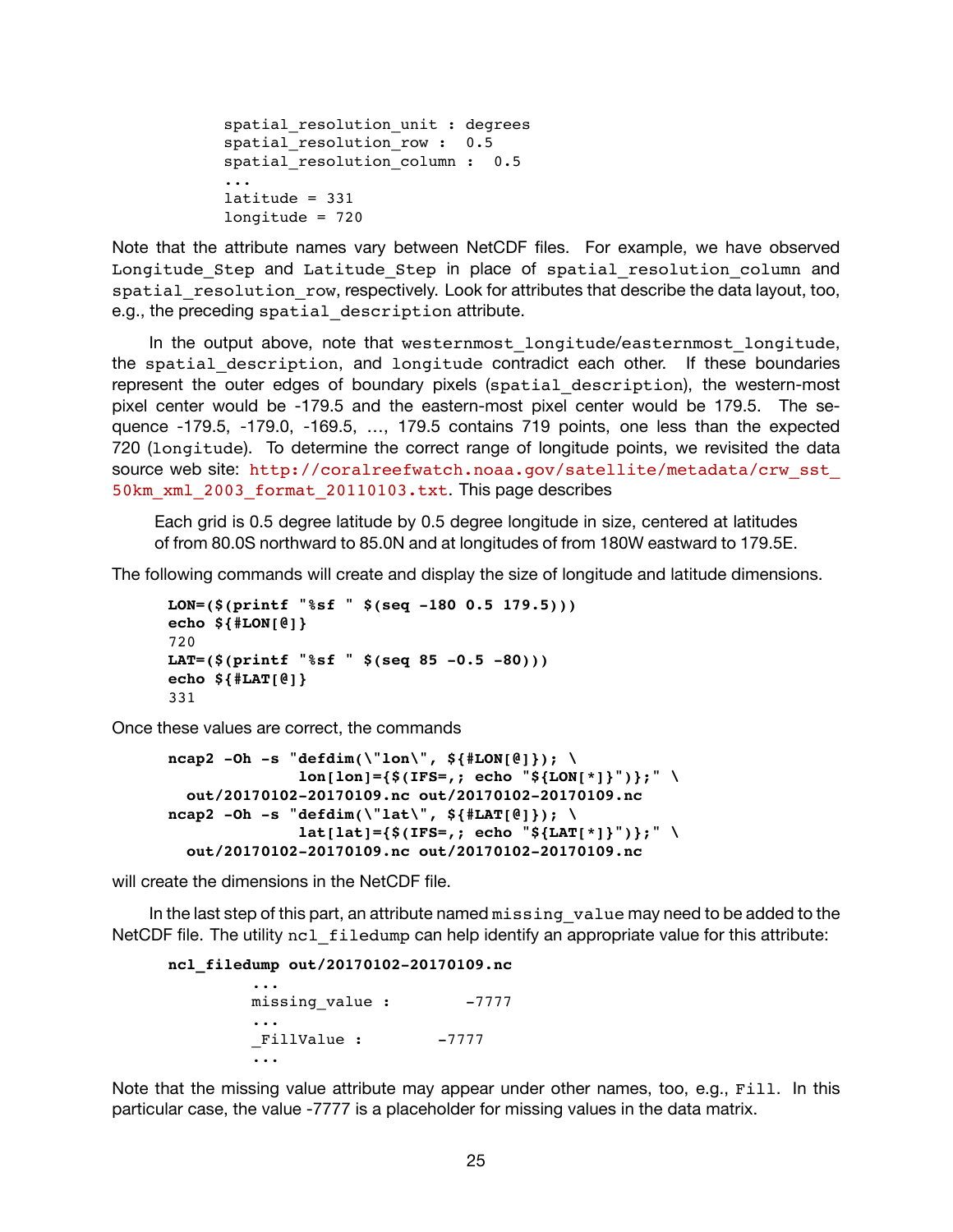```
spatial_resolution_unit : degrees
spatial_resolution_row :  0.5
spatial_resolution_column :  0.5
...
latitude = 331
longitude = 720
```

Note that the attribute names vary between NetCDF files. For example, we have observed `Longitude_Step` and `Latitude_Step` in place of `spatial_resolution_column` and `spatial_resolution_row`, respectively. Look for attributes that describe the data layout, too, e.g., the preceding `spatial_description` attribute.

In the output above, note that `westernmost_longitude/easternmost_longitude`, the `spatial_description`, and `longitude` contradict each other. If these boundaries represent the outer edges of boundary pixels (`spatial_description`), the western-most pixel center would be -179.5 and the eastern-most pixel center would be 179.5. The sequence -179.5, -179.0, -169.5, ..., 179.5 contains 719 points, one less than the expected 720 (`longitude`). To determine the correct range of longitude points, we revisited the data source web site: http://coralreefwatch.noaa.gov/satellite/metadata/crw_sst_50km_xml_2003_format_20110103.txt. This page describes

> Each grid is 0.5 degree latitude by 0.5 degree longitude in size, centered at latitudes of from 80.0S northward to 85.0N and at longitudes of from 180W eastward to 179.5E.

The following commands will create and display the size of longitude and latitude dimensions.

```
LON=($(printf "%sf " $(seq -180 0.5 179.5)))
echo ${#LON[@]}
720
LAT=($(printf "%sf " $(seq 85 -0.5 -80)))
echo ${#LAT[@]}
331
```

Once these values are correct, the commands

```
ncap2 -Oh -s "defdim(\"lon\", ${#LON[@]}); \
             lon[lon]={$(IFS=,; echo "${LON[*]}")};" \
  out/20170102-20170109.nc out/20170102-20170109.nc
ncap2 -Oh -s "defdim(\"lat\", ${#LAT[@]}); \
             lat[lat]={$(IFS=,; echo "${LAT[*]}")};" \
  out/20170102-20170109.nc out/20170102-20170109.nc
```

will create the dimensions in the NetCDF file.

In the last step of this part, an attribute named `missing_value` may need to be added to the NetCDF file. The utility `ncl_filedump` can help identify an appropriate value for this attribute:

```
ncl_filedump out/20170102-20170109.nc
        ...
        missing_value :        -7777
        ...
        _FillValue :        -7777
        ...
```

Note that the missing value attribute may appear under other names, too, e.g., `Fill`. In this particular case, the value -7777 is a placeholder for missing values in the data matrix.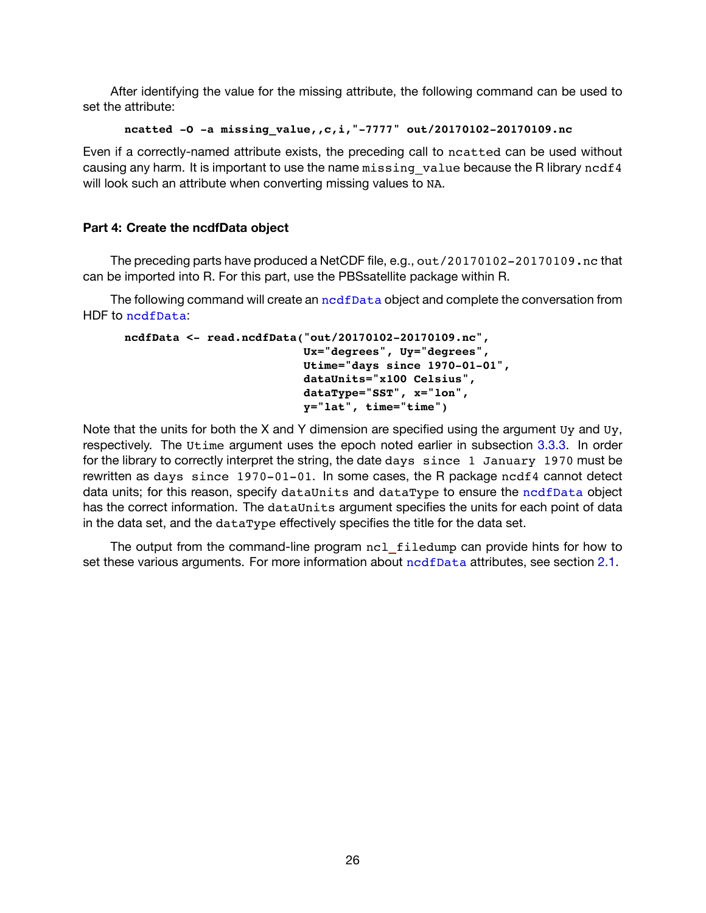After identifying the value for the missing attribute, the following command can be used to set the attribute:

```
ncatted -O -a missing_value,,c,i,"-7777" out/20170102-20170109.nc
```

Even if a correctly-named attribute exists, the preceding call to ncatted can be used without causing any harm. It is important to use the name missing_value because the R library ncdf4 will look such an attribute when converting missing values to NA.

### Part 4: Create the ncdfData object

The preceding parts have produced a NetCDF file, e.g., out/20170102-20170109.nc that can be imported into R. For this part, use the PBSsatellite package within R.

The following command will create an ncdfData object and complete the conversation from HDF to ncdfData:

```
ncdfData <- read.ncdfData("out/20170102-20170109.nc",
                          Ux="degrees", Uy="degrees",
                          Utime="days since 1970-01-01",
                          dataUnits="x100 Celsius",
                          dataType="SST", x="lon",
                          y="lat", time="time")
```

Note that the units for both the X and Y dimension are specified using the argument Uy and Uy, respectively. The Utime argument uses the epoch noted earlier in subsection 3.3.3. In order for the library to correctly interpret the string, the date days since 1 January 1970 must be rewritten as days since 1970-01-01. In some cases, the R package ncdf4 cannot detect data units; for this reason, specify dataUnits and dataType to ensure the ncdfData object has the correct information. The dataUnits argument specifies the units for each point of data in the data set, and the dataType effectively specifies the title for the data set.

The output from the command-line program ncl_filedump can provide hints for how to set these various arguments. For more information about ncdfData attributes, see section 2.1.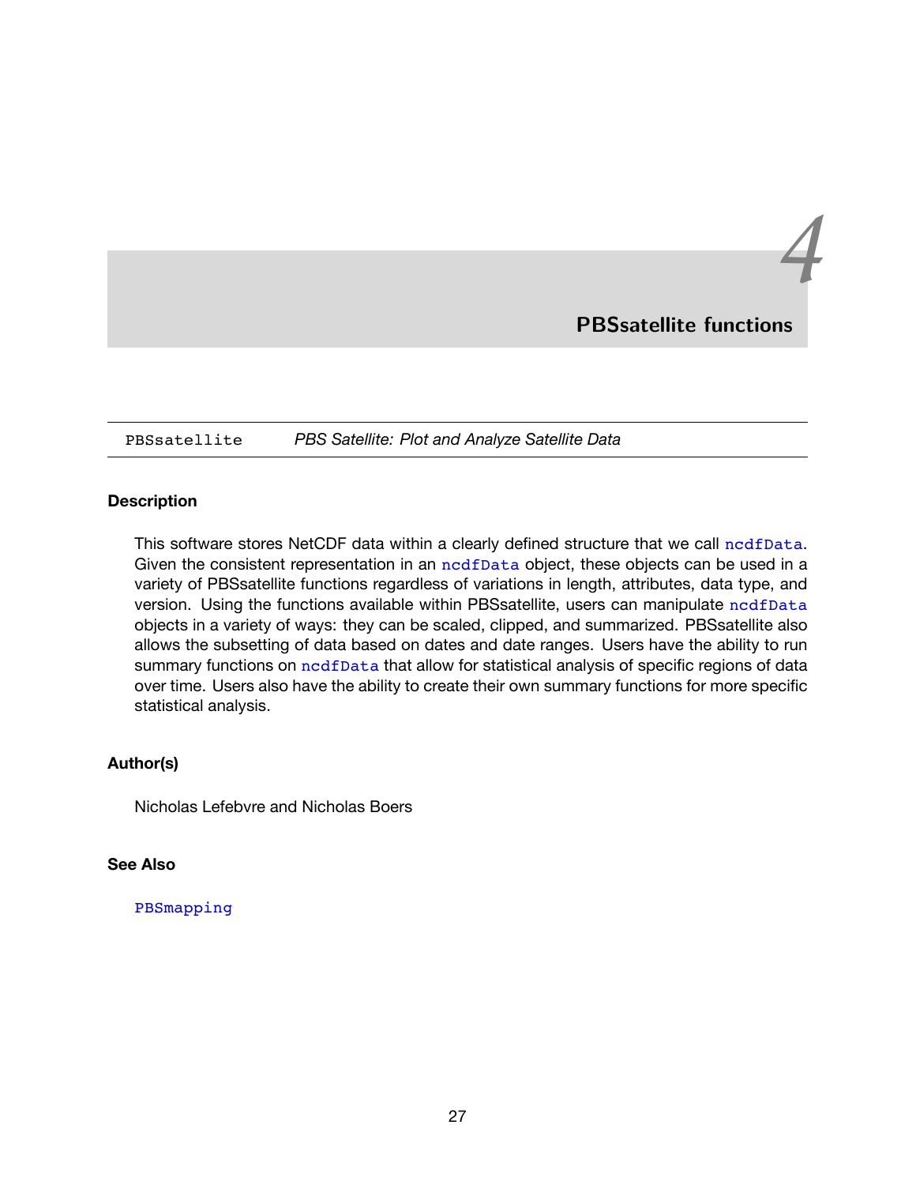# 4 PBSsatellite functions

| PBSsatellite | *PBS Satellite: Plot and Analyze Satellite Data* |
|---|---|

### Description

This software stores NetCDF data within a clearly defined structure that we call `ncdfData`. Given the consistent representation in an `ncdfData` object, these objects can be used in a variety of PBSsatellite functions regardless of variations in length, attributes, data type, and version. Using the functions available within PBSsatellite, users can manipulate `ncdfData` objects in a variety of ways: they can be scaled, clipped, and summarized. PBSsatellite also allows the subsetting of data based on dates and date ranges. Users have the ability to run summary functions on `ncdfData` that allow for statistical analysis of specific regions of data over time. Users also have the ability to create their own summary functions for more specific statistical analysis.

### Author(s)

Nicholas Lefebvre and Nicholas Boers

### See Also

`PBSmapping`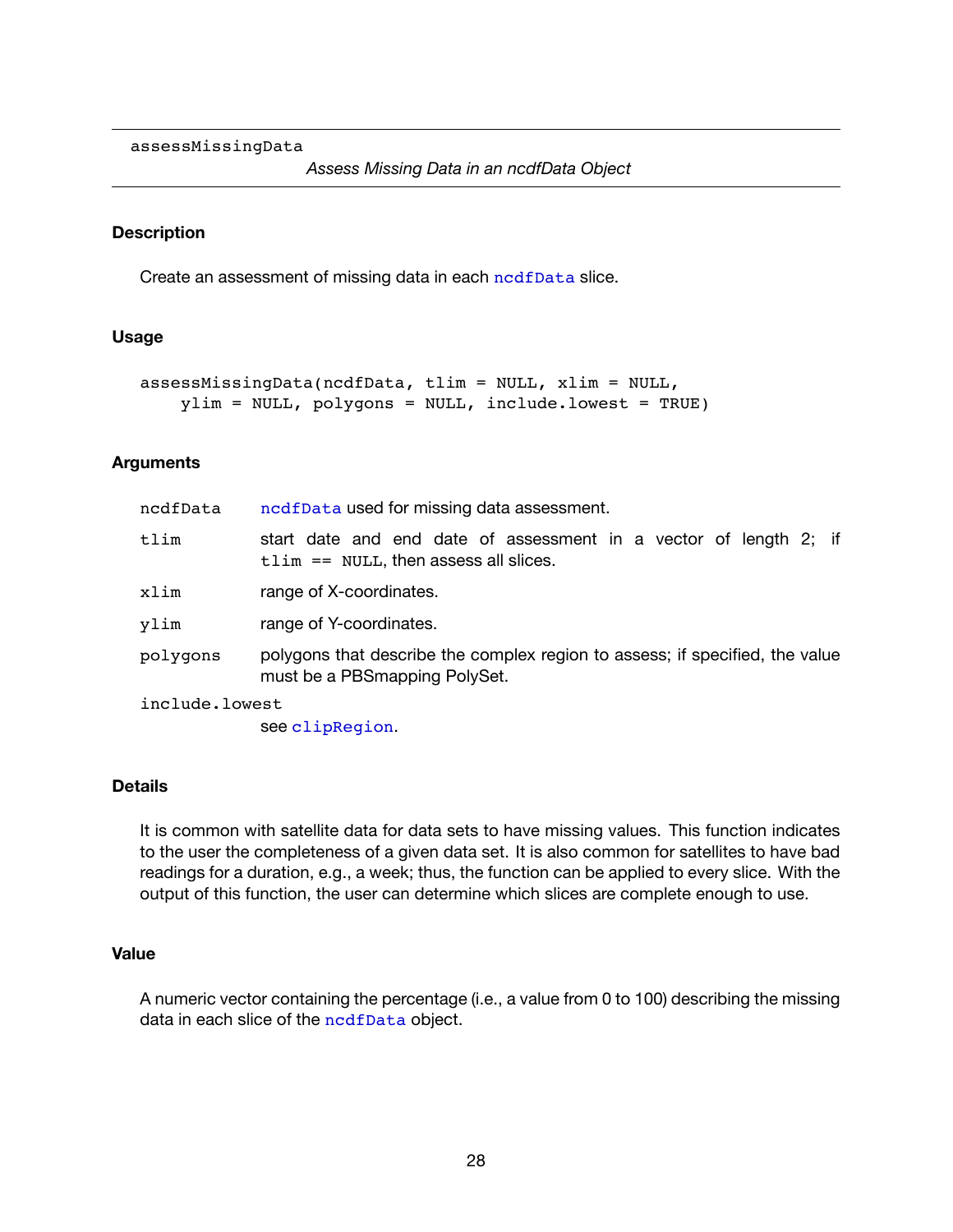assessMissingData

*Assess Missing Data in an ncdfData Object*

### Description

Create an assessment of missing data in each `ncdfData` slice.

### Usage

```
assessMissingData(ncdfData, tlim = NULL, xlim = NULL,
    ylim = NULL, polygons = NULL, include.lowest = TRUE)
```

### Arguments

| | |
|---|---|
| `ncdfData` | `ncdfData` used for missing data assessment. |
| `tlim` | start date and end date of assessment in a vector of length 2; if `tlim == NULL`, then assess all slices. |
| `xlim` | range of X-coordinates. |
| `ylim` | range of Y-coordinates. |
| `polygons` | polygons that describe the complex region to assess; if specified, the value must be a PBSmapping PolySet. |
| `include.lowest` | see `clipRegion`. |

### Details

It is common with satellite data for data sets to have missing values. This function indicates to the user the completeness of a given data set. It is also common for satellites to have bad readings for a duration, e.g., a week; thus, the function can be applied to every slice. With the output of this function, the user can determine which slices are complete enough to use.

### Value

A numeric vector containing the percentage (i.e., a value from 0 to 100) describing the missing data in each slice of the `ncdfData` object.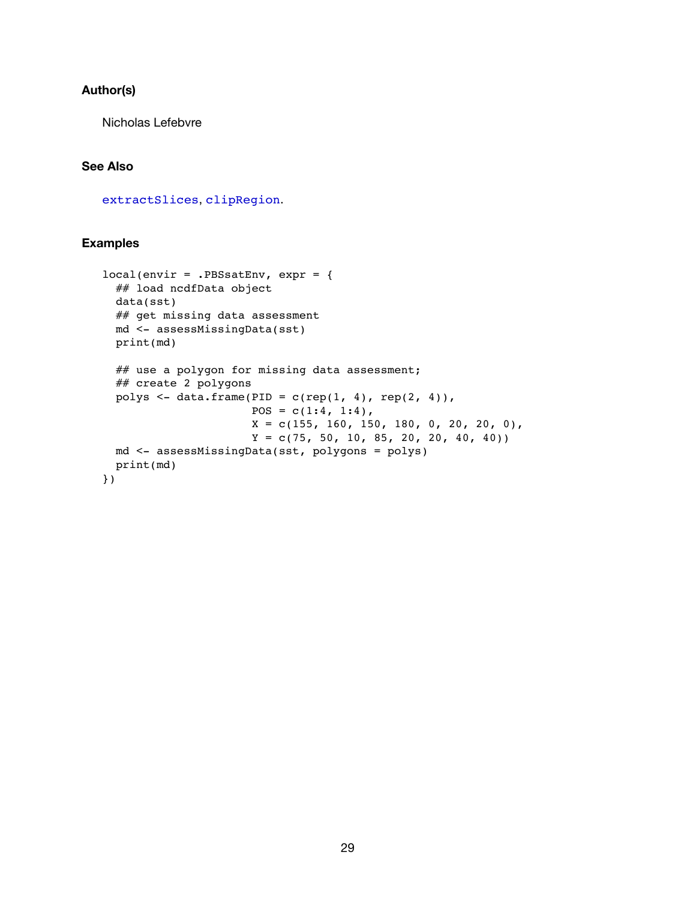### Author(s)

Nicholas Lefebvre

### See Also

extractSlices, clipRegion.

### Examples

```
local(envir = .PBSsatEnv, expr = {
  ## load ncdfData object
  data(sst)
  ## get missing data assessment
  md <- assessMissingData(sst)
  print(md)

  ## use a polygon for missing data assessment;
  ## create 2 polygons
  polys <- data.frame(PID = c(rep(1, 4), rep(2, 4)),
                      POS = c(1:4, 1:4),
                      X = c(155, 160, 150, 180, 0, 20, 20, 0),
                      Y = c(75, 50, 10, 85, 20, 20, 40, 40))
  md <- assessMissingData(sst, polygons = polys)
  print(md)
})
```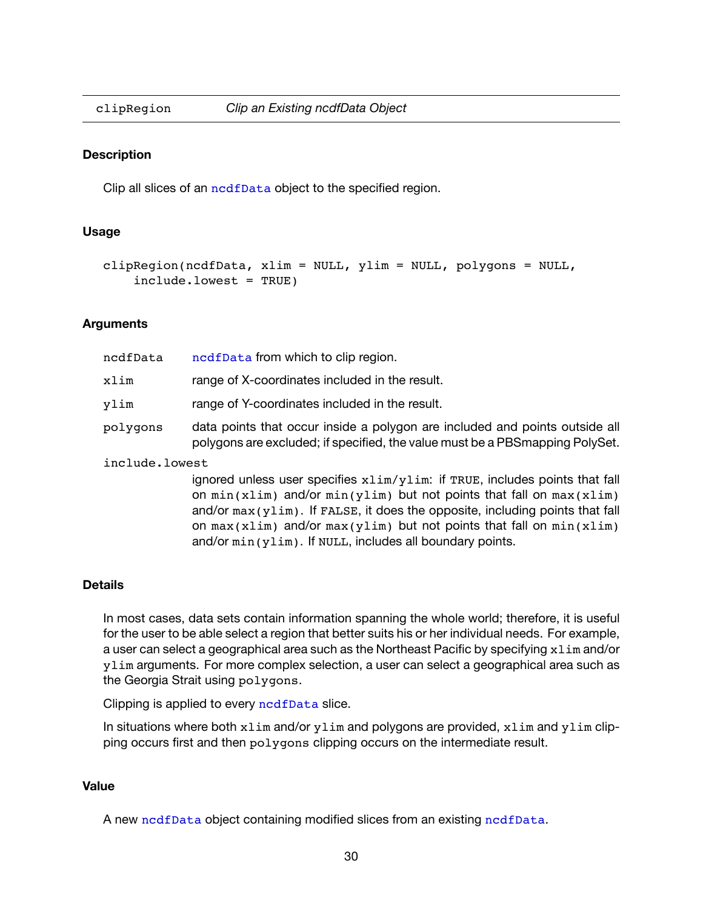`clipRegion` *Clip an Existing ncdfData Object*

## Description

Clip all slices of an `ncdfData` object to the specified region.

## Usage

```
clipRegion(ncdfData, xlim = NULL, ylim = NULL, polygons = NULL,
    include.lowest = TRUE)
```

## Arguments

| | |
|---|---|
| `ncdfData` | `ncdfData` from which to clip region. |
| `xlim` | range of X-coordinates included in the result. |
| `ylim` | range of Y-coordinates included in the result. |
| `polygons` | data points that occur inside a polygon are included and points outside all polygons are excluded; if specified, the value must be a PBSmapping PolySet. |
| `include.lowest` | ignored unless user specifies `xlim`/`ylim`: if `TRUE`, includes points that fall on `min(xlim)` and/or `min(ylim)` but not points that fall on `max(xlim)` and/or `max(ylim)`. If `FALSE`, it does the opposite, including points that fall on `max(xlim)` and/or `max(ylim)` but not points that fall on `min(xlim)` and/or `min(ylim)`. If `NULL`, includes all boundary points. |

## Details

In most cases, data sets contain information spanning the whole world; therefore, it is useful for the user to be able select a region that better suits his or her individual needs. For example, a user can select a geographical area such as the Northeast Pacific by specifying `xlim` and/or `ylim` arguments. For more complex selection, a user can select a geographical area such as the Georgia Strait using `polygons`.

Clipping is applied to every `ncdfData` slice.

In situations where both `xlim` and/or `ylim` and polygons are provided, `xlim` and `ylim` clipping occurs first and then `polygons` clipping occurs on the intermediate result.

## Value

A new `ncdfData` object containing modified slices from an existing `ncdfData`.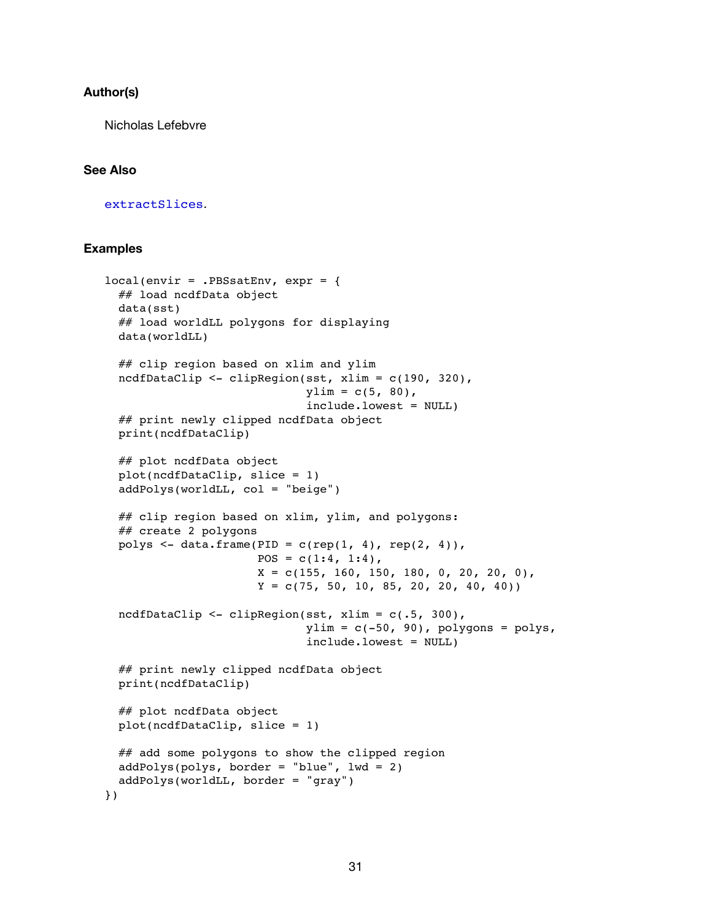### Author(s)

Nicholas Lefebvre

### See Also

extractSlices.

### Examples

```
local(envir = .PBSsatEnv, expr = {
  ## load ncdfData object
  data(sst)
  ## load worldLL polygons for displaying
  data(worldLL)

  ## clip region based on xlim and ylim
  ncdfDataClip <- clipRegion(sst, xlim = c(190, 320),
                             ylim = c(5, 80),
                             include.lowest = NULL)
  ## print newly clipped ncdfData object
  print(ncdfDataClip)

  ## plot ncdfData object
  plot(ncdfDataClip, slice = 1)
  addPolys(worldLL, col = "beige")

  ## clip region based on xlim, ylim, and polygons:
  ## create 2 polygons
  polys <- data.frame(PID = c(rep(1, 4), rep(2, 4)),
                      POS = c(1:4, 1:4),
                      X = c(155, 160, 150, 180, 0, 20, 20, 0),
                      Y = c(75, 50, 10, 85, 20, 20, 40, 40))

  ncdfDataClip <- clipRegion(sst, xlim = c(.5, 300),
                             ylim = c(-50, 90), polygons = polys,
                             include.lowest = NULL)

  ## print newly clipped ncdfData object
  print(ncdfDataClip)

  ## plot ncdfData object
  plot(ncdfDataClip, slice = 1)

  ## add some polygons to show the clipped region
  addPolys(polys, border = "blue", lwd = 2)
  addPolys(worldLL, border = "gray")
})
```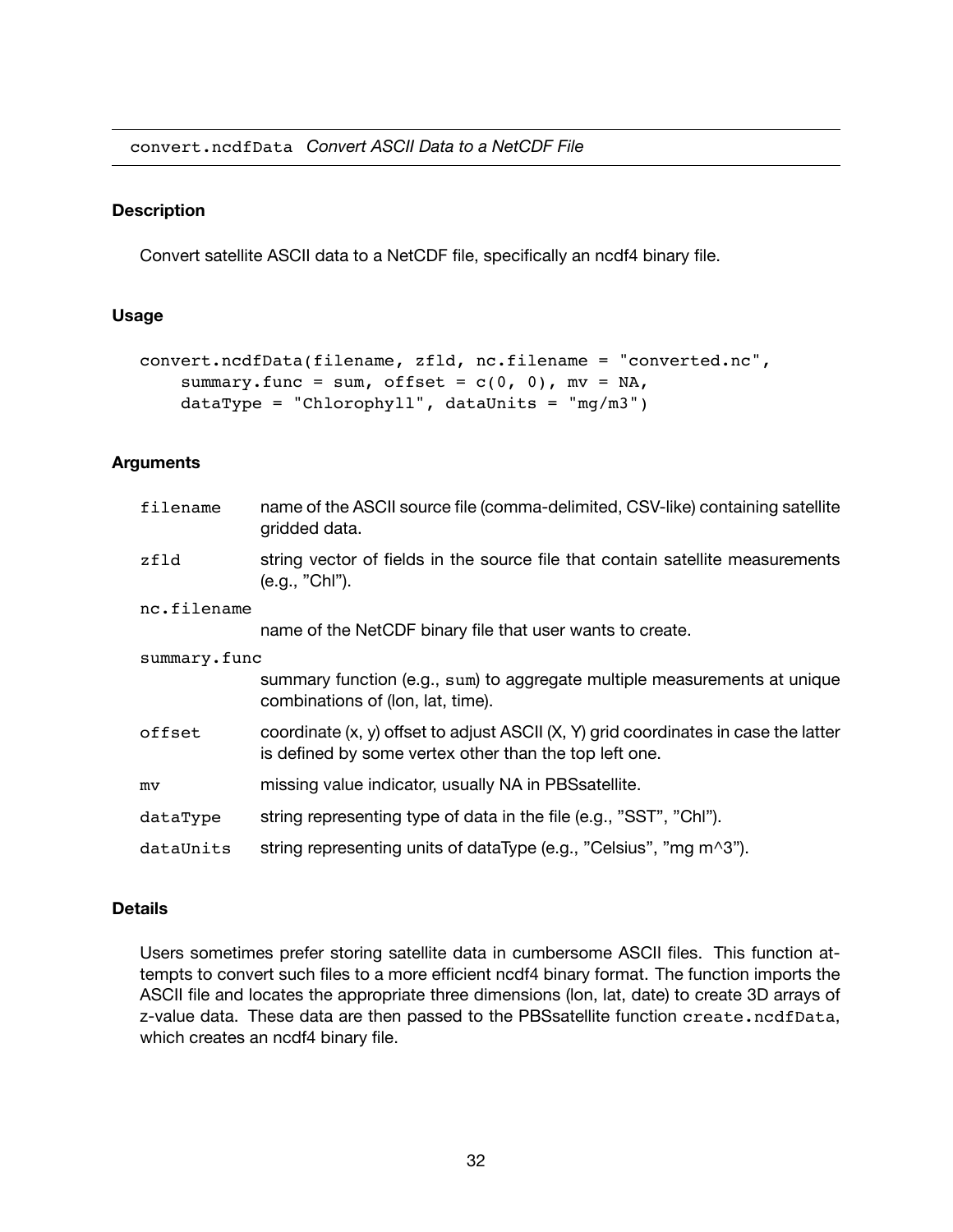convert.ncdfData *Convert ASCII Data to a NetCDF File*

## Description

Convert satellite ASCII data to a NetCDF file, specifically an ncdf4 binary file.

## Usage

```
convert.ncdfData(filename, zfld, nc.filename = "converted.nc",
    summary.func = sum, offset = c(0, 0), mv = NA,
    dataType = "Chlorophyll", dataUnits = "mg/m3")
```

## Arguments

| | |
|---|---|
| filename | name of the ASCII source file (comma-delimited, CSV-like) containing satellite gridded data. |
| zfld | string vector of fields in the source file that contain satellite measurements (e.g., "Chl"). |
| nc.filename | name of the NetCDF binary file that user wants to create. |
| summary.func | summary function (e.g., `sum`) to aggregate multiple measurements at unique combinations of (lon, lat, time). |
| offset | coordinate (x, y) offset to adjust ASCII (X, Y) grid coordinates in case the latter is defined by some vertex other than the top left one. |
| mv | missing value indicator, usually NA in PBSsatellite. |
| dataType | string representing type of data in the file (e.g., "SST", "Chl"). |
| dataUnits | string representing units of dataType (e.g., "Celsius", "mg m^3"). |

## Details

Users sometimes prefer storing satellite data in cumbersome ASCII files. This function attempts to convert such files to a more efficient ncdf4 binary format. The function imports the ASCII file and locates the appropriate three dimensions (lon, lat, date) to create 3D arrays of z-value data. These data are then passed to the PBSsatellite function `create.ncdfData`, which creates an ncdf4 binary file.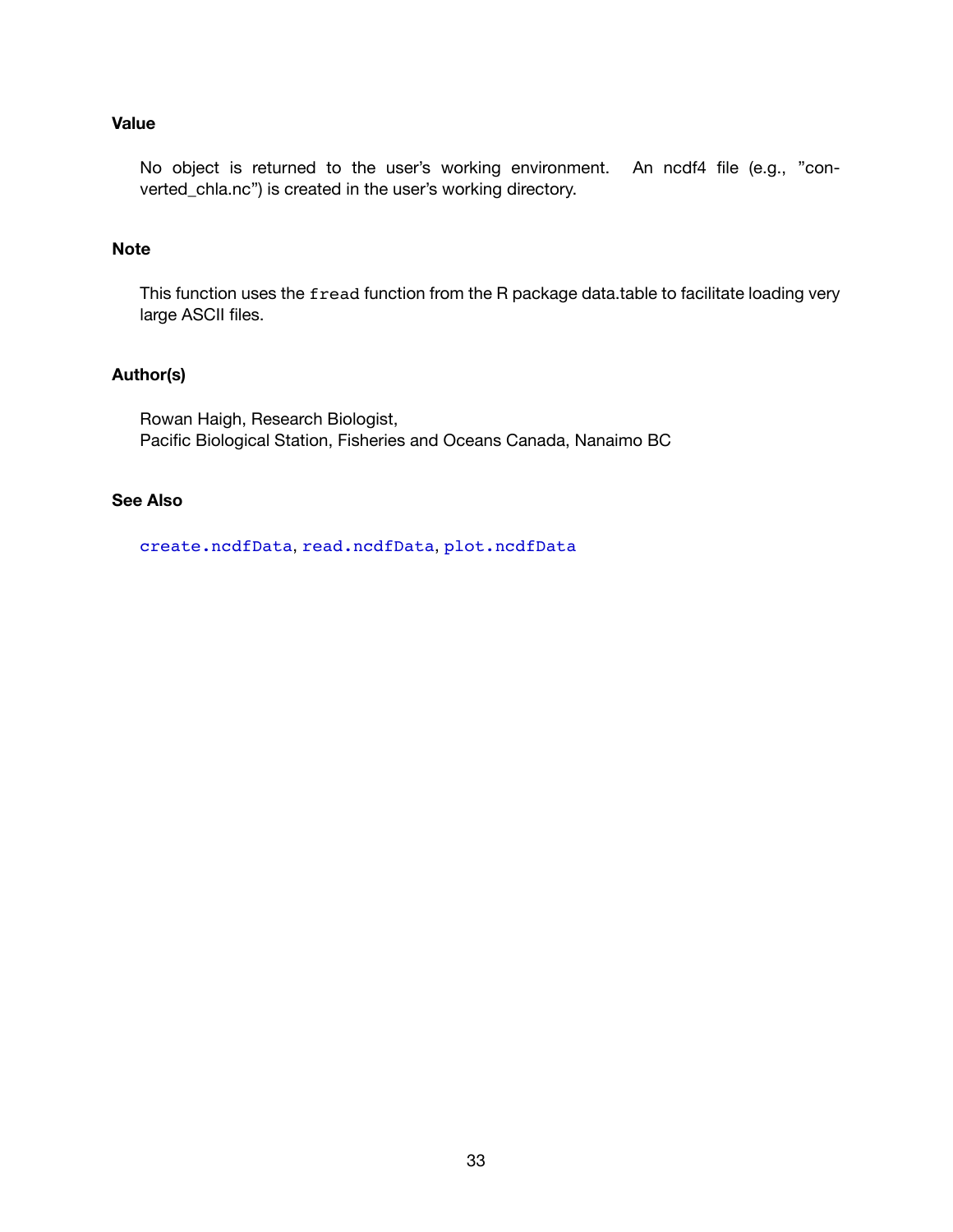### Value

No object is returned to the user's working environment. An ncdf4 file (e.g., "converted_chla.nc") is created in the user's working directory.

### Note

This function uses the `fread` function from the R package data.table to facilitate loading very large ASCII files.

### Author(s)

Rowan Haigh, Research Biologist,
Pacific Biological Station, Fisheries and Oceans Canada, Nanaimo BC

### See Also

`create.ncdfData`, `read.ncdfData`, `plot.ncdfData`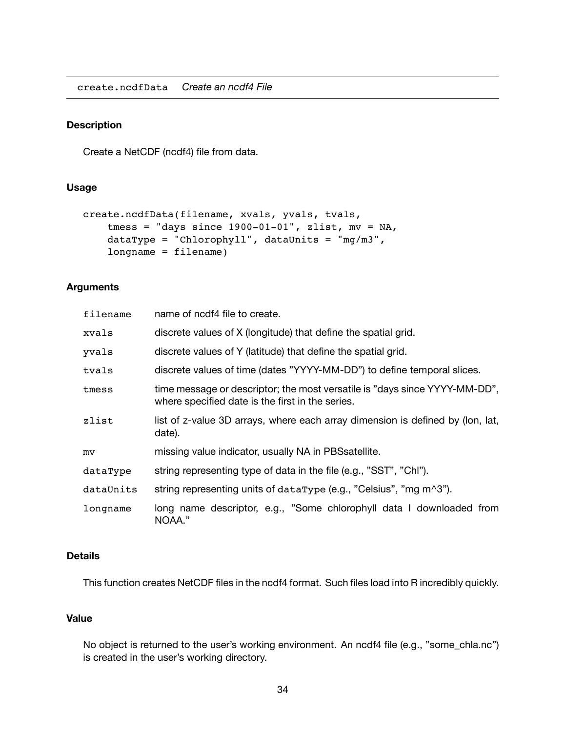create.ncdfData *Create an ncdf4 File*

## Description

Create a NetCDF (ncdf4) file from data.

## Usage

```
create.ncdfData(filename, xvals, yvals, tvals,
    tmess = "days since 1900-01-01", zlist, mv = NA,
    dataType = "Chlorophyll", dataUnits = "mg/m3",
    longname = filename)
```

## Arguments

| | |
|---|---|
| filename | name of ncdf4 file to create. |
| xvals | discrete values of X (longitude) that define the spatial grid. |
| yvals | discrete values of Y (latitude) that define the spatial grid. |
| tvals | discrete values of time (dates "YYYY-MM-DD") to define temporal slices. |
| tmess | time message or descriptor; the most versatile is "days since YYYY-MM-DD", where specified date is the first in the series. |
| zlist | list of z-value 3D arrays, where each array dimension is defined by (lon, lat, date). |
| mv | missing value indicator, usually NA in PBSsatellite. |
| dataType | string representing type of data in the file (e.g., "SST", "Chl"). |
| dataUnits | string representing units of `dataType` (e.g., "Celsius", "mg m^3"). |
| longname | long name descriptor, e.g., "Some chlorophyll data I downloaded from NOAA." |

## Details

This function creates NetCDF files in the ncdf4 format. Such files load into R incredibly quickly.

## Value

No object is returned to the user's working environment. An ncdf4 file (e.g., "some_chla.nc") is created in the user's working directory.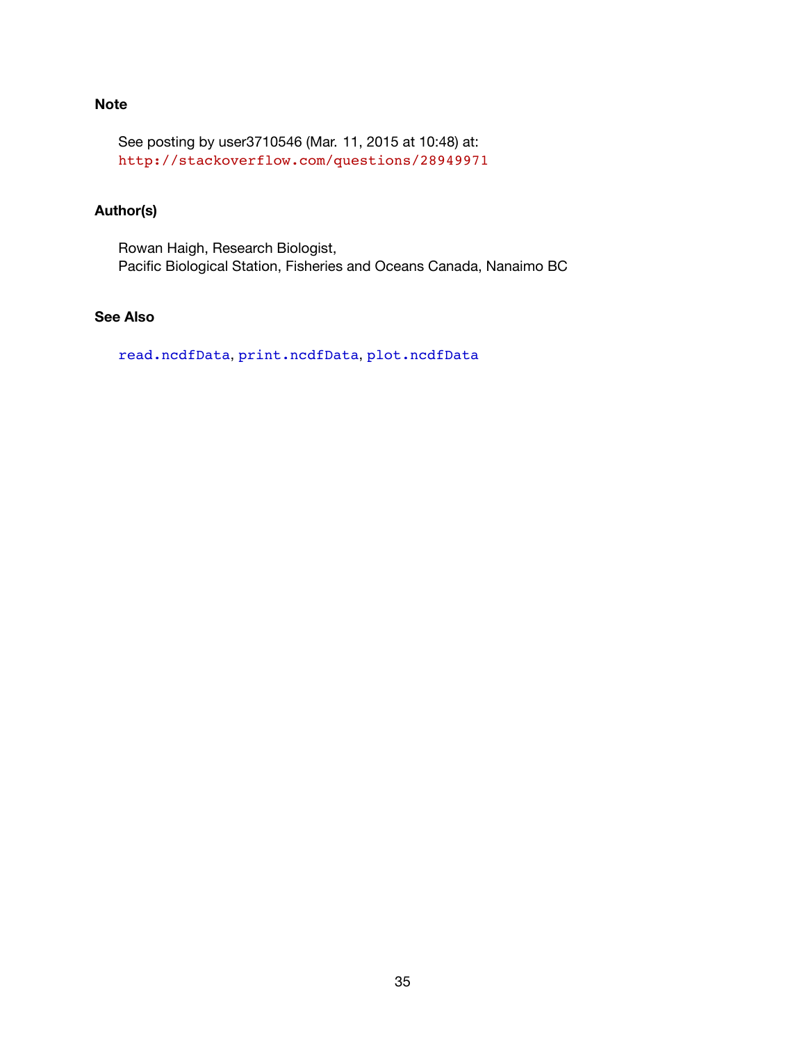### Note

See posting by user3710546 (Mar. 11, 2015 at 10:48) at:
`http://stackoverflow.com/questions/28949971`

### Author(s)

Rowan Haigh, Research Biologist,
Pacific Biological Station, Fisheries and Oceans Canada, Nanaimo BC

### See Also

`read.ncdfData`, `print.ncdfData`, `plot.ncdfData`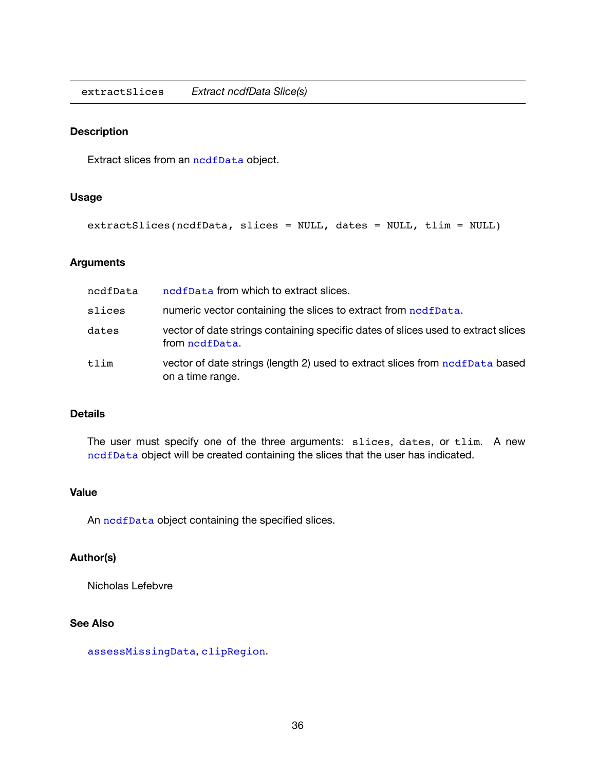extractSlices *Extract ncdfData Slice(s)*

### Description

Extract slices from an `ncdfData` object.

### Usage

```
extractSlices(ncdfData, slices = NULL, dates = NULL, tlim = NULL)
```

### Arguments

| | |
|---|---|
| `ncdfData` | `ncdfData` from which to extract slices. |
| `slices` | numeric vector containing the slices to extract from `ncdfData`. |
| `dates` | vector of date strings containing specific dates of slices used to extract slices from `ncdfData`. |
| `tlim` | vector of date strings (length 2) used to extract slices from `ncdfData` based on a time range. |

### Details

The user must specify one of the three arguments: `slices`, `dates`, or `tlim`. A new `ncdfData` object will be created containing the slices that the user has indicated.

### Value

An `ncdfData` object containing the specified slices.

### Author(s)

Nicholas Lefebvre

### See Also

`assessMissingData`, `clipRegion`.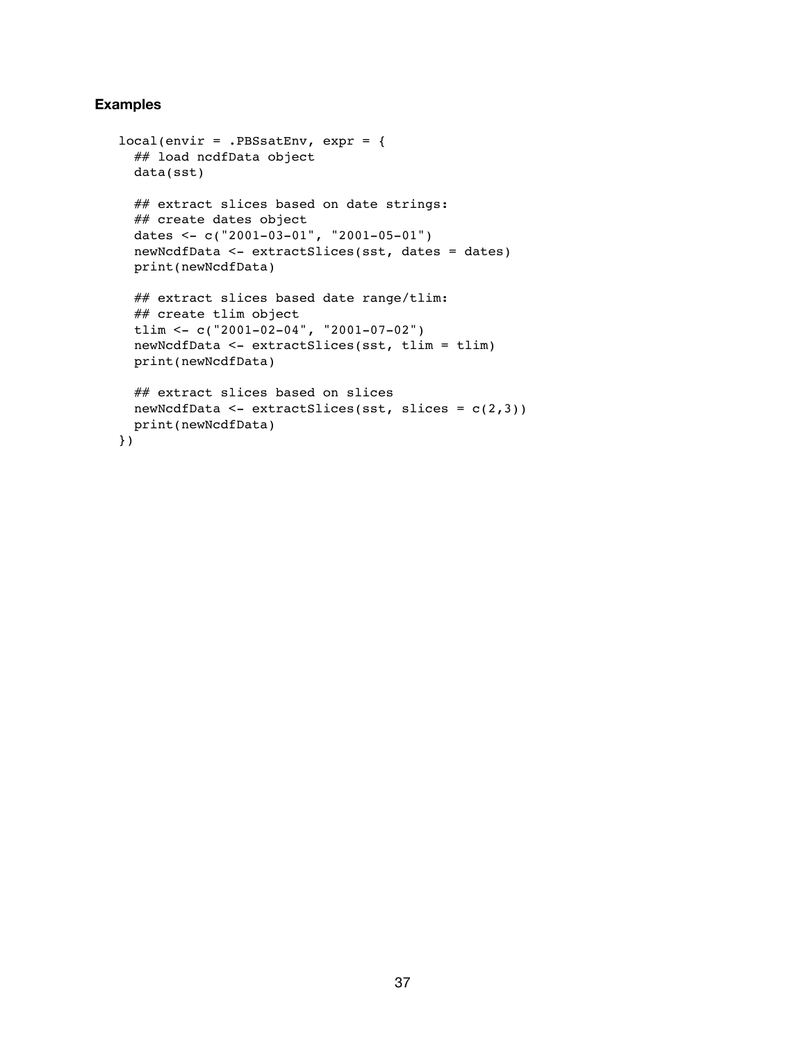### Examples

```
local(envir = .PBSsatEnv, expr = {
  ## load ncdfData object
  data(sst)

  ## extract slices based on date strings:
  ## create dates object
  dates <- c("2001-03-01", "2001-05-01")
  newNcdfData <- extractSlices(sst, dates = dates)
  print(newNcdfData)

  ## extract slices based date range/tlim:
  ## create tlim object
  tlim <- c("2001-02-04", "2001-07-02")
  newNcdfData <- extractSlices(sst, tlim = tlim)
  print(newNcdfData)

  ## extract slices based on slices
  newNcdfData <- extractSlices(sst, slices = c(2,3))
  print(newNcdfData)
})
```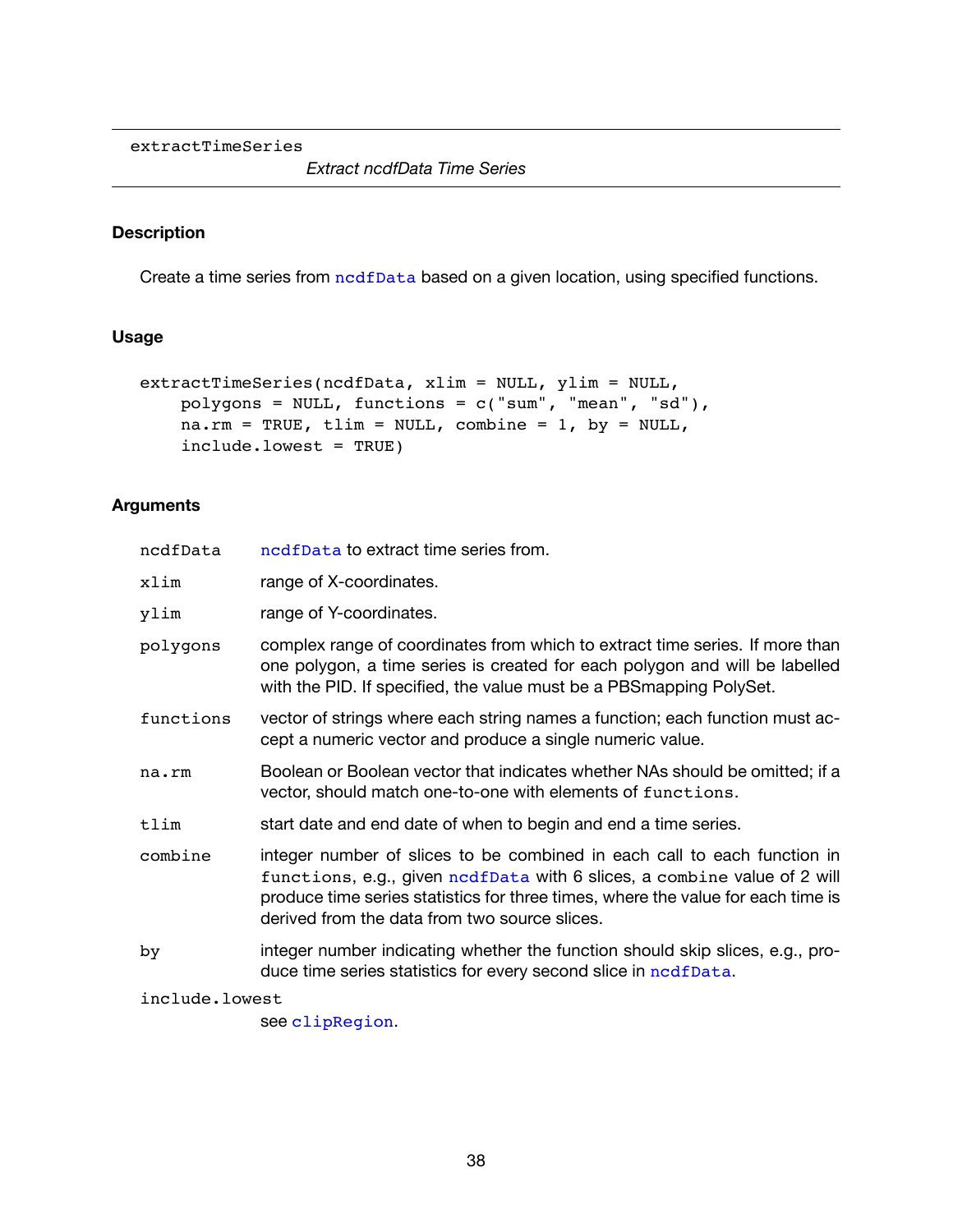extractTimeSeries *Extract ncdfData Time Series*

### Description

Create a time series from ncdfData based on a given location, using specified functions.

### Usage

```
extractTimeSeries(ncdfData, xlim = NULL, ylim = NULL,
    polygons = NULL, functions = c("sum", "mean", "sd"),
    na.rm = TRUE, tlim = NULL, combine = 1, by = NULL,
    include.lowest = TRUE)
```

### Arguments

| | |
|---|---|
| ncdfData | ncdfData to extract time series from. |
| xlim | range of X-coordinates. |
| ylim | range of Y-coordinates. |
| polygons | complex range of coordinates from which to extract time series. If more than one polygon, a time series is created for each polygon and will be labelled with the PID. If specified, the value must be a PBSmapping PolySet. |
| functions | vector of strings where each string names a function; each function must accept a numeric vector and produce a single numeric value. |
| na.rm | Boolean or Boolean vector that indicates whether NAs should be omitted; if a vector, should match one-to-one with elements of `functions`. |
| tlim | start date and end date of when to begin and end a time series. |
| combine | integer number of slices to be combined in each call to each function in `functions`, e.g., given ncdfData with 6 slices, a `combine` value of 2 will produce time series statistics for three times, where the value for each time is derived from the data from two source slices. |
| by | integer number indicating whether the function should skip slices, e.g., produce time series statistics for every second slice in ncdfData. |
| include.lowest | see clipRegion. |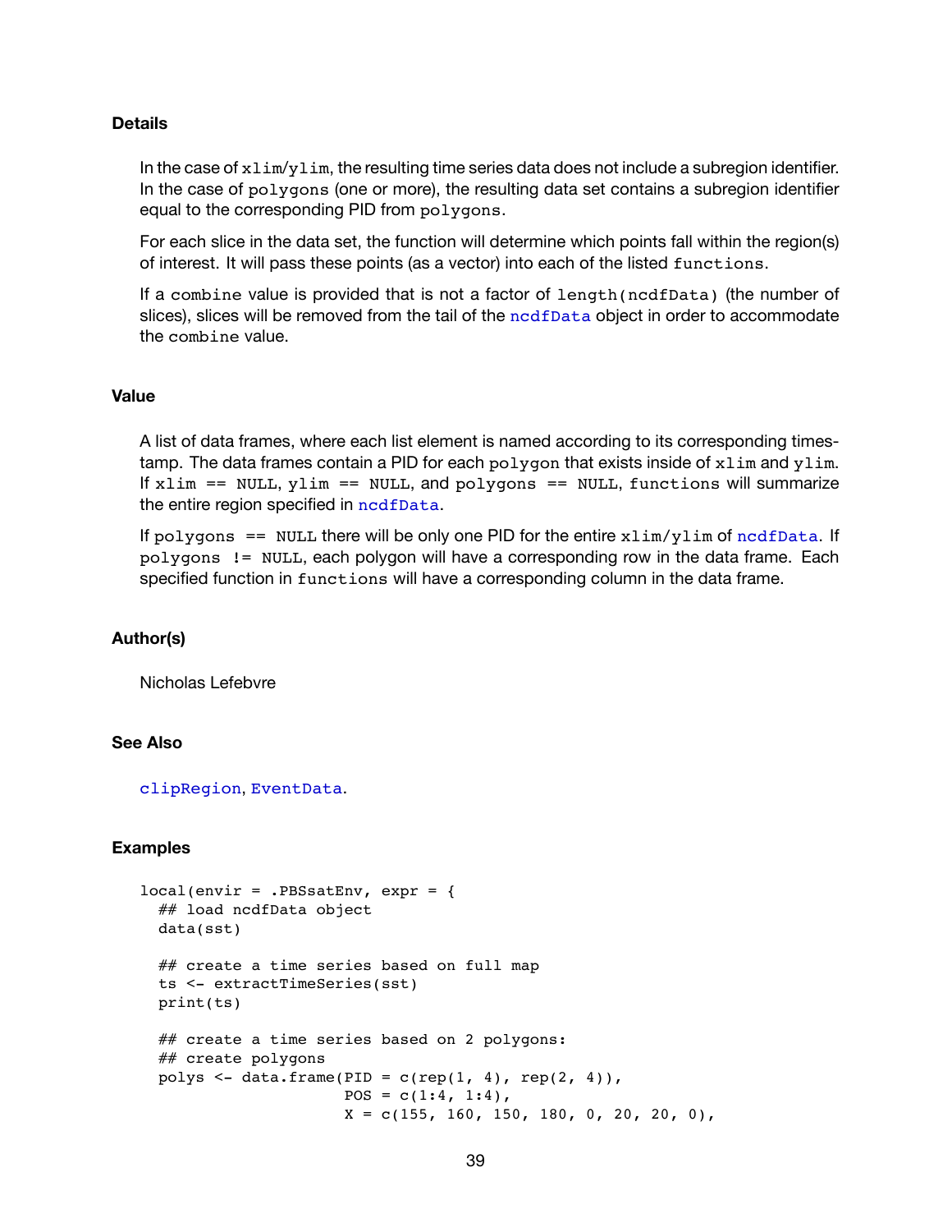### Details

In the case of `xlim`/`ylim`, the resulting time series data does not include a subregion identifier. In the case of `polygons` (one or more), the resulting data set contains a subregion identifier equal to the corresponding PID from `polygons`.

For each slice in the data set, the function will determine which points fall within the region(s) of interest. It will pass these points (as a vector) into each of the listed `functions`.

If a `combine` value is provided that is not a factor of `length(ncdfData)` (the number of slices), slices will be removed from the tail of the `ncdfData` object in order to accommodate the `combine` value.

### Value

A list of data frames, where each list element is named according to its corresponding timestamp. The data frames contain a PID for each `polygon` that exists inside of `xlim` and `ylim`. If `xlim == NULL`, `ylim == NULL`, and `polygons == NULL`, `functions` will summarize the entire region specified in `ncdfData`.

If `polygons == NULL` there will be only one PID for the entire `xlim`/`ylim` of `ncdfData`. If `polygons != NULL`, each polygon will have a corresponding row in the data frame. Each specified function in `functions` will have a corresponding column in the data frame.

### Author(s)

Nicholas Lefebvre

### See Also

`clipRegion`, `EventData`.

### Examples

```
local(envir = .PBSsatEnv, expr = {
  ## load ncdfData object
  data(sst)

  ## create a time series based on full map
  ts <- extractTimeSeries(sst)
  print(ts)

  ## create a time series based on 2 polygons:
  ## create polygons
  polys <- data.frame(PID = c(rep(1, 4), rep(2, 4)),
                      POS = c(1:4, 1:4),
                      X = c(155, 160, 150, 180, 0, 20, 20, 0),
```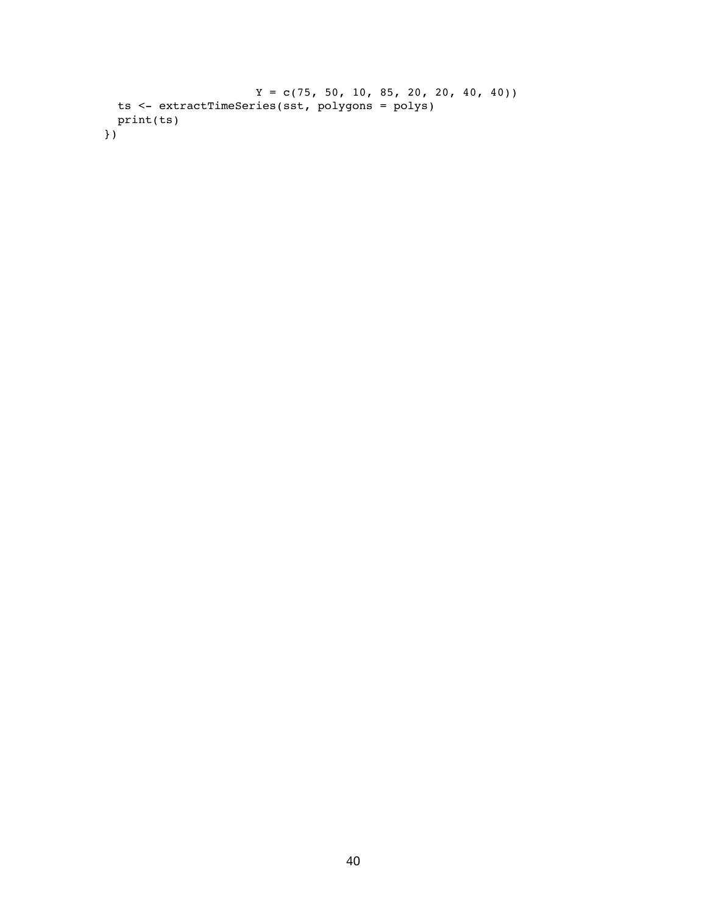```
                      Y = c(75, 50, 10, 85, 20, 20, 40, 40))
  ts <- extractTimeSeries(sst, polygons = polys)
  print(ts)
})
```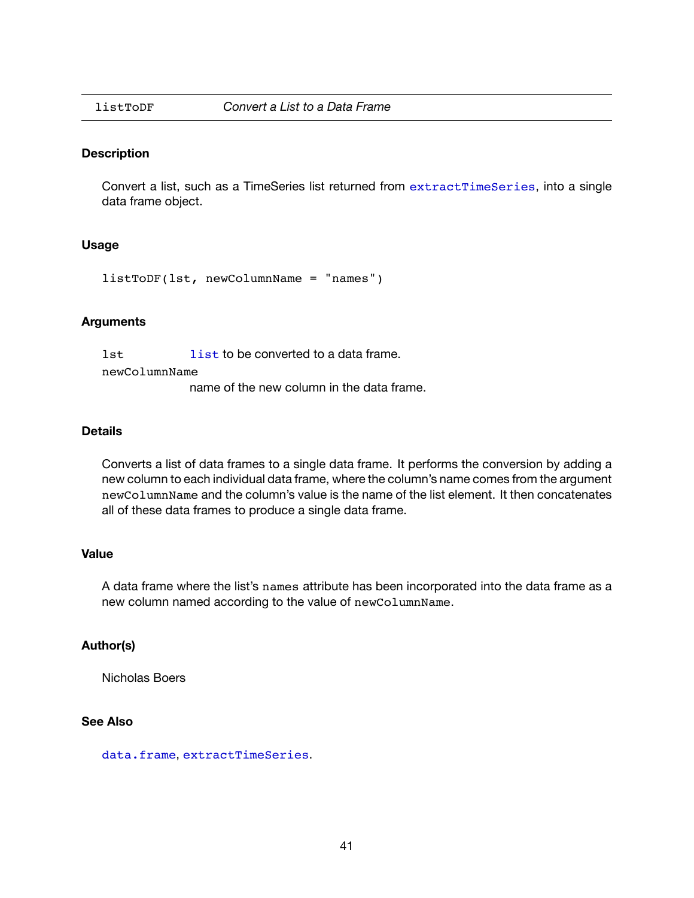| listToDF | *Convert a List to a Data Frame* |
|---|---|

### Description

Convert a list, such as a TimeSeries list returned from `extractTimeSeries`, into a single data frame object.

### Usage

```
listToDF(lst, newColumnName = "names")
```

### Arguments

`lst` `list` to be converted to a data frame.

`newColumnName` name of the new column in the data frame.

### Details

Converts a list of data frames to a single data frame. It performs the conversion by adding a new column to each individual data frame, where the column's name comes from the argument `newColumnName` and the column's value is the name of the list element. It then concatenates all of these data frames to produce a single data frame.

### Value

A data frame where the list's `names` attribute has been incorporated into the data frame as a new column named according to the value of `newColumnName`.

### Author(s)

Nicholas Boers

### See Also

`data.frame`, `extractTimeSeries`.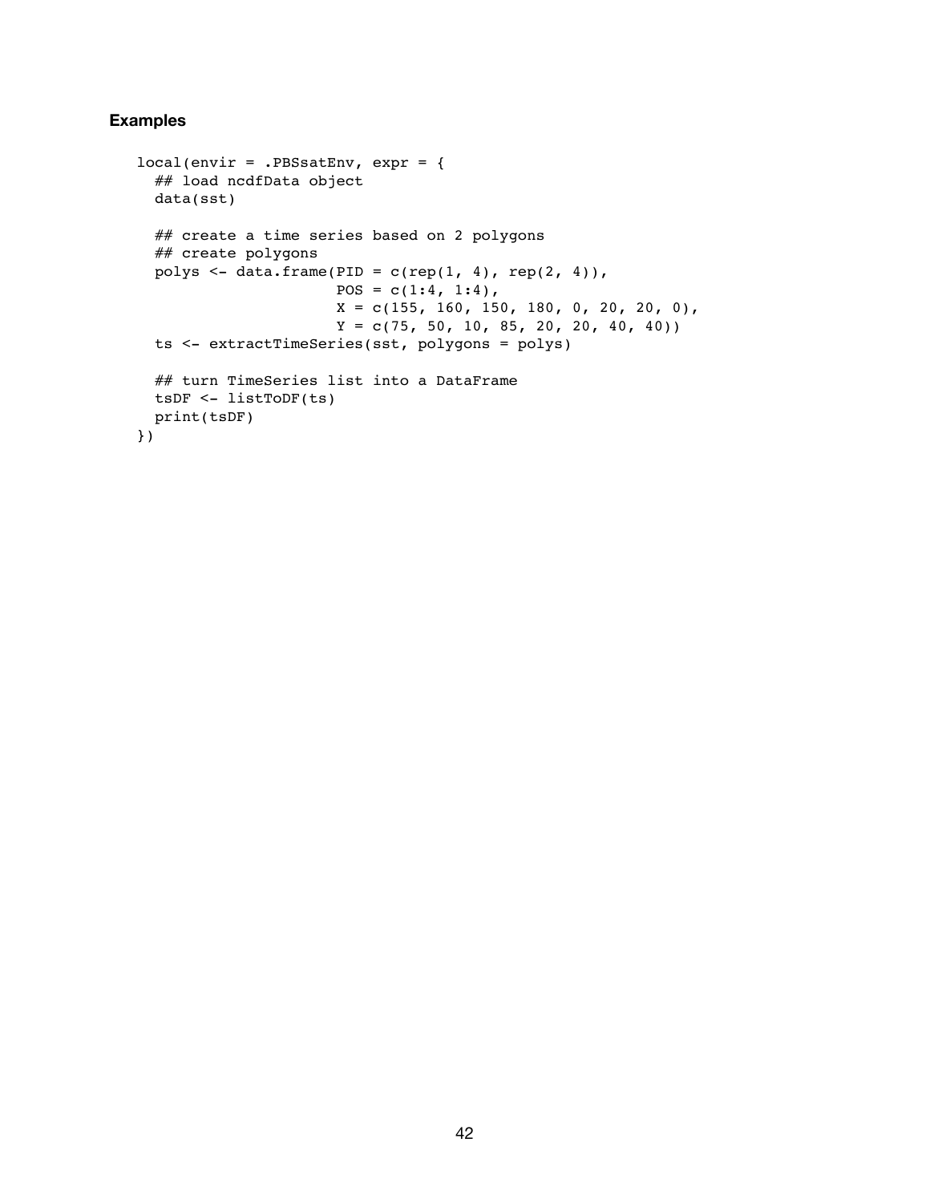### Examples

```
local(envir = .PBSsatEnv, expr = {
  ## load ncdfData object
  data(sst)

  ## create a time series based on 2 polygons
  ## create polygons
  polys <- data.frame(PID = c(rep(1, 4), rep(2, 4)),
                      POS = c(1:4, 1:4),
                      X = c(155, 160, 150, 180, 0, 20, 20, 0),
                      Y = c(75, 50, 10, 85, 20, 20, 40, 40))
  ts <- extractTimeSeries(sst, polygons = polys)

  ## turn TimeSeries list into a DataFrame
  tsDF <- listToDF(ts)
  print(tsDF)
})
```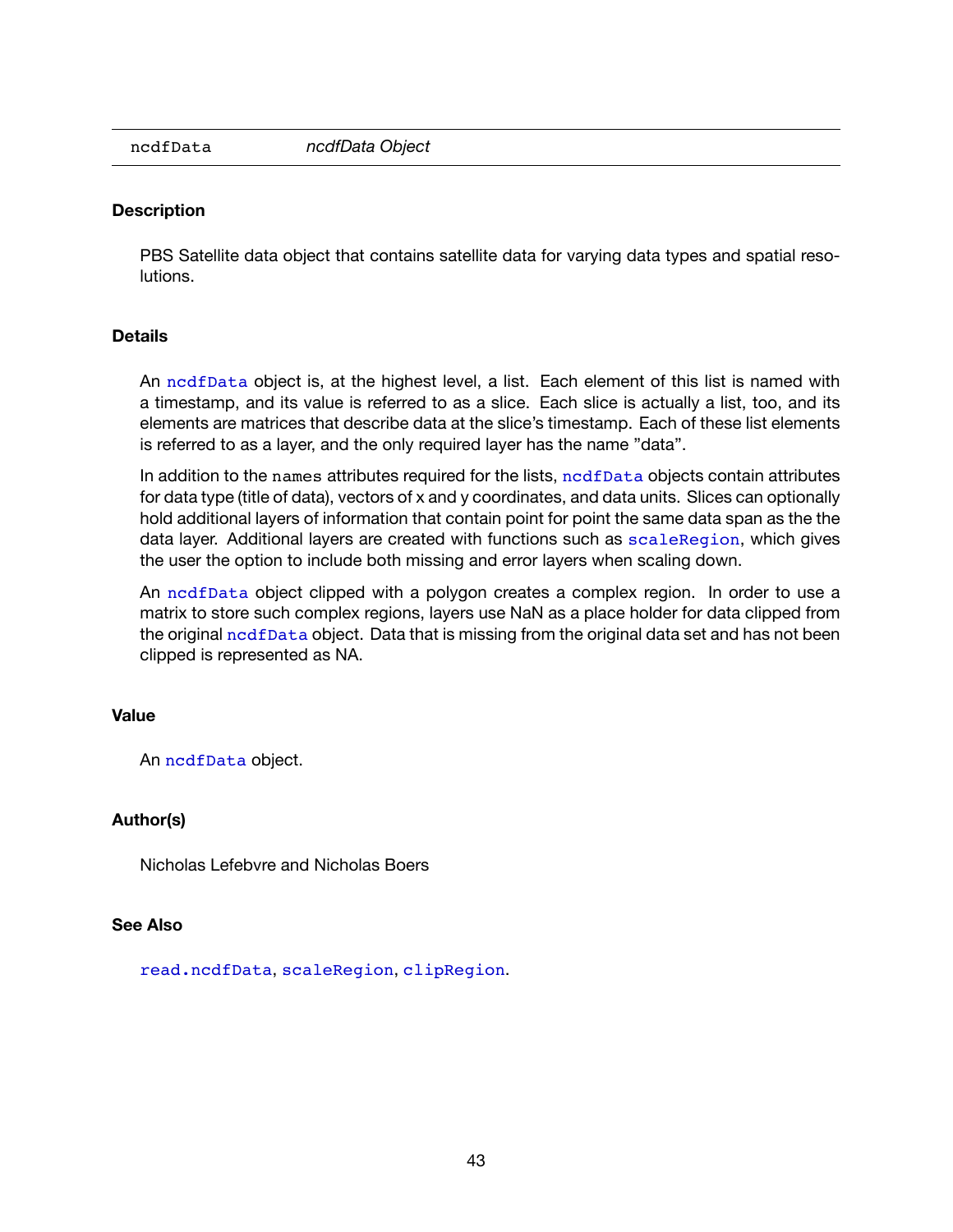ncdfData *ncdfData Object*

### Description

PBS Satellite data object that contains satellite data for varying data types and spatial resolutions.

### Details

An `ncdfData` object is, at the highest level, a list. Each element of this list is named with a timestamp, and its value is referred to as a slice. Each slice is actually a list, too, and its elements are matrices that describe data at the slice's timestamp. Each of these list elements is referred to as a layer, and the only required layer has the name "data".

In addition to the `names` attributes required for the lists, `ncdfData` objects contain attributes for data type (title of data), vectors of x and y coordinates, and data units. Slices can optionally hold additional layers of information that contain point for point the same data span as the the data layer. Additional layers are created with functions such as `scaleRegion`, which gives the user the option to include both missing and error layers when scaling down.

An `ncdfData` object clipped with a polygon creates a complex region. In order to use a matrix to store such complex regions, layers use NaN as a place holder for data clipped from the original `ncdfData` object. Data that is missing from the original data set and has not been clipped is represented as NA.

### Value

An `ncdfData` object.

### Author(s)

Nicholas Lefebvre and Nicholas Boers

### See Also

`read.ncdfData`, `scaleRegion`, `clipRegion`.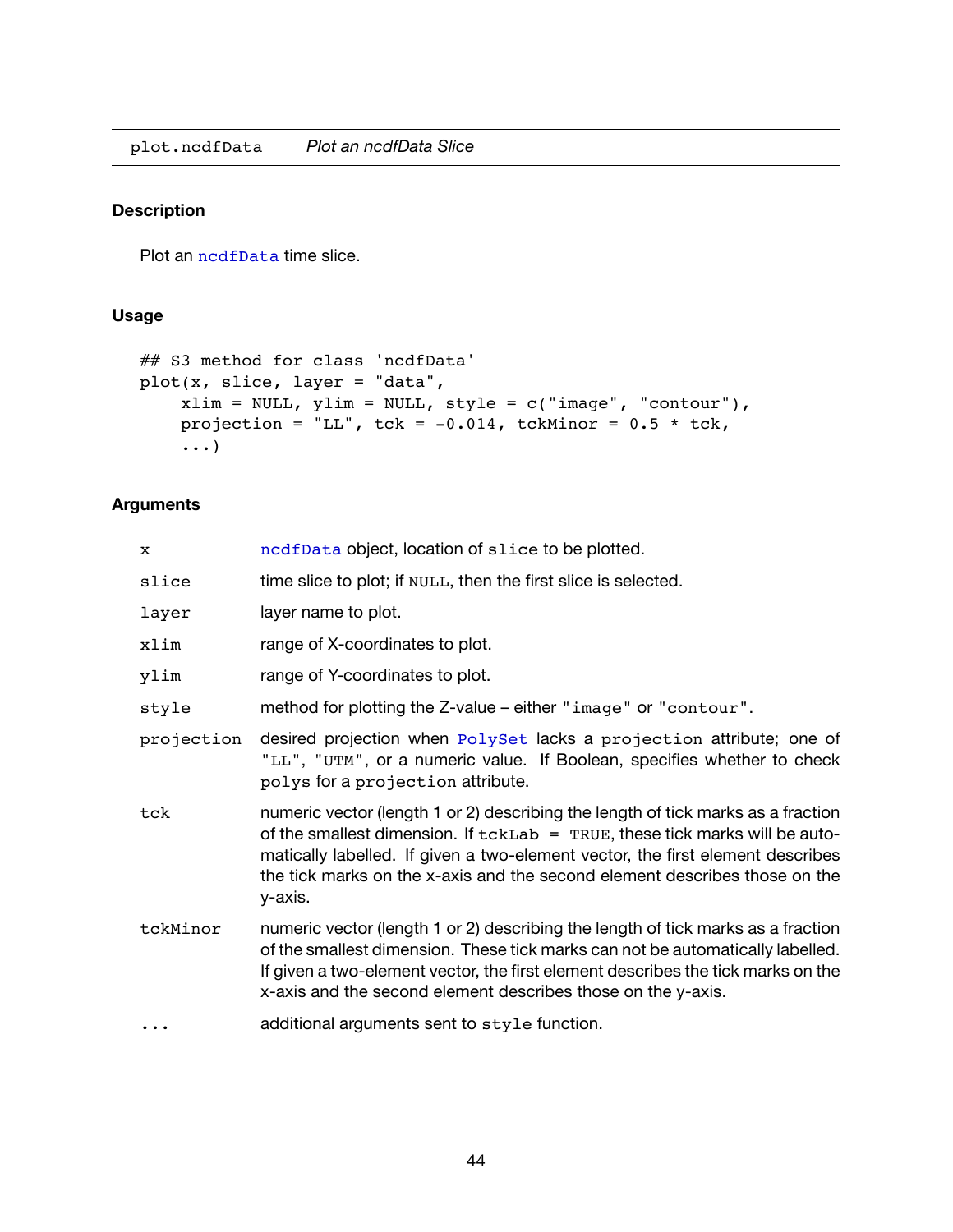plot.ncdfData *Plot an ncdfData Slice*

## Description

Plot an `ncdfData` time slice.

## Usage

```
## S3 method for class 'ncdfData'
plot(x, slice, layer = "data",
    xlim = NULL, ylim = NULL, style = c("image", "contour"),
    projection = "LL", tck = -0.014, tckMinor = 0.5 * tck,
    ...)
```

## Arguments

| | |
|---|---|
| `x` | `ncdfData` object, location of `slice` to be plotted. |
| `slice` | time slice to plot; if `NULL`, then the first slice is selected. |
| `layer` | layer name to plot. |
| `xlim` | range of X-coordinates to plot. |
| `ylim` | range of Y-coordinates to plot. |
| `style` | method for plotting the Z-value – either `"image"` or `"contour"`. |
| `projection` | desired projection when `PolySet` lacks a `projection` attribute; one of `"LL"`, `"UTM"`, or a numeric value. If Boolean, specifies whether to check `polys` for a `projection` attribute. |
| `tck` | numeric vector (length 1 or 2) describing the length of tick marks as a fraction of the smallest dimension. If `tckLab = TRUE`, these tick marks will be automatically labelled. If given a two-element vector, the first element describes the tick marks on the x-axis and the second element describes those on the y-axis. |
| `tckMinor` | numeric vector (length 1 or 2) describing the length of tick marks as a fraction of the smallest dimension. These tick marks can not be automatically labelled. If given a two-element vector, the first element describes the tick marks on the x-axis and the second element describes those on the y-axis. |
| `...` | additional arguments sent to `style` function. |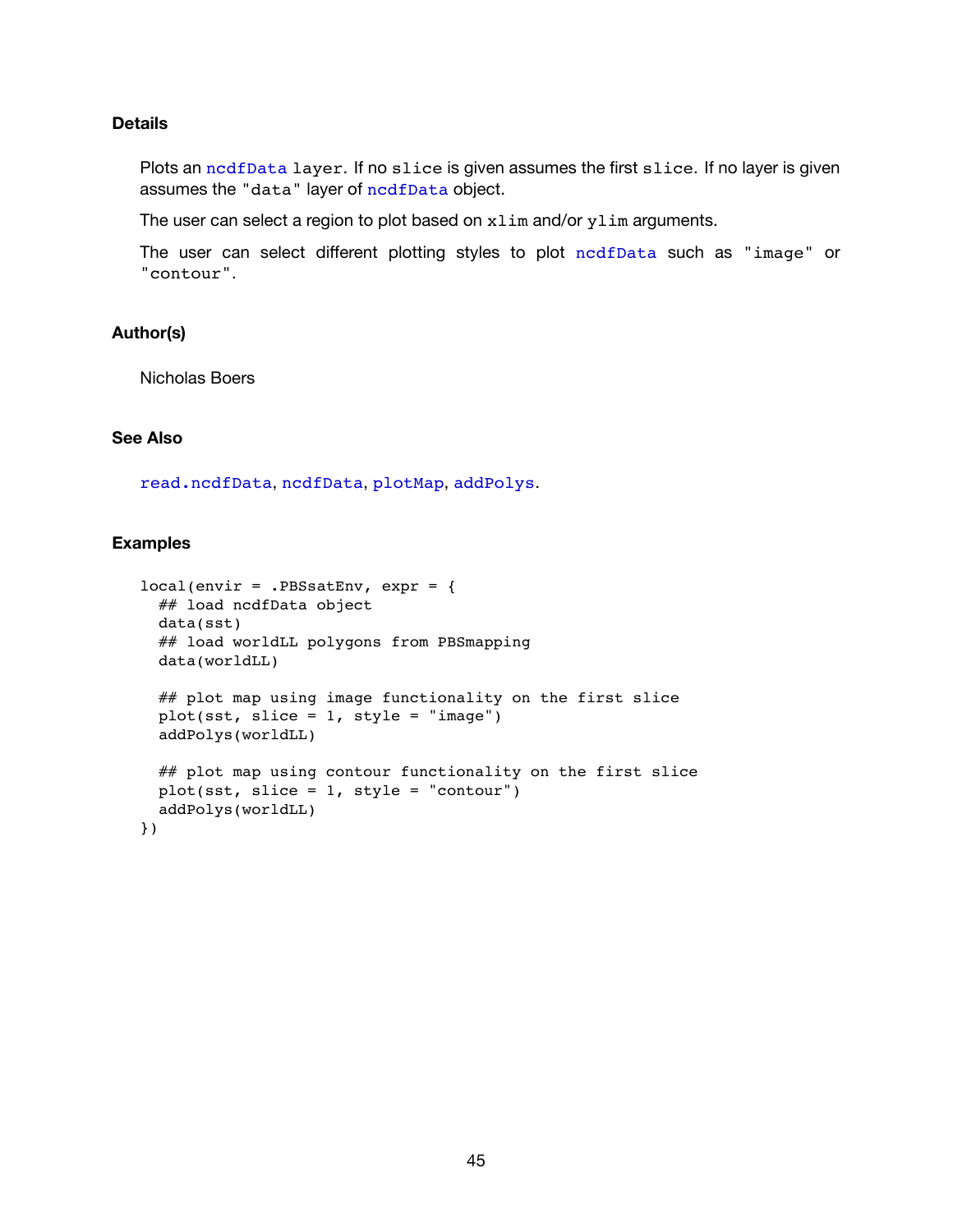### Details

Plots an `ncdfData` `layer`. If no `slice` is given assumes the first `slice`. If no layer is given assumes the `"data"` layer of `ncdfData` object.

The user can select a region to plot based on `xlim` and/or `ylim` arguments.

The user can select different plotting styles to plot `ncdfData` such as `"image"` or `"contour"`.

### Author(s)

Nicholas Boers

### See Also

`read.ncdfData`, `ncdfData`, `plotMap`, `addPolys`.

### Examples

```
local(envir = .PBSsatEnv, expr = {
  ## load ncdfData object
  data(sst)
  ## load worldLL polygons from PBSmapping
  data(worldLL)

  ## plot map using image functionality on the first slice
  plot(sst, slice = 1, style = "image")
  addPolys(worldLL)

  ## plot map using contour functionality on the first slice
  plot(sst, slice = 1, style = "contour")
  addPolys(worldLL)
})
```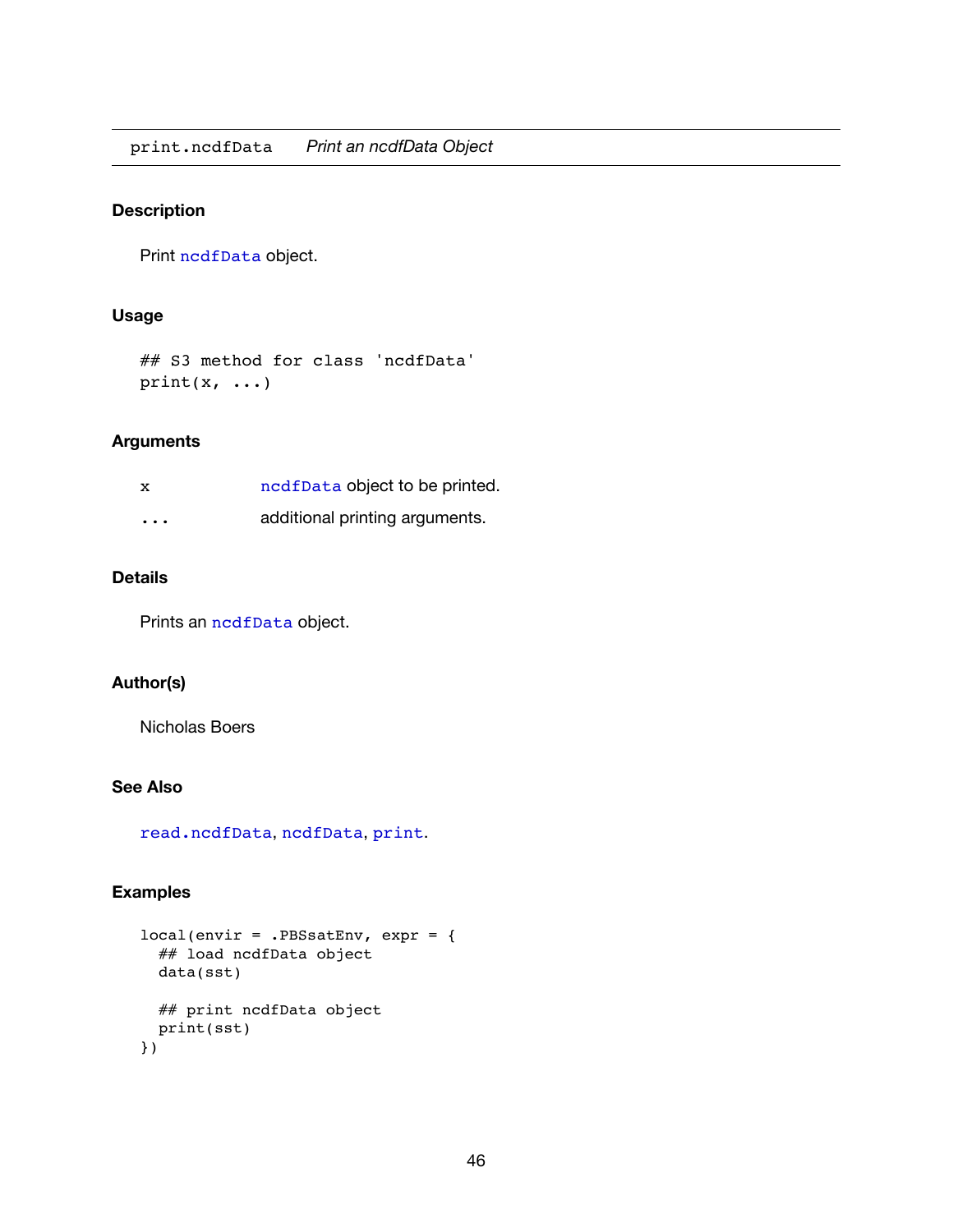`print.ncdfData` *Print an ncdfData Object*

### Description

Print `ncdfData` object.

### Usage

```
## S3 method for class 'ncdfData'
print(x, ...)
```

### Arguments

| | |
|---|---|
| `x` | `ncdfData` object to be printed. |
| `...` | additional printing arguments. |

### Details

Prints an `ncdfData` object.

### Author(s)

Nicholas Boers

### See Also

`read.ncdfData`, `ncdfData`, `print`.

### Examples

```
local(envir = .PBSsatEnv, expr = {
  ## load ncdfData object
  data(sst)

  ## print ncdfData object
  print(sst)
})
```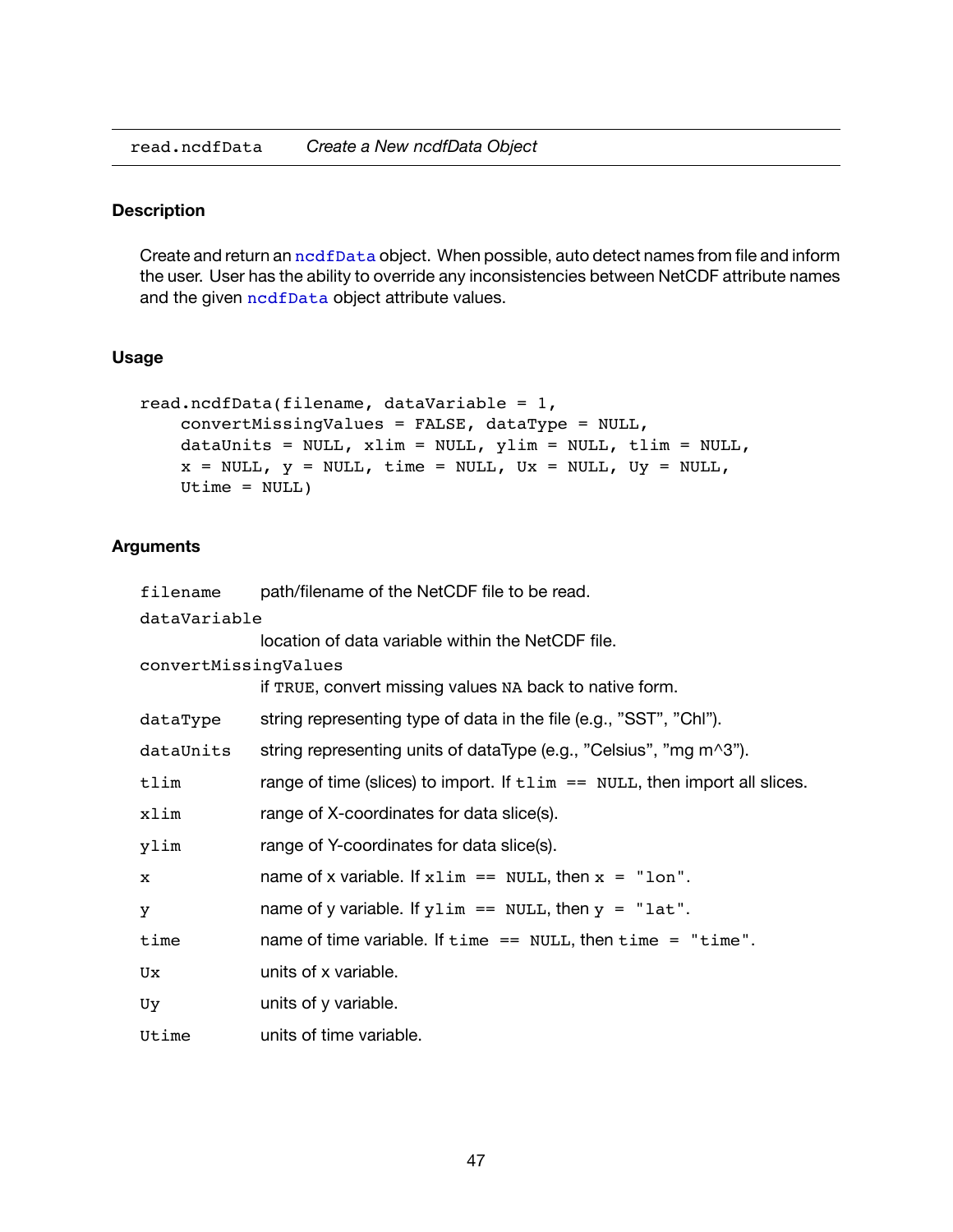`read.ncdfData` *Create a New ncdfData Object*

### Description

Create and return an `ncdfData` object. When possible, auto detect names from file and inform the user. User has the ability to override any inconsistencies between NetCDF attribute names and the given `ncdfData` object attribute values.

### Usage

```
read.ncdfData(filename, dataVariable = 1,
    convertMissingValues = FALSE, dataType = NULL,
    dataUnits = NULL, xlim = NULL, ylim = NULL, tlim = NULL,
    x = NULL, y = NULL, time = NULL, Ux = NULL, Uy = NULL,
    Utime = NULL)
```

### Arguments

- `filename` — path/filename of the NetCDF file to be read.
- `dataVariable` — location of data variable within the NetCDF file.
- `convertMissingValues` — if `TRUE`, convert missing values `NA` back to native form.
- `dataType` — string representing type of data in the file (e.g., "SST", "Chl").
- `dataUnits` — string representing units of dataType (e.g., "Celsius", "mg m^3").
- `tlim` — range of time (slices) to import. If `tlim == NULL`, then import all slices.
- `xlim` — range of X-coordinates for data slice(s).
- `ylim` — range of Y-coordinates for data slice(s).
- `x` — name of x variable. If `xlim == NULL`, then `x = "lon"`.
- `y` — name of y variable. If `ylim == NULL`, then `y = "lat"`.
- `time` — name of time variable. If `time == NULL`, then `time = "time"`.
- `Ux` — units of x variable.
- `Uy` — units of y variable.
- `Utime` — units of time variable.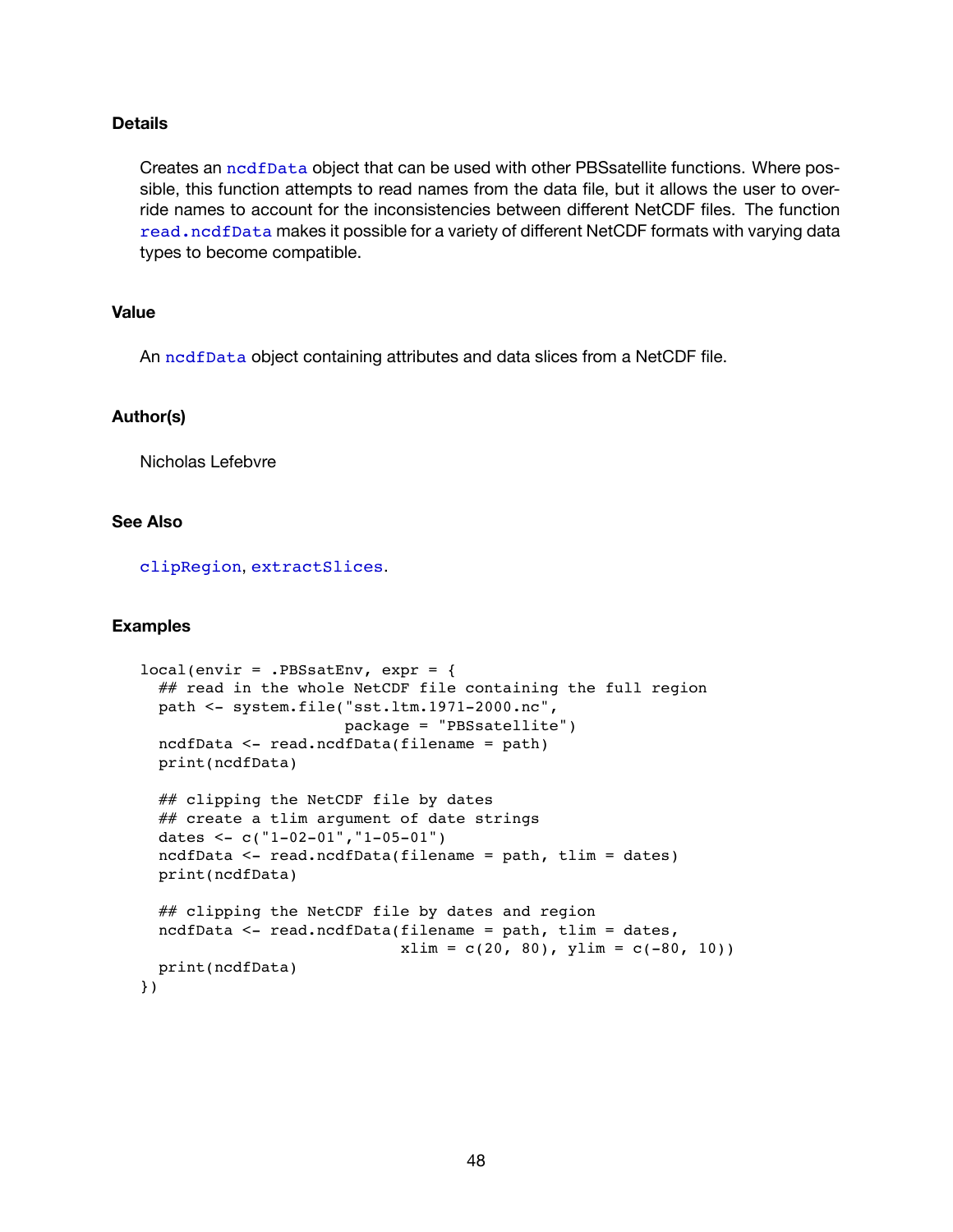### Details

Creates an `ncdfData` object that can be used with other PBSsatellite functions. Where possible, this function attempts to read names from the data file, but it allows the user to override names to account for the inconsistencies between different NetCDF files. The function `read.ncdfData` makes it possible for a variety of different NetCDF formats with varying data types to become compatible.

### Value

An `ncdfData` object containing attributes and data slices from a NetCDF file.

### Author(s)

Nicholas Lefebvre

### See Also

`clipRegion`, `extractSlices`.

### Examples

```
local(envir = .PBSsatEnv, expr = {
  ## read in the whole NetCDF file containing the full region
  path <- system.file("sst.ltm.1971-2000.nc",
                      package = "PBSsatellite")
  ncdfData <- read.ncdfData(filename = path)
  print(ncdfData)

  ## clipping the NetCDF file by dates
  ## create a tlim argument of date strings
  dates <- c("1-02-01","1-05-01")
  ncdfData <- read.ncdfData(filename = path, tlim = dates)
  print(ncdfData)

  ## clipping the NetCDF file by dates and region
  ncdfData <- read.ncdfData(filename = path, tlim = dates,
                            xlim = c(20, 80), ylim = c(-80, 10))
  print(ncdfData)
})
```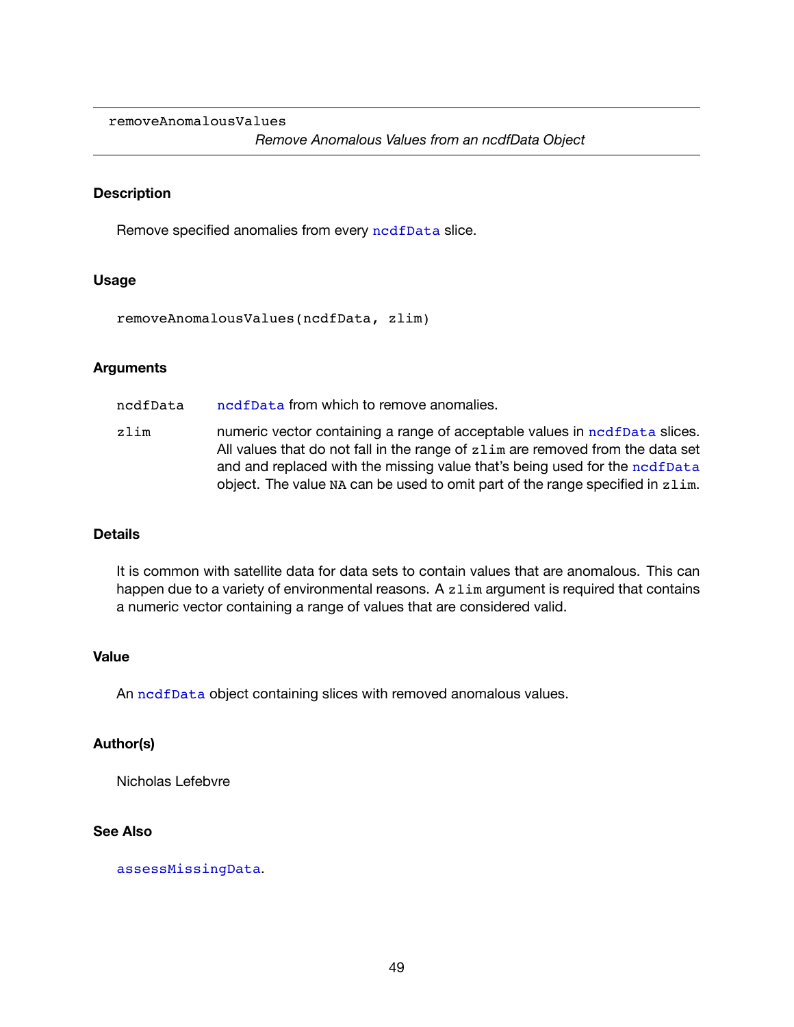`removeAnomalousValues`

*Remove Anomalous Values from an ncdfData Object*

---

### Description

Remove specified anomalies from every `ncdfData` slice.

### Usage

```
removeAnomalousValues(ncdfData, zlim)
```

### Arguments

| | |
|---|---|
| `ncdfData` | `ncdfData` from which to remove anomalies. |
| `zlim` | numeric vector containing a range of acceptable values in `ncdfData` slices. All values that do not fall in the range of `zlim` are removed from the data set and and replaced with the missing value that's being used for the `ncdfData` object. The value `NA` can be used to omit part of the range specified in `zlim`. |

### Details

It is common with satellite data for data sets to contain values that are anomalous. This can happen due to a variety of environmental reasons. A `zlim` argument is required that contains a numeric vector containing a range of values that are considered valid.

### Value

An `ncdfData` object containing slices with removed anomalous values.

### Author(s)

Nicholas Lefebvre

### See Also

`assessMissingData`.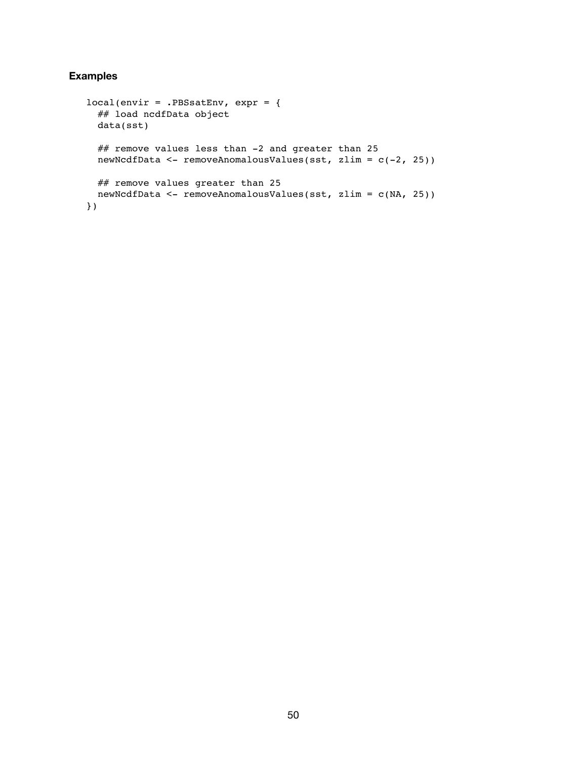### Examples

```
local(envir = .PBSsatEnv, expr = {
  ## load ncdfData object
  data(sst)

  ## remove values less than -2 and greater than 25
  newNcdfData <- removeAnomalousValues(sst, zlim = c(-2, 25))

  ## remove values greater than 25
  newNcdfData <- removeAnomalousValues(sst, zlim = c(NA, 25))
})
```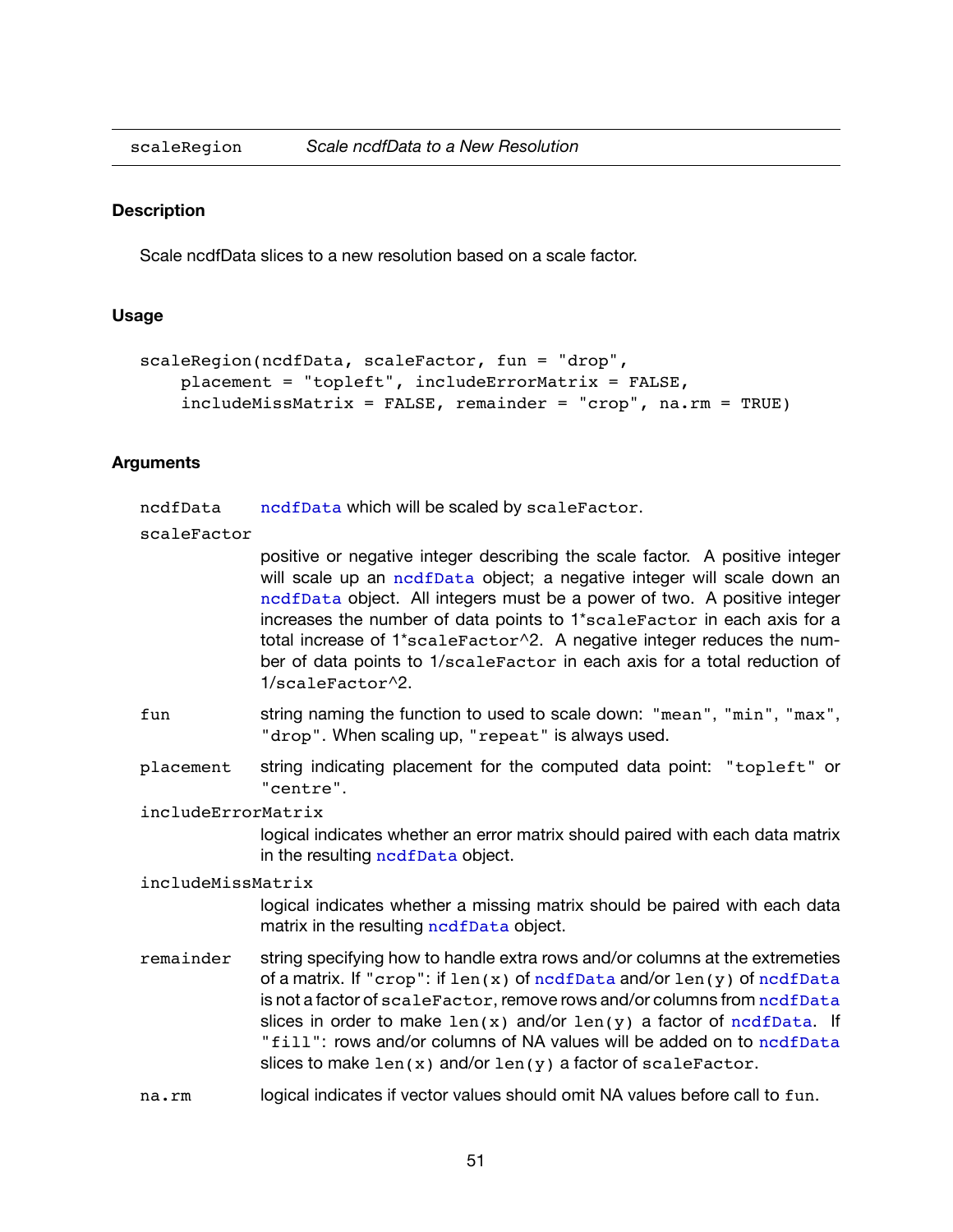`scaleRegion` *Scale ncdfData to a New Resolution*

## Description

Scale ncdfData slices to a new resolution based on a scale factor.

## Usage

```
scaleRegion(ncdfData, scaleFactor, fun = "drop",
    placement = "topleft", includeErrorMatrix = FALSE,
    includeMissMatrix = FALSE, remainder = "crop", na.rm = TRUE)
```

## Arguments

- `ncdfData` — `ncdfData` which will be scaled by `scaleFactor`.
- `scaleFactor` — positive or negative integer describing the scale factor. A positive integer will scale up an `ncdfData` object; a negative integer will scale down an `ncdfData` object. All integers must be a power of two. A positive integer increases the number of data points to 1*`scaleFactor` in each axis for a total increase of 1*`scaleFactor`^2. A negative integer reduces the number of data points to 1/`scaleFactor` in each axis for a total reduction of 1/`scaleFactor`^2.
- `fun` — string naming the function to used to scale down: `"mean"`, `"min"`, `"max"`, `"drop"`. When scaling up, `"repeat"` is always used.
- `placement` — string indicating placement for the computed data point: `"topleft"` or `"centre"`.
- `includeErrorMatrix` — logical indicates whether an error matrix should paired with each data matrix in the resulting `ncdfData` object.
- `includeMissMatrix` — logical indicates whether a missing matrix should be paired with each data matrix in the resulting `ncdfData` object.
- `remainder` — string specifying how to handle extra rows and/or columns at the extremeties of a matrix. If `"crop"`: if `len(x)` of `ncdfData` and/or `len(y)` of `ncdfData` is not a factor of `scaleFactor`, remove rows and/or columns from `ncdfData` slices in order to make `len(x)` and/or `len(y)` a factor of `ncdfData`. If `"fill"`: rows and/or columns of NA values will be added on to `ncdfData` slices to make `len(x)` and/or `len(y)` a factor of `scaleFactor`.
- `na.rm` — logical indicates if vector values should omit NA values before call to `fun`.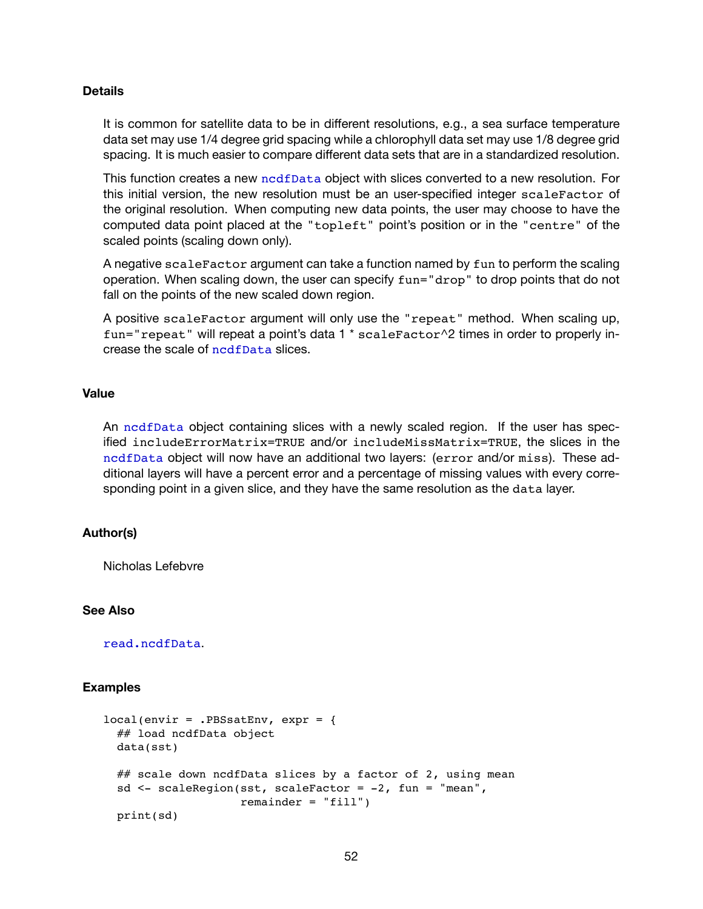### Details

It is common for satellite data to be in different resolutions, e.g., a sea surface temperature data set may use 1/4 degree grid spacing while a chlorophyll data set may use 1/8 degree grid spacing. It is much easier to compare different data sets that are in a standardized resolution.

This function creates a new `ncdfData` object with slices converted to a new resolution. For this initial version, the new resolution must be an user-specified integer `scaleFactor` of the original resolution. When computing new data points, the user may choose to have the computed data point placed at the `"topleft"` point's position or in the `"centre"` of the scaled points (scaling down only).

A negative `scaleFactor` argument can take a function named by `fun` to perform the scaling operation. When scaling down, the user can specify `fun="drop"` to drop points that do not fall on the points of the new scaled down region.

A positive `scaleFactor` argument will only use the `"repeat"` method. When scaling up, `fun="repeat"` will repeat a point's data 1 * `scaleFactor^2` times in order to properly increase the scale of `ncdfData` slices.

### Value

An `ncdfData` object containing slices with a newly scaled region. If the user has specified `includeErrorMatrix=TRUE` and/or `includeMissMatrix=TRUE`, the slices in the `ncdfData` object will now have an additional two layers: (`error` and/or `miss`). These additional layers will have a percent error and a percentage of missing values with every corresponding point in a given slice, and they have the same resolution as the `data` layer.

### Author(s)

Nicholas Lefebvre

### See Also

`read.ncdfData`.

### Examples

```
local(envir = .PBSsatEnv, expr = {
  ## load ncdfData object
  data(sst)

  ## scale down ncdfData slices by a factor of 2, using mean
  sd <- scaleRegion(sst, scaleFactor = -2, fun = "mean",
                    remainder = "fill")
  print(sd)
```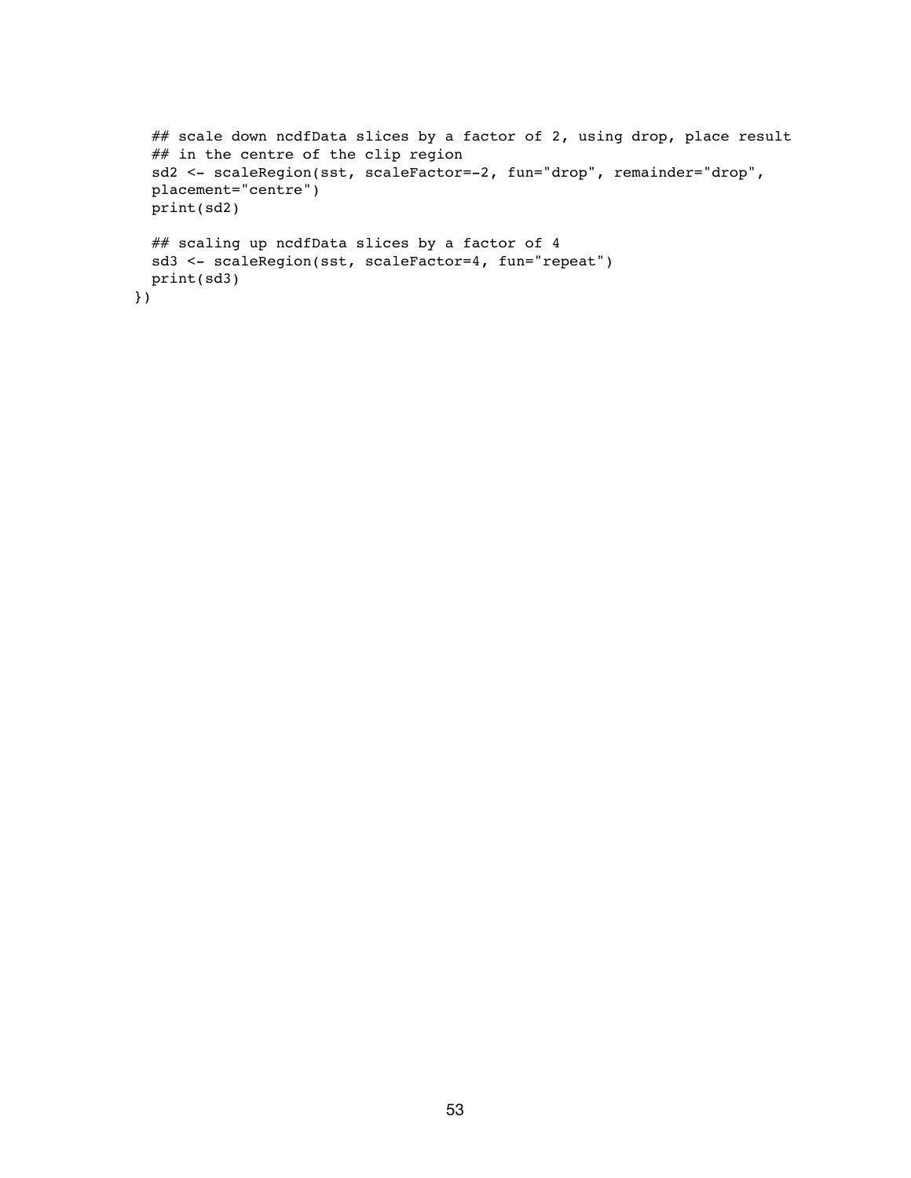```
  ## scale down ncdfData slices by a factor of 2, using drop, place result
  ## in the centre of the clip region
  sd2 <- scaleRegion(sst, scaleFactor=-2, fun="drop", remainder="drop",
  placement="centre")
  print(sd2)

  ## scaling up ncdfData slices by a factor of 4
  sd3 <- scaleRegion(sst, scaleFactor=4, fun="repeat")
  print(sd3)
})
```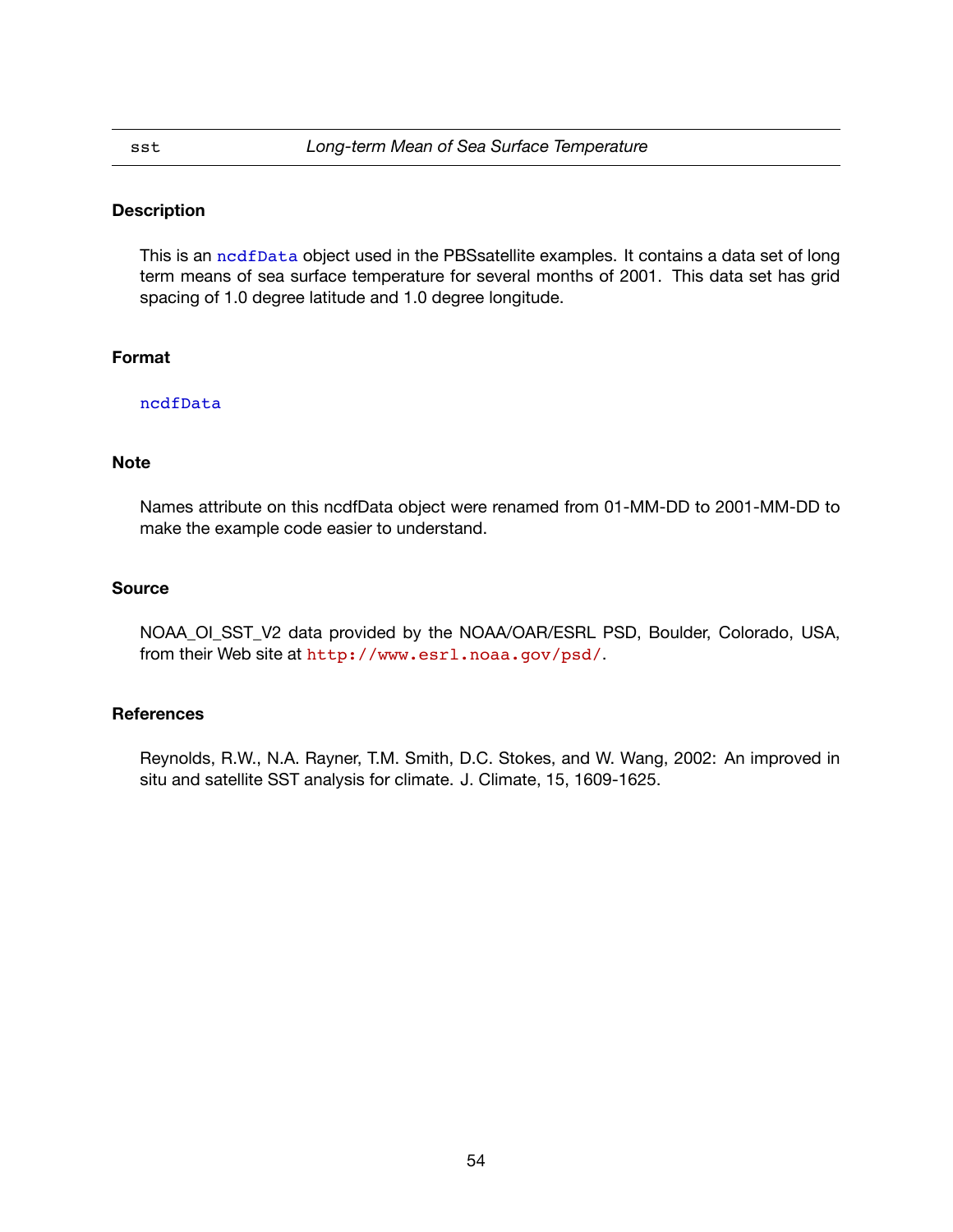sst *Long-term Mean of Sea Surface Temperature*

### Description

This is an ncdfData object used in the PBSsatellite examples. It contains a data set of long term means of sea surface temperature for several months of 2001. This data set has grid spacing of 1.0 degree latitude and 1.0 degree longitude.

### Format

ncdfData

### Note

Names attribute on this ncdfData object were renamed from 01-MM-DD to 2001-MM-DD to make the example code easier to understand.

### Source

NOAA_OI_SST_V2 data provided by the NOAA/OAR/ESRL PSD, Boulder, Colorado, USA, from their Web site at http://www.esrl.noaa.gov/psd/.

### References

Reynolds, R.W., N.A. Rayner, T.M. Smith, D.C. Stokes, and W. Wang, 2002: An improved in situ and satellite SST analysis for climate. J. Climate, 15, 1609-1625.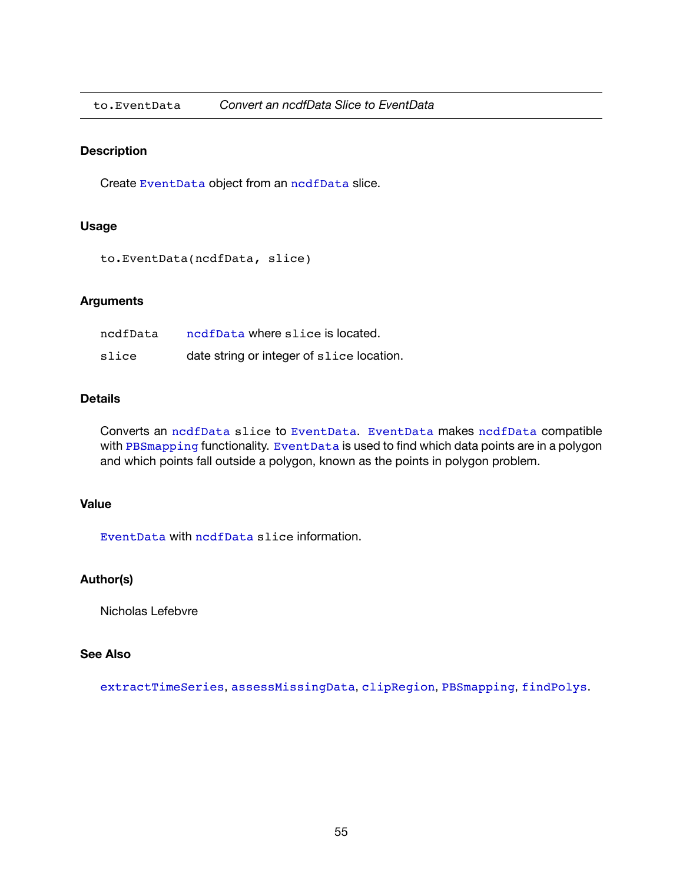`to.EventData` *Convert an ncdfData Slice to EventData*

### Description

Create `EventData` object from an `ncdfData` slice.

### Usage

```
to.EventData(ncdfData, slice)
```

### Arguments

| | |
|---|---|
| `ncdfData` | `ncdfData` where `slice` is located. |
| `slice` | date string or integer of `slice` location. |

### Details

Converts an `ncdfData` `slice` to `EventData`. `EventData` makes `ncdfData` compatible with `PBSmapping` functionality. `EventData` is used to find which data points are in a polygon and which points fall outside a polygon, known as the points in polygon problem.

### Value

`EventData` with `ncdfData` `slice` information.

### Author(s)

Nicholas Lefebvre

### See Also

`extractTimeSeries`, `assessMissingData`, `clipRegion`, `PBSmapping`, `findPolys`.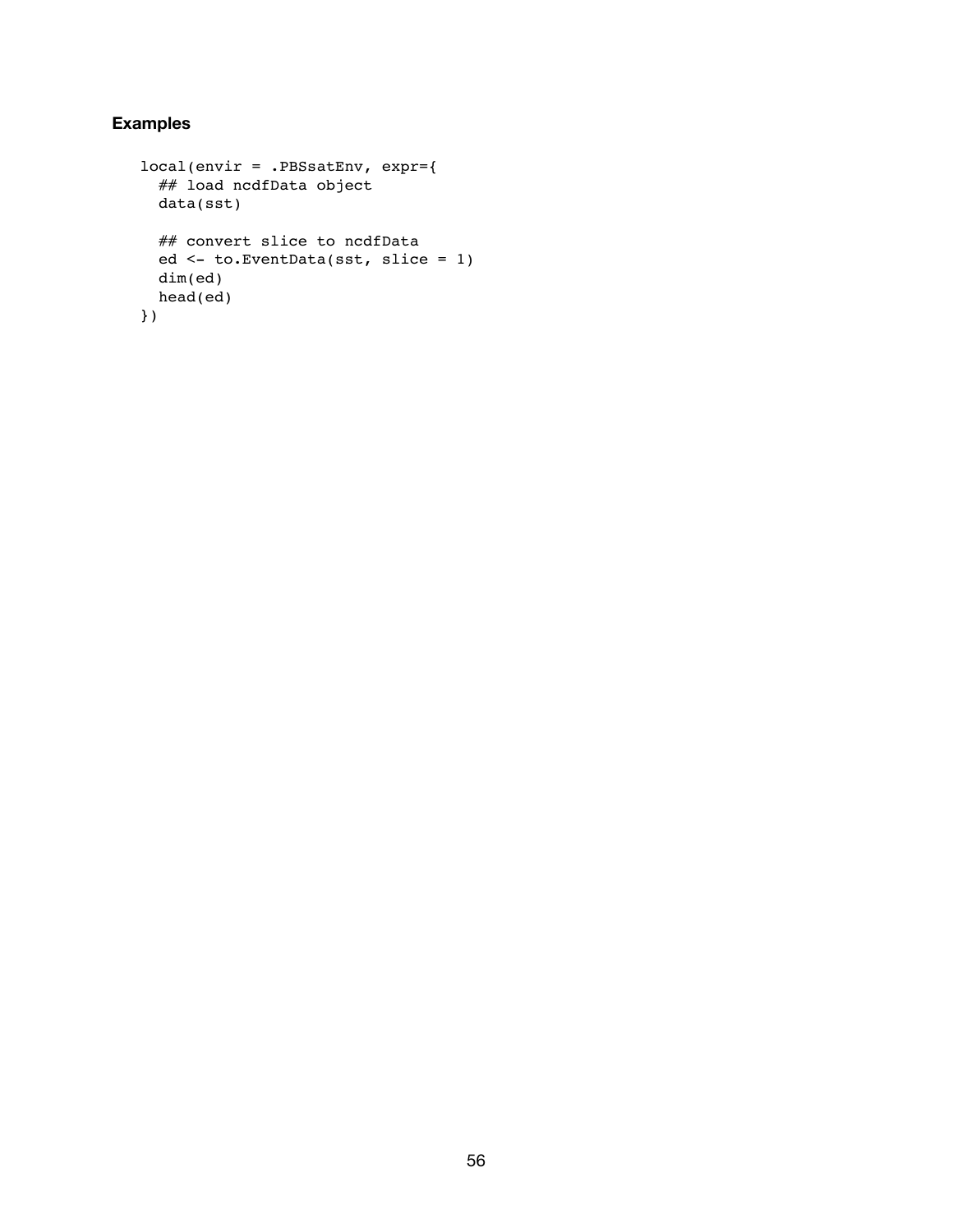### Examples

```
local(envir = .PBSsatEnv, expr={
  ## load ncdfData object
  data(sst)

  ## convert slice to ncdfData
  ed <- to.EventData(sst, slice = 1)
  dim(ed)
  head(ed)
})
```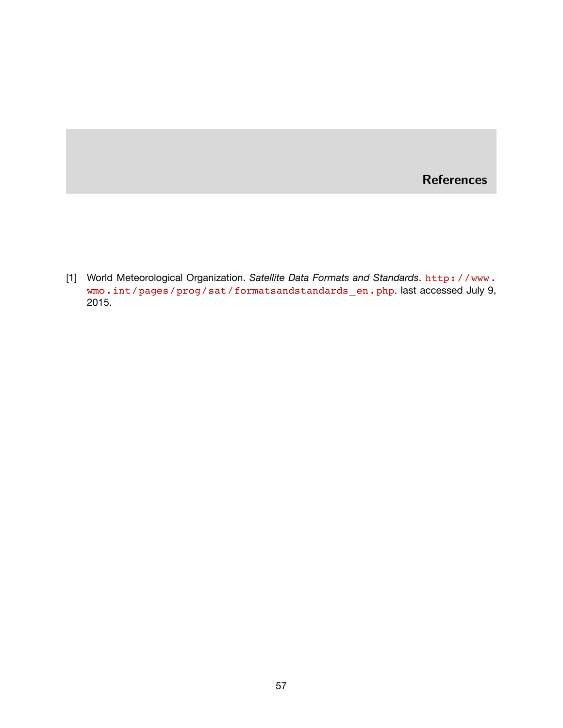# References

[1] World Meteorological Organization. *Satellite Data Formats and Standards*. http://www.wmo.int/pages/prog/sat/formatsandstandards_en.php. last accessed July 9, 2015.